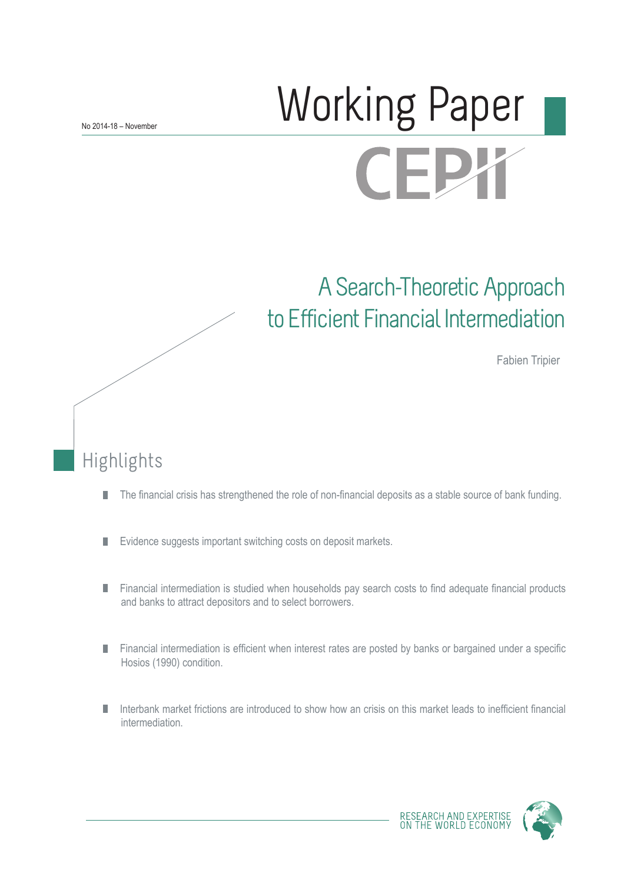No 2014-18 – November

# Working Paper

CEPII

# A Search-Theoretic Approach to Efficient Financial Intermediation

Fabien Tripier

## Highlights

- The financial crisis has strengthened the role of non-financial deposits as a stable source of bank funding.
- Evidence suggests important switching costs on deposit markets.
- Financial intermediation is studied when households pay search costs to find adequate financial products and banks to attract depositors and to select borrowers.
- Financial intermediation is efficient when interest rates are posted by banks or bargained under a specific Hosios (1990) condition.
- Interbank market frictions are introduced to show how an crisis on this market leads to inefficient financial intermediation.

RESEARCH AND EXPERTISE ON THE WORLD ECONOMY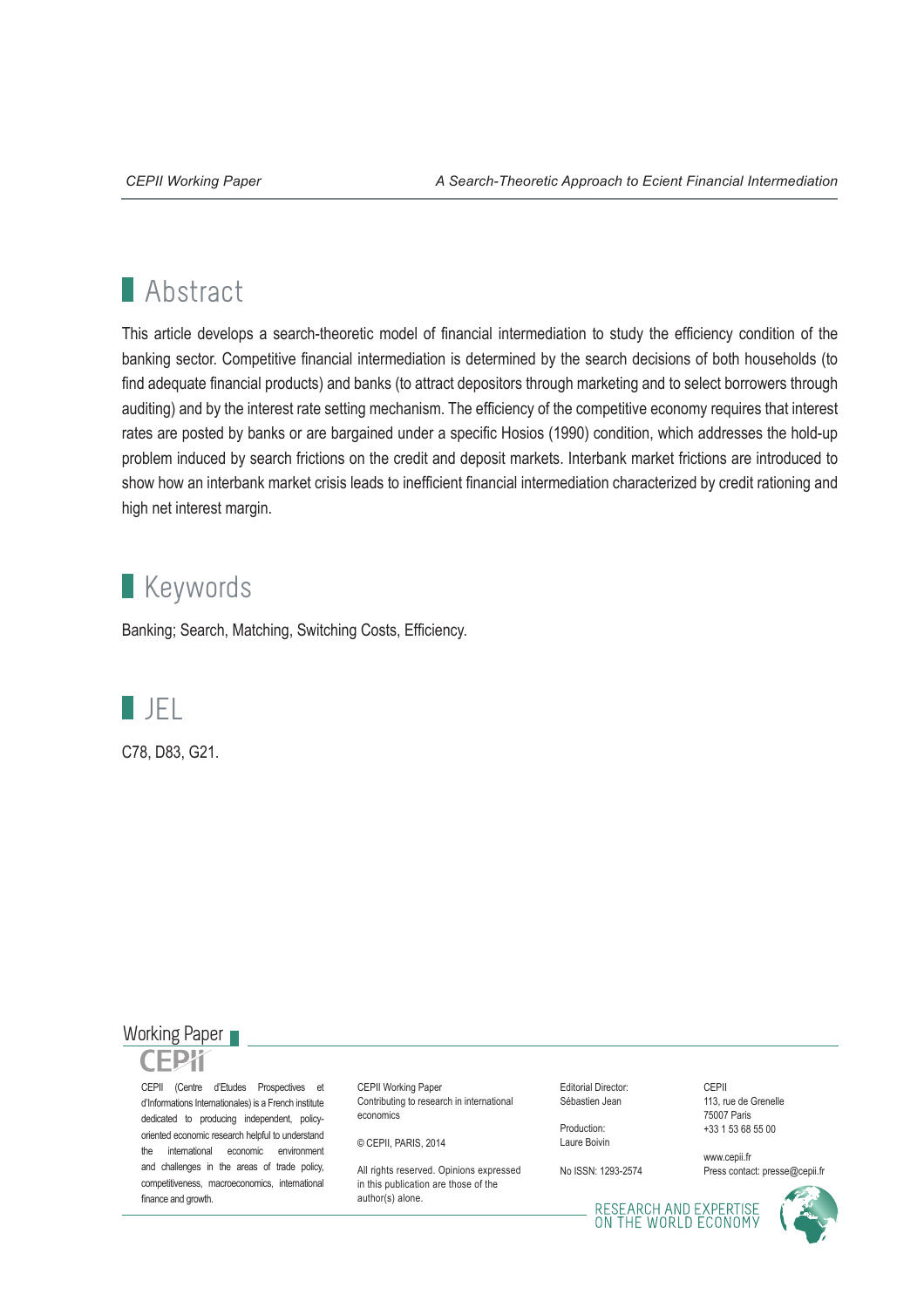## Abstract

This article develops a search-theoretic model of financial intermediation to study the efficiency condition of the banking sector. Competitive financial intermediation is determined by the search decisions of both households (to find adequate financial products) and banks (to attract depositors through marketing and to select borrowers through auditing) and by the interest rate setting mechanism. The efficiency of the competitive economy requires that interest rates are posted by banks or are bargained under a specific Hosios (1990) condition, which addresses the hold-up problem induced by search frictions on the credit and deposit markets. Interbank market frictions are introduced to show how an interbank market crisis leads to inefficient financial intermediation characterized by credit rationing and high net interest margin.

## Keywords

Banking; Search, Matching, Switching Costs, Efficiency.

## JEL

C78, D83, G21.

Working Paper

CEPII (Centre d'Etudes Prospectives et d'Informations Internationales) is a French institute dedicated to producing independent, policy-oriented economic research helpful to understand the international economic environment and challenges in the areas of trade policy, competitiveness, macroeconomics, international finance and growth.

CEPII Working Paper
Contributing to research in international economics

© CEPII, PARIS, 2014

All rights reserved. Opinions expressed in this publication are those of the author(s) alone.

Editorial Director:
Sébastien Jean

Production:
Laure Boivin

No ISSN: 1293-2574

CEPII
113, rue de Grenelle
75007 Paris
+33 1 53 68 55 00

www.cepii.fr
Press contact: presse@cepii.fr

RESEARCH AND EXPERTISE ON THE WORLD ECONOMY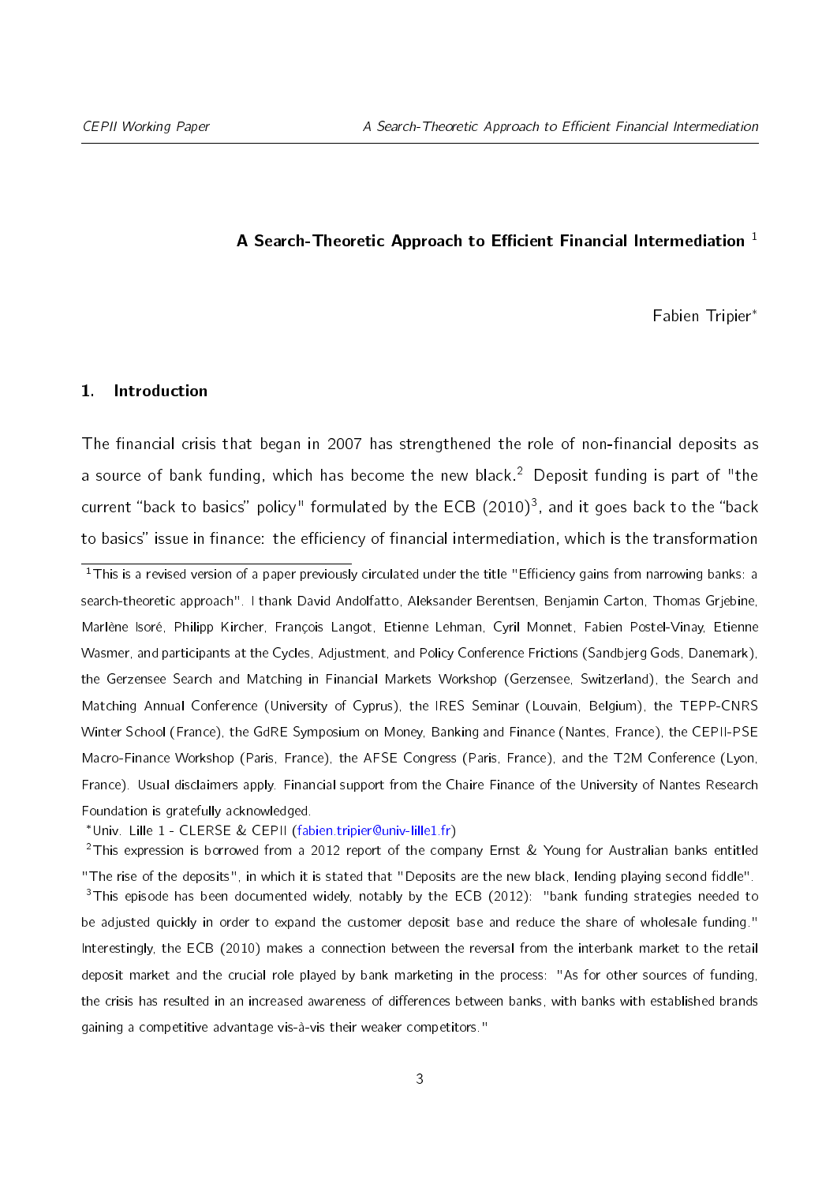**A Search-Theoretic Approach to Efficient Financial Intermediation** [1]

Fabien Tripier*

## 1. Introduction

The financial crisis that began in 2007 has strengthened the role of non-financial deposits as a source of bank funding, which has become the new black.[2] Deposit funding is part of "the current "back to basics" policy" formulated by the ECB (2010)[3], and it goes back to the "back to basics" issue in finance: the efficiency of financial intermediation, which is the transformation

---

[1] This is a revised version of a paper previously circulated under the title "Efficiency gains from narrowing banks: a search-theoretic approach". I thank David Andolfatto, Aleksander Berentsen, Benjamin Carton, Thomas Grjebine, Marlène Isoré, Philipp Kircher, François Langot, Etienne Lehman, Cyril Monnet, Fabien Postel-Vinay, Etienne Wasmer, and participants at the Cycles, Adjustment, and Policy Conference Frictions (Sandbjerg Gods, Danemark), the Gerzensee Search and Matching in Financial Markets Workshop (Gerzensee, Switzerland), the Search and Matching Annual Conference (University of Cyprus), the IRES Seminar (Louvain, Belgium), the TEPP-CNRS Winter School (France), the GdRE Symposium on Money, Banking and Finance (Nantes, France), the CEPII-PSE Macro-Finance Workshop (Paris, France), the AFSE Congress (Paris, France), and the T2M Conference (Lyon, France). Usual disclaimers apply. Financial support from the Chaire Finance of the University of Nantes Research Foundation is gratefully acknowledged.

*Univ. Lille 1 - CLERSE & CEPII (fabien.tripier@univ-lille1.fr)

[2] This expression is borrowed from a 2012 report of the company Ernst & Young for Australian banks entitled "The rise of the deposits", in which it is stated that "Deposits are the new black, lending playing second fiddle".

[3] This episode has been documented widely, notably by the ECB (2012): "bank funding strategies needed to be adjusted quickly in order to expand the customer deposit base and reduce the share of wholesale funding." Interestingly, the ECB (2010) makes a connection between the reversal from the interbank market to the retail deposit market and the crucial role played by bank marketing in the process: "As for other sources of funding, the crisis has resulted in an increased awareness of differences between banks, with banks with established brands gaining a competitive advantage vis-à-vis their weaker competitors."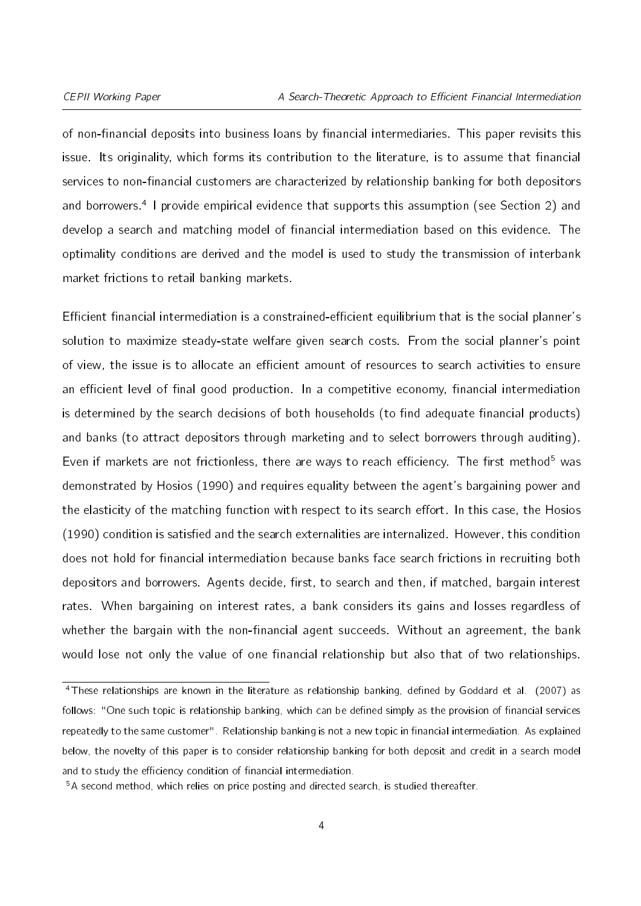of non-financial deposits into business loans by financial intermediaries. This paper revisits this issue. Its originality, which forms its contribution to the literature, is to assume that financial services to non-financial customers are characterized by relationship banking for both depositors and borrowers.[4] I provide empirical evidence that supports this assumption (see Section 2) and develop a search and matching model of financial intermediation based on this evidence. The optimality conditions are derived and the model is used to study the transmission of interbank market frictions to retail banking markets.

Efficient financial intermediation is a constrained-efficient equilibrium that is the social planner's solution to maximize steady-state welfare given search costs. From the social planner's point of view, the issue is to allocate an efficient amount of resources to search activities to ensure an efficient level of final good production. In a competitive economy, financial intermediation is determined by the search decisions of both households (to find adequate financial products) and banks (to attract depositors through marketing and to select borrowers through auditing). Even if markets are not frictionless, there are ways to reach efficiency. The first method[5] was demonstrated by Hosios (1990) and requires equality between the agent's bargaining power and the elasticity of the matching function with respect to its search effort. In this case, the Hosios (1990) condition is satisfied and the search externalities are internalized. However, this condition does not hold for financial intermediation because banks face search frictions in recruiting both depositors and borrowers. Agents decide, first, to search and then, if matched, bargain interest rates. When bargaining on interest rates, a bank considers its gains and losses regardless of whether the bargain with the non-financial agent succeeds. Without an agreement, the bank would lose not only the value of one financial relationship but also that of two relationships.

[4] These relationships are known in the literature as relationship banking, defined by Goddard et al. (2007) as follows: "One such topic is relationship banking, which can be defined simply as the provision of financial services repeatedly to the same customer". Relationship banking is not a new topic in financial intermediation. As explained below, the novelty of this paper is to consider relationship banking for both deposit and credit in a search model and to study the efficiency condition of financial intermediation.

[5] A second method, which relies on price posting and directed search, is studied thereafter.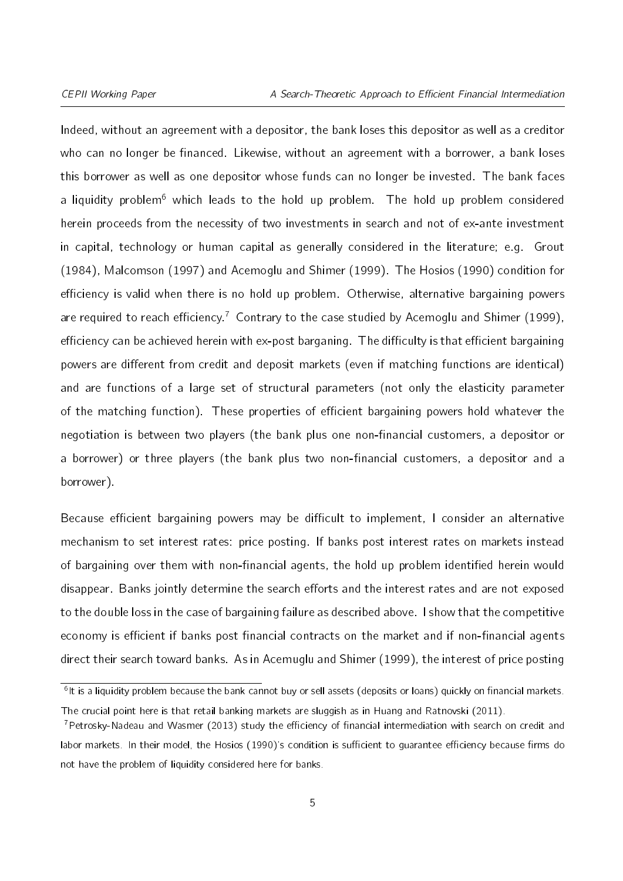Indeed, without an agreement with a depositor, the bank loses this depositor as well as a creditor who can no longer be financed. Likewise, without an agreement with a borrower, a bank loses this borrower as well as one depositor whose funds can no longer be invested. The bank faces a liquidity problem[6] which leads to the hold up problem. The hold up problem considered herein proceeds from the necessity of two investments in search and not of ex-ante investment in capital, technology or human capital as generally considered in the literature; e.g. Grout (1984), Malcomson (1997) and Acemoglu and Shimer (1999). The Hosios (1990) condition for efficiency is valid when there is no hold up problem. Otherwise, alternative bargaining powers are required to reach efficiency.[7] Contrary to the case studied by Acemoglu and Shimer (1999), efficiency can be achieved herein with ex-post barganing. The difficulty is that efficient bargaining powers are different from credit and deposit markets (even if matching functions are identical) and are functions of a large set of structural parameters (not only the elasticity parameter of the matching function). These properties of efficient bargaining powers hold whatever the negotiation is between two players (the bank plus one non-financial customers, a depositor or a borrower) or three players (the bank plus two non-financial customers, a depositor and a borrower).

Because efficient bargaining powers may be difficult to implement, I consider an alternative mechanism to set interest rates: price posting. If banks post interest rates on markets instead of bargaining over them with non-financial agents, the hold up problem identified herein would disappear. Banks jointly determine the search efforts and the interest rates and are not exposed to the double loss in the case of bargaining failure as described above. I show that the competitive economy is efficient if banks post financial contracts on the market and if non-financial agents direct their search toward banks. As in Acemuglu and Shimer (1999), the interest of price posting

[6] It is a liquidity problem because the bank cannot buy or sell assets (deposits or loans) quickly on financial markets. The crucial point here is that retail banking markets are sluggish as in Huang and Ratnovski (2011).

[7] Petrosky-Nadeau and Wasmer (2013) study the efficiency of financial intermediation with search on credit and labor markets. In their model, the Hosios (1990)'s condition is sufficient to guarantee efficiency because firms do not have the problem of liquidity considered here for banks.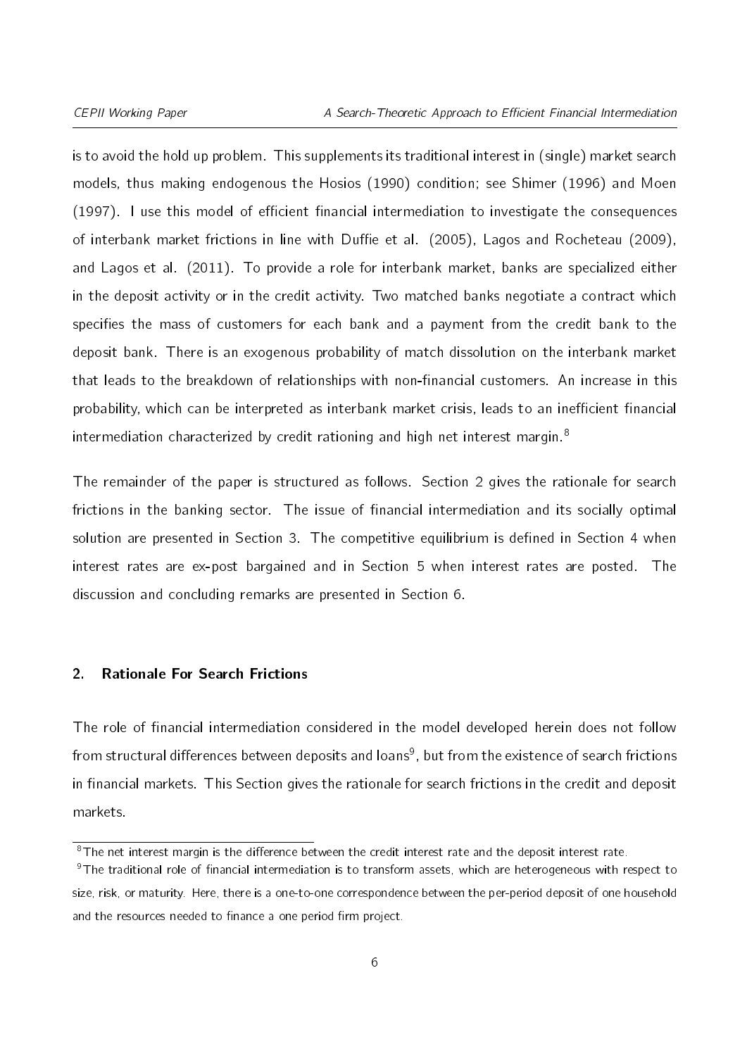is to avoid the hold up problem. This supplements its traditional interest in (single) market search models, thus making endogenous the Hosios (1990) condition; see Shimer (1996) and Moen (1997). I use this model of efficient financial intermediation to investigate the consequences of interbank market frictions in line with Duffie et al. (2005), Lagos and Rocheteau (2009), and Lagos et al. (2011). To provide a role for interbank market, banks are specialized either in the deposit activity or in the credit activity. Two matched banks negotiate a contract which specifies the mass of customers for each bank and a payment from the credit bank to the deposit bank. There is an exogenous probability of match dissolution on the interbank market that leads to the breakdown of relationships with non-financial customers. An increase in this probability, which can be interpreted as interbank market crisis, leads to an inefficient financial intermediation characterized by credit rationing and high net interest margin.[8]

The remainder of the paper is structured as follows. Section 2 gives the rationale for search frictions in the banking sector. The issue of financial intermediation and its socially optimal solution are presented in Section 3. The competitive equilibrium is defined in Section 4 when interest rates are ex-post bargained and in Section 5 when interest rates are posted. The discussion and concluding remarks are presented in Section 6.

## 2. Rationale For Search Frictions

The role of financial intermediation considered in the model developed herein does not follow from structural differences between deposits and loans[9], but from the existence of search frictions in financial markets. This Section gives the rationale for search frictions in the credit and deposit markets.

[8] The net interest margin is the difference between the credit interest rate and the deposit interest rate.

[9] The traditional role of financial intermediation is to transform assets, which are heterogeneous with respect to size, risk, or maturity. Here, there is a one-to-one correspondence between the per-period deposit of one household and the resources needed to finance a one period firm project.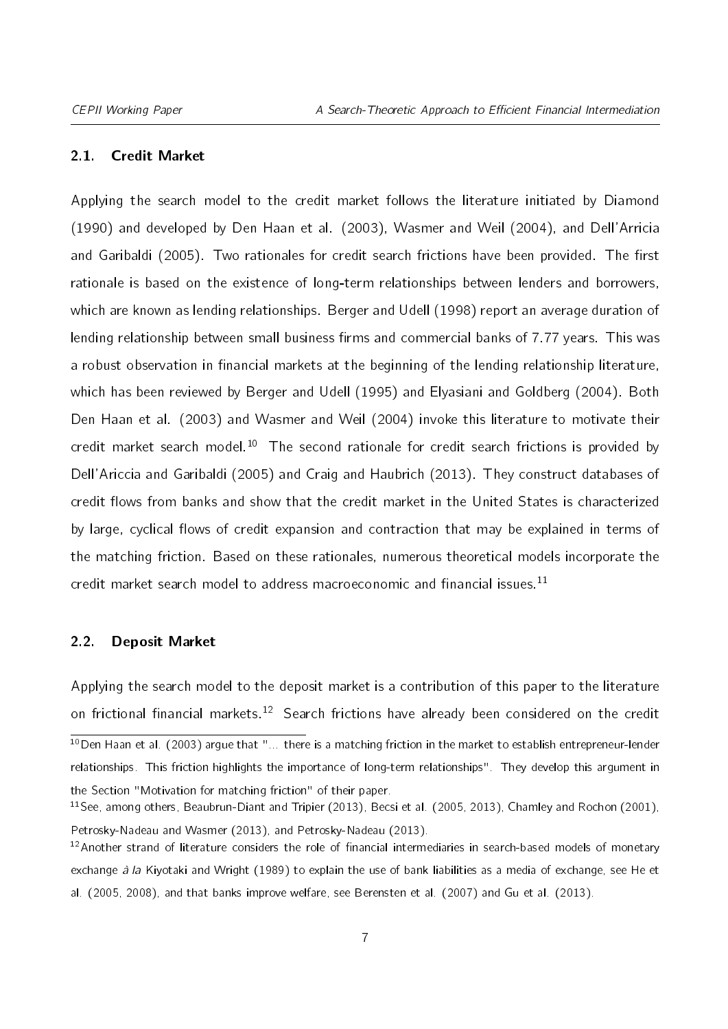### 2.1. Credit Market

Applying the search model to the credit market follows the literature initiated by Diamond (1990) and developed by Den Haan et al. (2003), Wasmer and Weil (2004), and Dell'Arricia and Garibaldi (2005). Two rationales for credit search frictions have been provided. The first rationale is based on the existence of long-term relationships between lenders and borrowers, which are known as lending relationships. Berger and Udell (1998) report an average duration of lending relationship between small business firms and commercial banks of 7.77 years. This was a robust observation in financial markets at the beginning of the lending relationship literature, which has been reviewed by Berger and Udell (1995) and Elyasiani and Goldberg (2004). Both Den Haan et al. (2003) and Wasmer and Weil (2004) invoke this literature to motivate their credit market search model.[10] The second rationale for credit search frictions is provided by Dell'Ariccia and Garibaldi (2005) and Craig and Haubrich (2013). They construct databases of credit flows from banks and show that the credit market in the United States is characterized by large, cyclical flows of credit expansion and contraction that may be explained in terms of the matching friction. Based on these rationales, numerous theoretical models incorporate the credit market search model to address macroeconomic and financial issues.[11]

### 2.2. Deposit Market

Applying the search model to the deposit market is a contribution of this paper to the literature on frictional financial markets.[12] Search frictions have already been considered on the credit

[10] Den Haan et al. (2003) argue that "... there is a matching friction in the market to establish entrepreneur-lender relationships. This friction highlights the importance of long-term relationships". They develop this argument in the Section "Motivation for matching friction" of their paper.

[11] See, among others, Beaubrun-Diant and Tripier (2013), Becsi et al. (2005, 2013), Chamley and Rochon (2001), Petrosky-Nadeau and Wasmer (2013), and Petrosky-Nadeau (2013).

[12] Another strand of literature considers the role of financial intermediaries in search-based models of monetary exchange *à la* Kiyotaki and Wright (1989) to explain the use of bank liabilities as a media of exchange, see He et al. (2005, 2008), and that banks improve welfare, see Berensten et al. (2007) and Gu et al. (2013).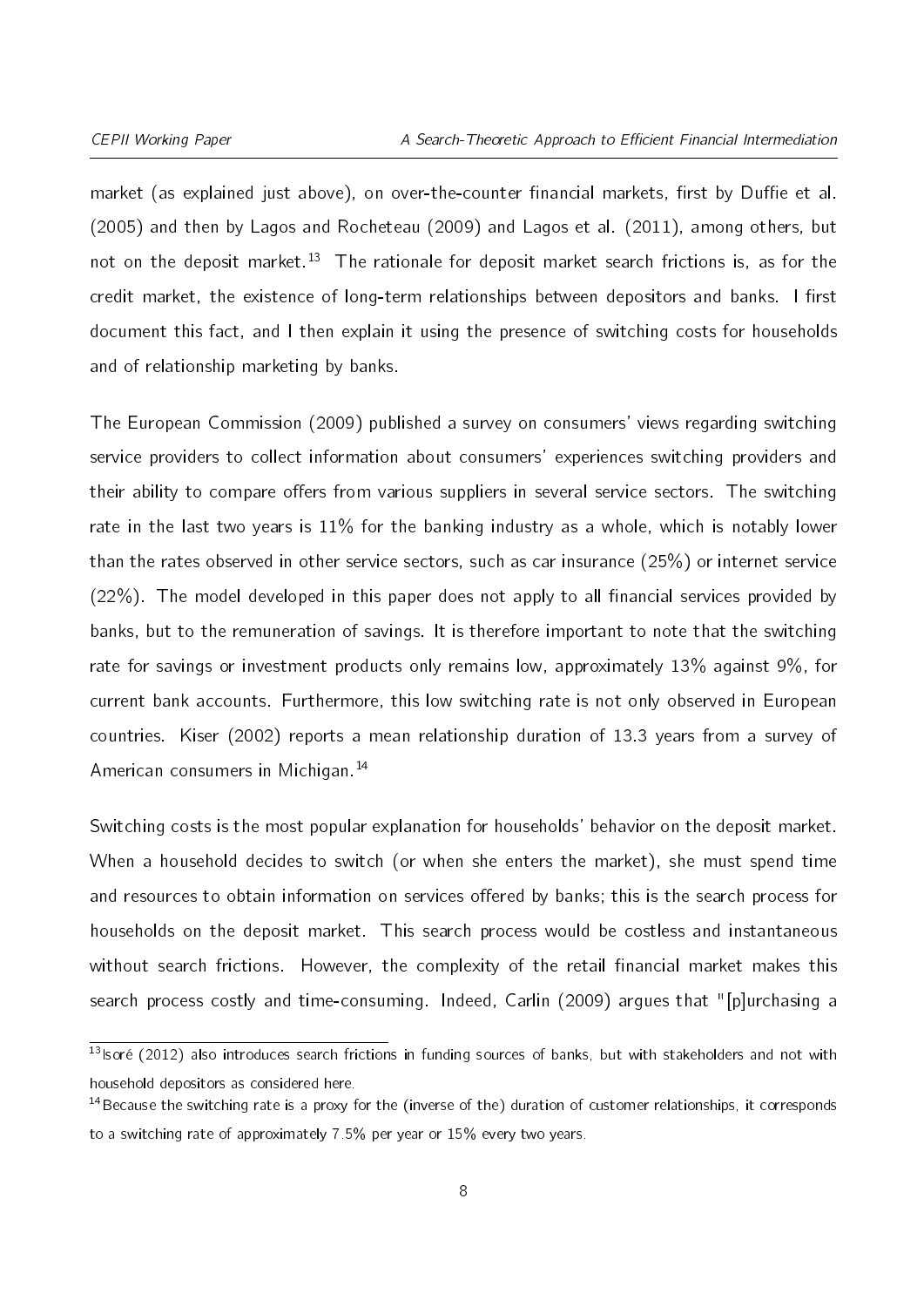market (as explained just above), on over-the-counter financial markets, first by Duffie et al. (2005) and then by Lagos and Rocheteau (2009) and Lagos et al. (2011), among others, but not on the deposit market.[13] The rationale for deposit market search frictions is, as for the credit market, the existence of long-term relationships between depositors and banks. I first document this fact, and I then explain it using the presence of switching costs for households and of relationship marketing by banks.

The European Commission (2009) published a survey on consumers' views regarding switching service providers to collect information about consumers' experiences switching providers and their ability to compare offers from various suppliers in several service sectors. The switching rate in the last two years is 11% for the banking industry as a whole, which is notably lower than the rates observed in other service sectors, such as car insurance (25%) or internet service (22%). The model developed in this paper does not apply to all financial services provided by banks, but to the remuneration of savings. It is therefore important to note that the switching rate for savings or investment products only remains low, approximately 13% against 9%, for current bank accounts. Furthermore, this low switching rate is not only observed in European countries. Kiser (2002) reports a mean relationship duration of 13.3 years from a survey of American consumers in Michigan.[14]

Switching costs is the most popular explanation for households' behavior on the deposit market. When a household decides to switch (or when she enters the market), she must spend time and resources to obtain information on services offered by banks; this is the search process for households on the deposit market. This search process would be costless and instantaneous without search frictions. However, the complexity of the retail financial market makes this search process costly and time-consuming. Indeed, Carlin (2009) argues that "[p]urchasing a

---

[13] Isoré (2012) also introduces search frictions in funding sources of banks, but with stakeholders and not with household depositors as considered here.

[14] Because the switching rate is a proxy for the (inverse of the) duration of customer relationships, it corresponds to a switching rate of approximately 7.5% per year or 15% every two years.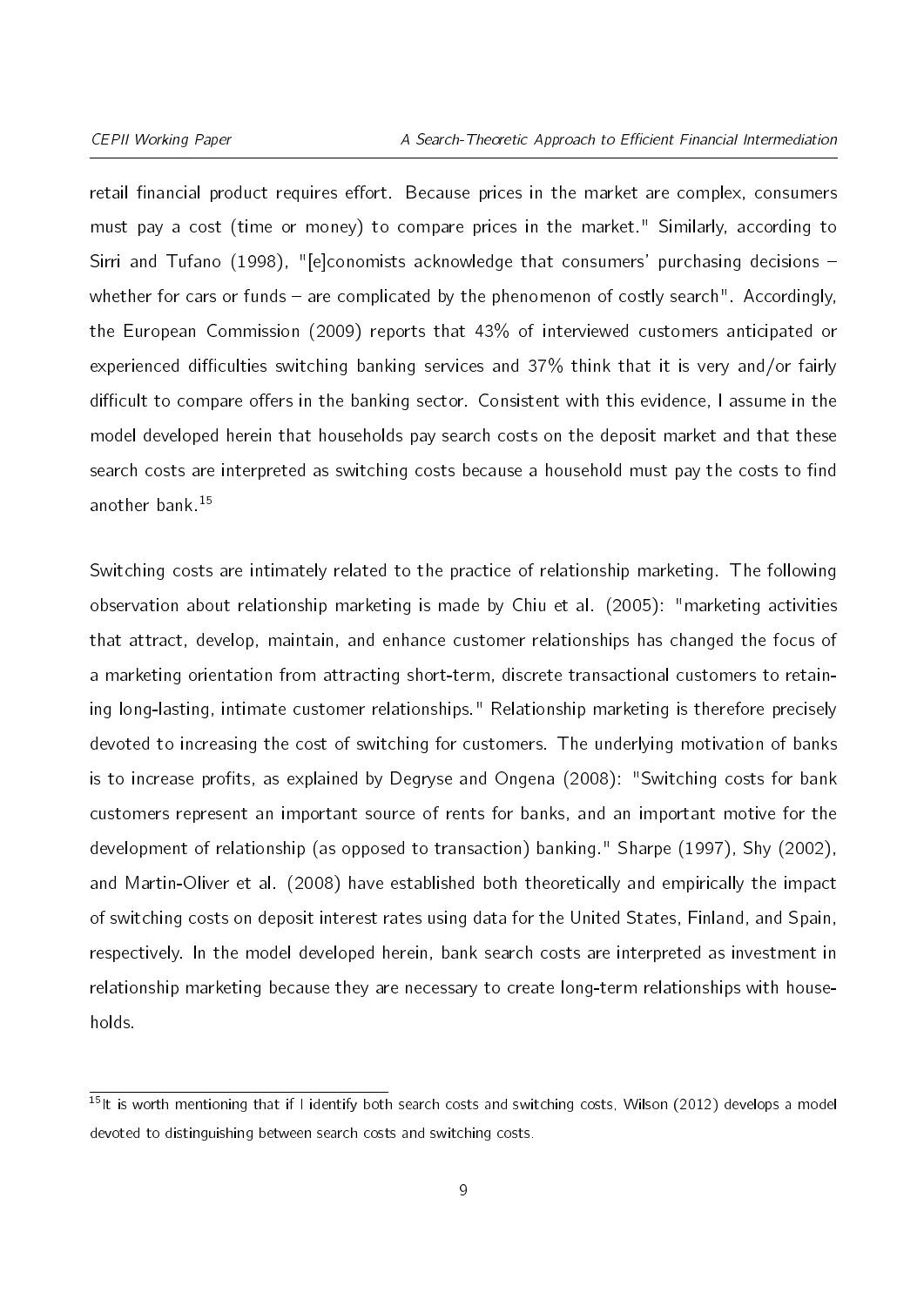retail financial product requires effort. Because prices in the market are complex, consumers must pay a cost (time or money) to compare prices in the market." Similarly, according to Sirri and Tufano (1998), "[e]conomists acknowledge that consumers' purchasing decisions – whether for cars or funds – are complicated by the phenomenon of costly search". Accordingly, the European Commission (2009) reports that 43% of interviewed customers anticipated or experienced difficulties switching banking services and 37% think that it is very and/or fairly difficult to compare offers in the banking sector. Consistent with this evidence, I assume in the model developed herein that households pay search costs on the deposit market and that these search costs are interpreted as switching costs because a household must pay the costs to find another bank.[15]

Switching costs are intimately related to the practice of relationship marketing. The following observation about relationship marketing is made by Chiu et al. (2005): "marketing activities that attract, develop, maintain, and enhance customer relationships has changed the focus of a marketing orientation from attracting short-term, discrete transactional customers to retaining long-lasting, intimate customer relationships." Relationship marketing is therefore precisely devoted to increasing the cost of switching for customers. The underlying motivation of banks is to increase profits, as explained by Degryse and Ongena (2008): "Switching costs for bank customers represent an important source of rents for banks, and an important motive for the development of relationship (as opposed to transaction) banking." Sharpe (1997), Shy (2002), and Martin-Oliver et al. (2008) have established both theoretically and empirically the impact of switching costs on deposit interest rates using data for the United States, Finland, and Spain, respectively. In the model developed herein, bank search costs are interpreted as investment in relationship marketing because they are necessary to create long-term relationships with households.

[15] It is worth mentioning that if I identify both search costs and switching costs, Wilson (2012) develops a model devoted to distinguishing between search costs and switching costs.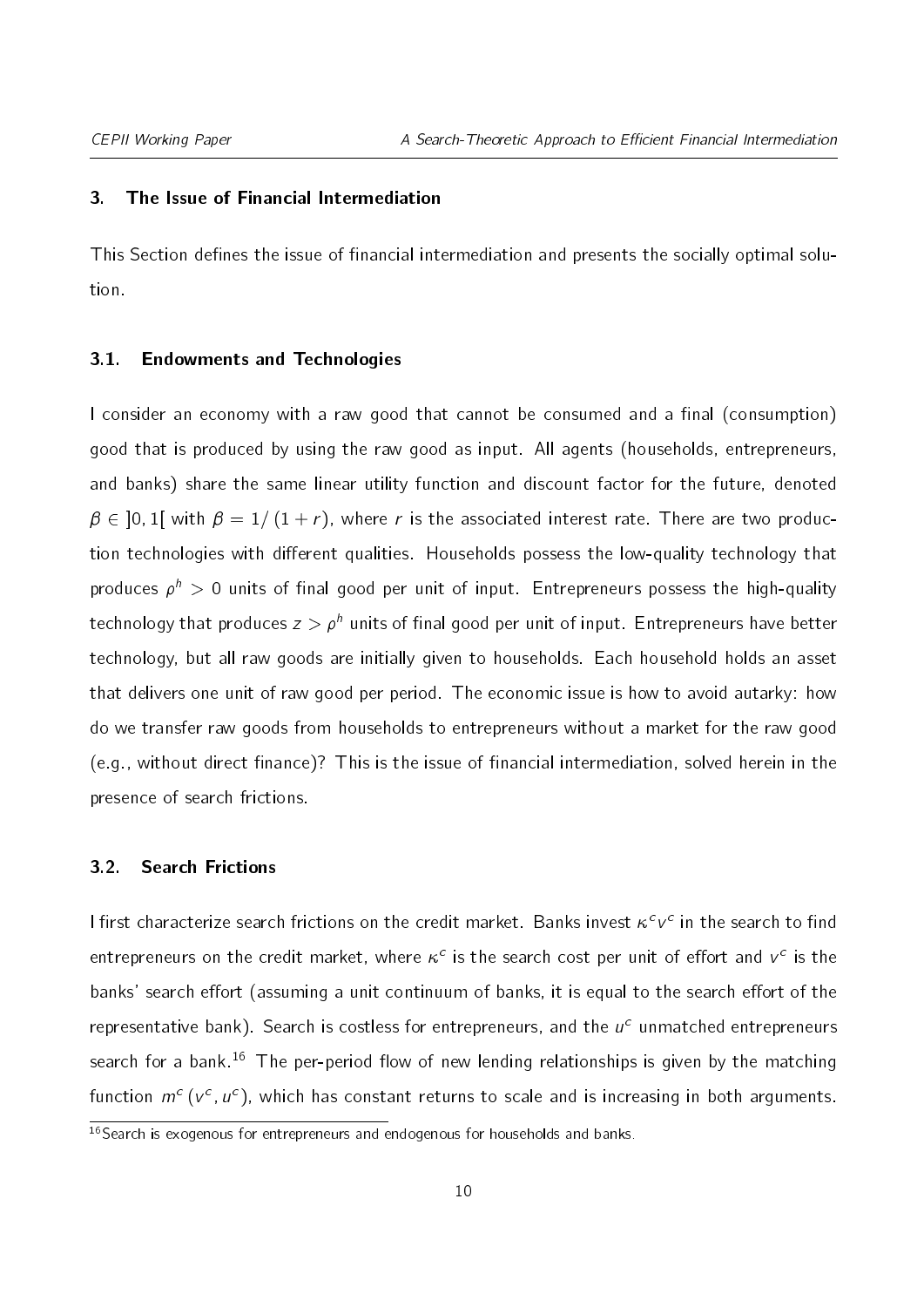## 3. The Issue of Financial Intermediation

This Section defines the issue of financial intermediation and presents the socially optimal solution.

### 3.1. Endowments and Technologies

I consider an economy with a raw good that cannot be consumed and a final (consumption) good that is produced by using the raw good as input. All agents (households, entrepreneurs, and banks) share the same linear utility function and discount factor for the future, denoted $\beta \in ]0,1[$ with $\beta = 1/(1+r)$, where $r$ is the associated interest rate. There are two production technologies with different qualities. Households possess the low-quality technology that produces $\rho^h > 0$ units of final good per unit of input. Entrepreneurs possess the high-quality technology that produces $z > \rho^h$ units of final good per unit of input. Entrepreneurs have better technology, but all raw goods are initially given to households. Each household holds an asset that delivers one unit of raw good per period. The economic issue is how to avoid autarky: how do we transfer raw goods from households to entrepreneurs without a market for the raw good (e.g., without direct finance)? This is the issue of financial intermediation, solved herein in the presence of search frictions.

### 3.2. Search Frictions

I first characterize search frictions on the credit market. Banks invest $\kappa^c v^c$ in the search to find entrepreneurs on the credit market, where $\kappa^c$ is the search cost per unit of effort and $v^c$ is the banks' search effort (assuming a unit continuum of banks, it is equal to the search effort of the representative bank). Search is costless for entrepreneurs, and the $u^c$ unmatched entrepreneurs search for a bank.[16] The per-period flow of new lending relationships is given by the matching function $m^c(v^c, u^c)$, which has constant returns to scale and is increasing in both arguments.

[16] Search is exogenous for entrepreneurs and endogenous for households and banks.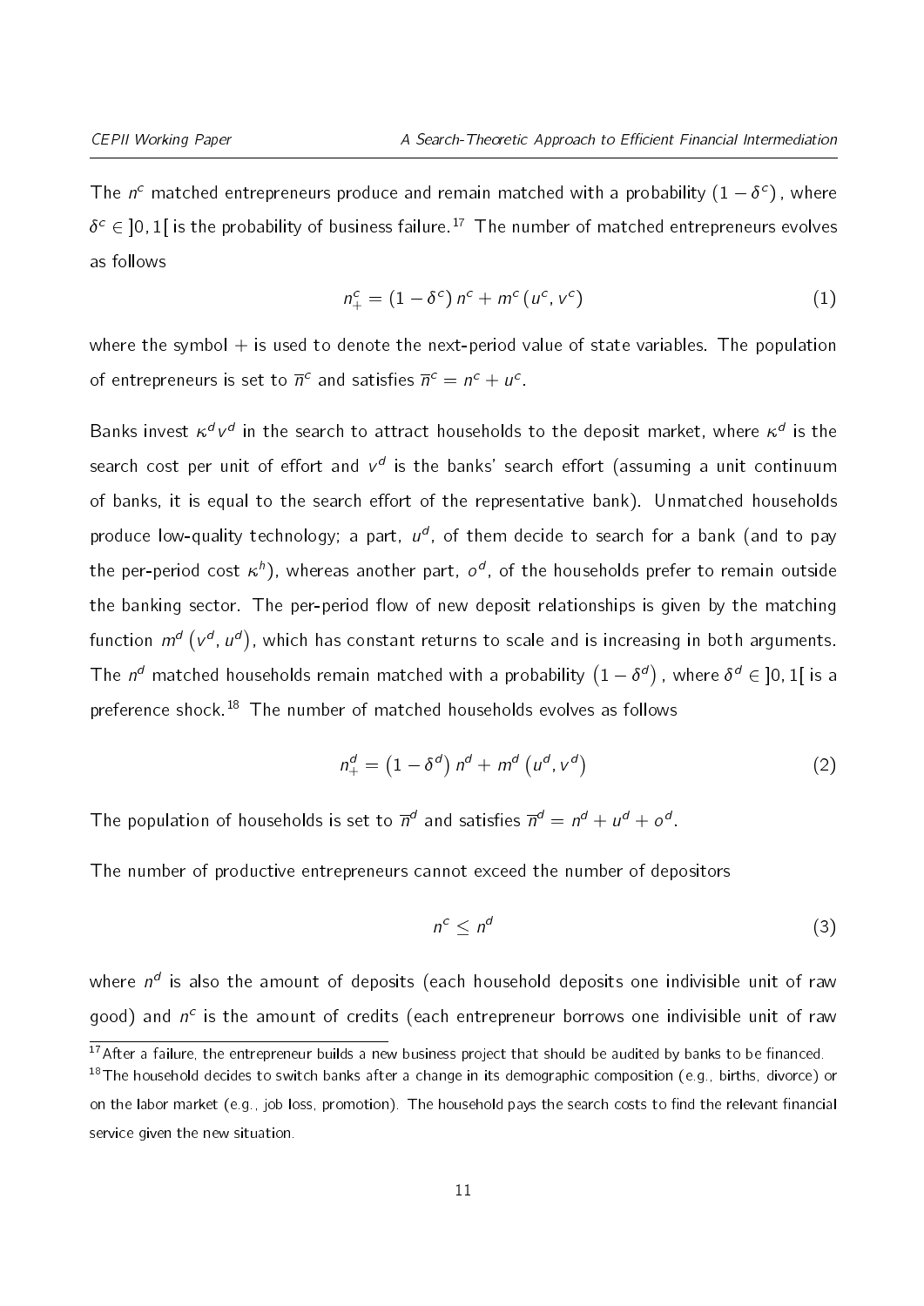The $n^c$ matched entrepreneurs produce and remain matched with a probability $(1-\delta^c)$, where $\delta^c \in ]0,1[$ is the probability of business failure.[17] The number of matched entrepreneurs evolves as follows

$$n_+^c = (1-\delta^c)\, n^c + m^c\,(u^c, v^c) \tag{1}$$

where the symbol $+$ is used to denote the next-period value of state variables. The population of entrepreneurs is set to $\overline{n}^c$ and satisfies $\overline{n}^c = n^c + u^c$.

Banks invest $\kappa^d v^d$ in the search to attract households to the deposit market, where $\kappa^d$ is the search cost per unit of effort and $v^d$ is the banks' search effort (assuming a unit continuum of banks, it is equal to the search effort of the representative bank). Unmatched households produce low-quality technology; a part, $u^d$, of them decide to search for a bank (and to pay the per-period cost $\kappa^h$), whereas another part, $o^d$, of the households prefer to remain outside the banking sector. The per-period flow of new deposit relationships is given by the matching function $m^d\left(v^d, u^d\right)$, which has constant returns to scale and is increasing in both arguments. The $n^d$ matched households remain matched with a probability $\left(1-\delta^d\right)$, where $\delta^d \in ]0,1[$ is a preference shock.[18] The number of matched households evolves as follows

$$n_+^d = \left(1-\delta^d\right) n^d + m^d\left(u^d, v^d\right) \tag{2}$$

The population of households is set to $\overline{n}^d$ and satisfies $\overline{n}^d = n^d + u^d + o^d$.

The number of productive entrepreneurs cannot exceed the number of depositors

$$n^c \leq n^d \tag{3}$$

where $n^d$ is also the amount of deposits (each household deposits one indivisible unit of raw good) and $n^c$ is the amount of credits (each entrepreneur borrows one indivisible unit of raw

[17] After a failure, the entrepreneur builds a new business project that should be audited by banks to be financed.

[18] The household decides to switch banks after a change in its demographic composition (e.g., births, divorce) or on the labor market (e.g., job loss, promotion). The household pays the search costs to find the relevant financial service given the new situation.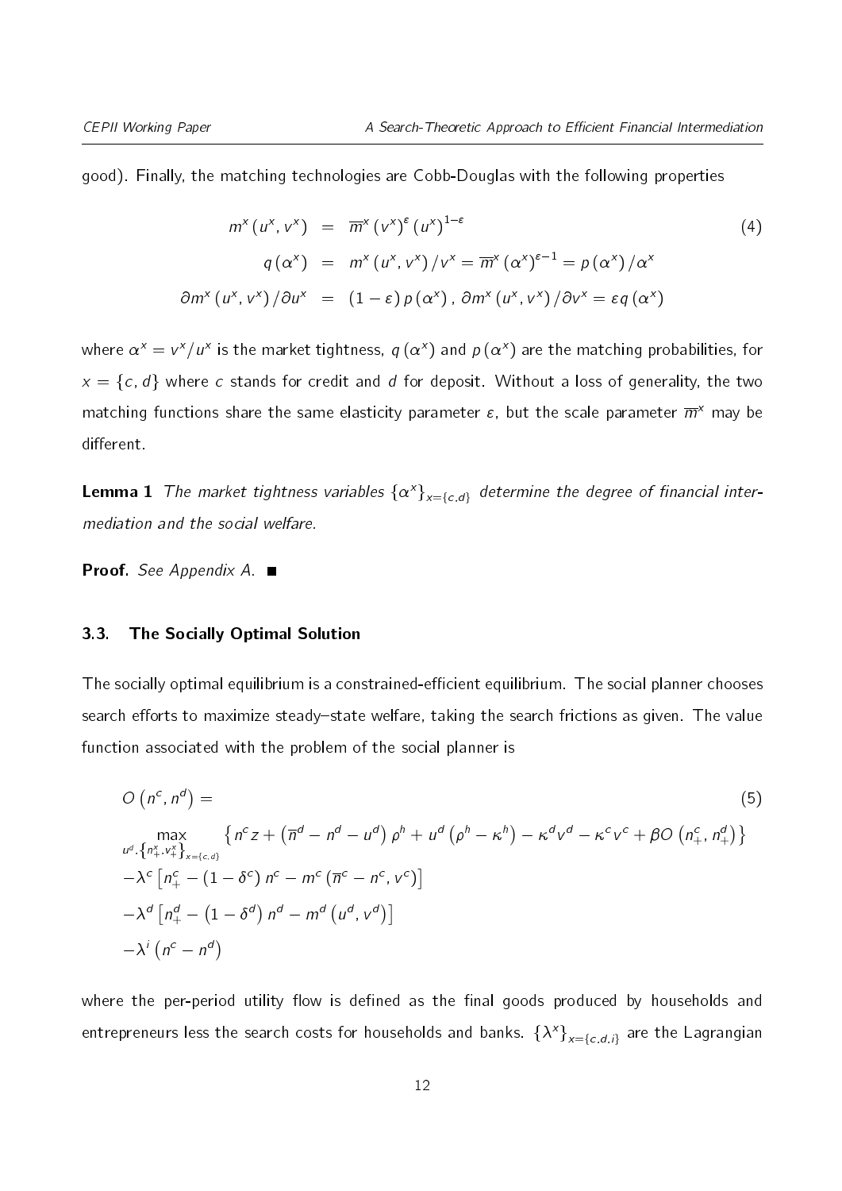good). Finally, the matching technologies are Cobb-Douglas with the following properties

$$
\begin{aligned}
m^x\left(u^x, v^x\right) &= \overline{m}^x \left(v^x\right)^{\varepsilon} \left(u^x\right)^{1-\varepsilon} \\
q\left(\alpha^x\right) &= m^x\left(u^x, v^x\right)/v^x = \overline{m}^x \left(\alpha^x\right)^{\varepsilon-1} = p\left(\alpha^x\right)/\alpha^x \\
\partial m^x\left(u^x, v^x\right)/\partial u^x &= \left(1-\varepsilon\right) p\left(\alpha^x\right), \ \partial m^x\left(u^x, v^x\right)/\partial v^x = \varepsilon q\left(\alpha^x\right)
\end{aligned} \tag{4}
$$

where $\alpha^x = v^x/u^x$ is the market tightness, $q\left(\alpha^x\right)$ and $p\left(\alpha^x\right)$ are the matching probabilities, for $x = \{c, d\}$ where $c$ stands for credit and $d$ for deposit. Without a loss of generality, the two matching functions share the same elasticity parameter $\varepsilon$, but the scale parameter $\overline{m}^x$ may be different.

**Lemma 1** *The market tightness variables $\{\alpha^x\}_{x=\{c,d\}}$ determine the degree of financial intermediation and the social welfare.*

**Proof.** *See Appendix A.* ■

### 3.3. The Socially Optimal Solution

The socially optimal equilibrium is a constrained-efficient equilibrium. The social planner chooses search efforts to maximize steady–state welfare, taking the search frictions as given. The value function associated with the problem of the social planner is

$$
\begin{aligned}
&O\left(n^c, n^d\right) = \\
&\max_{u^d, \left\{n_+^x, v_+^x\right\}_{x=\{c,d\}}} \left\{ n^c z + \left(\overline{n}^d - n^d - u^d\right)\rho^h + u^d\left(\rho^h - \kappa^h\right) - \kappa^d v^d - \kappa^c v^c + \beta O\left(n_+^c, n_+^d\right) \right\} \\
&-\lambda^c\left[n_+^c - \left(1-\delta^c\right) n^c - m^c\left(\overline{n}^c - n^c, v^c\right)\right] \\
&-\lambda^d\left[n_+^d - \left(1-\delta^d\right) n^d - m^d\left(u^d, v^d\right)\right] \\
&-\lambda^i\left(n^c - n^d\right)
\end{aligned} \tag{5}
$$

where the per-period utility flow is defined as the final goods produced by households and entrepreneurs less the search costs for households and banks. $\{\lambda^x\}_{x=\{c,d,i\}}$ are the Lagrangian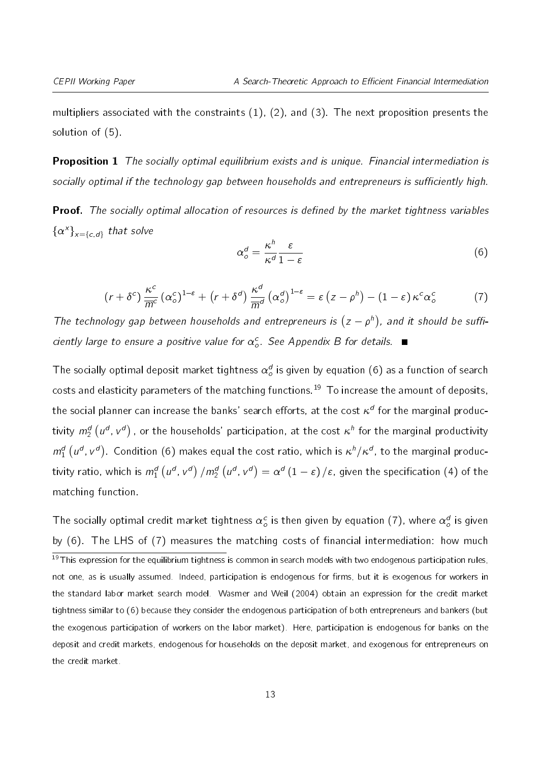multipliers associated with the constraints (1), (2), and (3). The next proposition presents the solution of (5).

**Proposition 1** *The socially optimal equilibrium exists and is unique. Financial intermediation is socially optimal if the technology gap between households and entrepreneurs is sufficiently high.*

**Proof.** *The socially optimal allocation of resources is defined by the market tightness variables $\{\alpha^x\}_{x=\{c.d\}}$ that solve*

$$\alpha_o^d = \frac{\kappa^h}{\kappa^d}\frac{\varepsilon}{1-\varepsilon} \tag{6}$$

$$\left(r+\delta^c\right)\frac{\kappa^c}{\overline{m}^c}\left(\alpha_o^c\right)^{1-\varepsilon} + \left(r+\delta^d\right)\frac{\kappa^d}{\overline{m}^d}\left(\alpha_o^d\right)^{1-\varepsilon} = \varepsilon\left(z-\rho^h\right) - \left(1-\varepsilon\right)\kappa^c\alpha_o^c \tag{7}$$

*The technology gap between households and entrepreneurs is $\left(z-\rho^h\right)$, and it should be sufficiently large to ensure a positive value for $\alpha_o^c$. See Appendix B for details.* ■

The socially optimal deposit market tightness $\alpha_o^d$ is given by equation (6) as a function of search costs and elasticity parameters of the matching functions.[19] To increase the amount of deposits, the social planner can increase the banks' search efforts, at the cost $\kappa^d$ for the marginal productivity $m_2^d\left(u^d, v^d\right)$, or the households' participation, at the cost $\kappa^h$ for the marginal productivity $m_1^d\left(u^d, v^d\right)$. Condition (6) makes equal the cost ratio, which is $\kappa^h/\kappa^d$, to the marginal productivity ratio, which is $m_1^d\left(u^d, v^d\right)/m_2^d\left(u^d, v^d\right) = \alpha^d\left(1-\varepsilon\right)/\varepsilon$, given the specification (4) of the matching function.

The socially optimal credit market tightness $\alpha_o^c$ is then given by equation (7), where $\alpha_o^d$ is given by (6). The LHS of (7) measures the matching costs of financial intermediation: how much

[19] This expression for the equilibrium tightness is common in search models with two endogenous participation rules, not one, as is usually assumed. Indeed, participation is endogenous for firms, but it is exogenous for workers in the standard labor market search model. Wasmer and Weil (2004) obtain an expression for the credit market tightness similar to (6) because they consider the endogenous participation of both entrepreneurs and bankers (but the exogenous participation of workers on the labor market). Here, participation is endogenous for banks on the deposit and credit markets, endogenous for households on the deposit market, and exogenous for entrepreneurs on the credit market.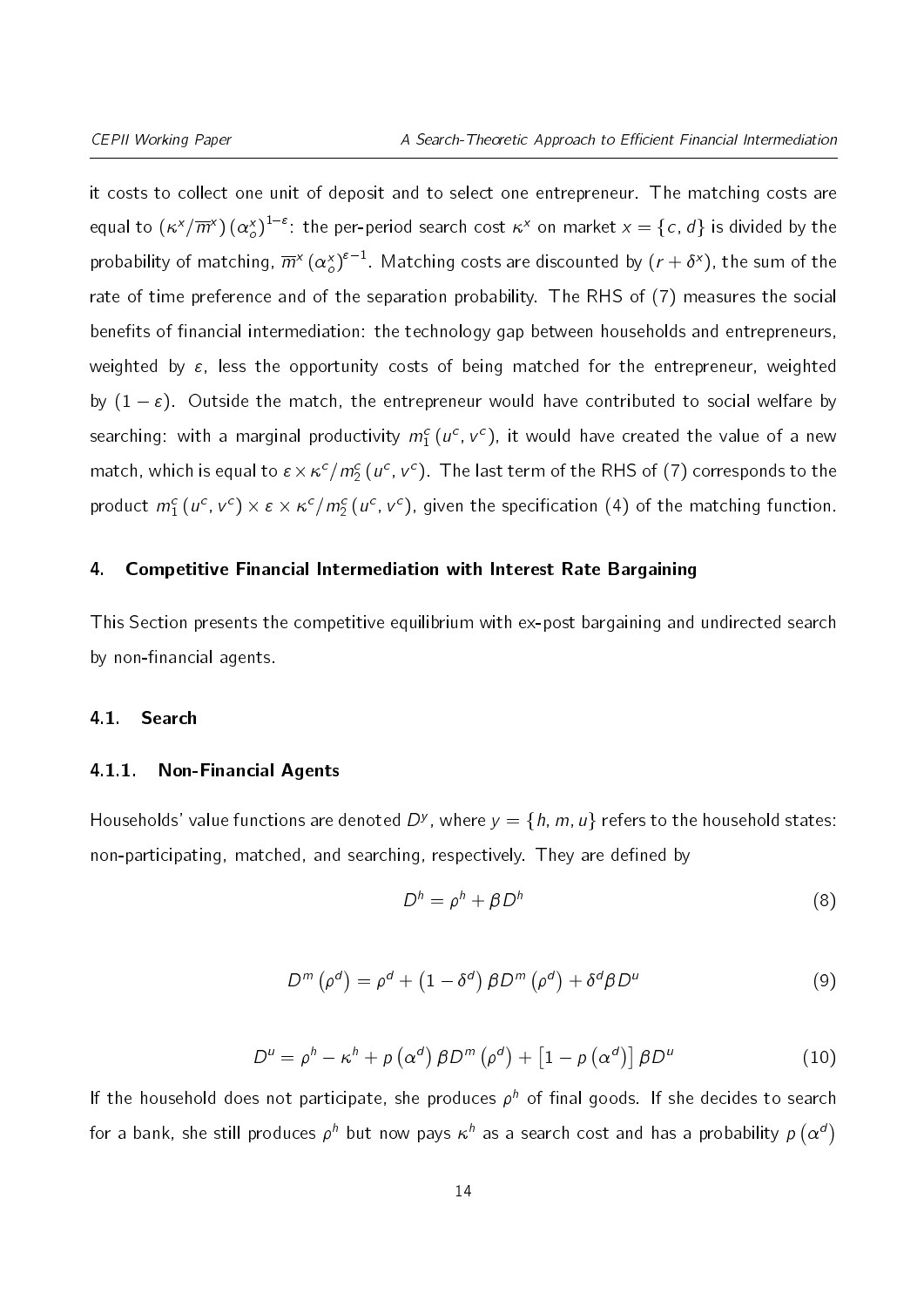it costs to collect one unit of deposit and to select one entrepreneur. The matching costs are equal to $(\kappa^x/\overline{m}^x)(\alpha_o^x)^{1-\varepsilon}$: the per-period search cost $\kappa^x$ on market $x = \{c, d\}$ is divided by the probability of matching, $\overline{m}^x(\alpha_o^x)^{\varepsilon-1}$. Matching costs are discounted by $(r + \delta^x)$, the sum of the rate of time preference and of the separation probability. The RHS of (7) measures the social benefits of financial intermediation: the technology gap between households and entrepreneurs, weighted by $\varepsilon$, less the opportunity costs of being matched for the entrepreneur, weighted by $(1-\varepsilon)$. Outside the match, the entrepreneur would have contributed to social welfare by searching: with a marginal productivity $m_1^c(u^c, v^c)$, it would have created the value of a new match, which is equal to $\varepsilon \times \kappa^c / m_2^c(u^c, v^c)$. The last term of the RHS of (7) corresponds to the product $m_1^c(u^c, v^c) \times \varepsilon \times \kappa^c / m_2^c(u^c, v^c)$, given the specification (4) of the matching function.

## 4. Competitive Financial Intermediation with Interest Rate Bargaining

This Section presents the competitive equilibrium with ex-post bargaining and undirected search by non-financial agents.

### 4.1. Search

#### 4.1.1. Non-Financial Agents

Households' value functions are denoted $D^y$, where $y = \{h, m, u\}$ refers to the household states: non-participating, matched, and searching, respectively. They are defined by

$$D^h = \rho^h + \beta D^h \tag{8}$$

$$D^m(\rho^d) = \rho^d + (1-\delta^d)\beta D^m(\rho^d) + \delta^d \beta D^u \tag{9}$$

$$D^u = \rho^h - \kappa^h + p(\alpha^d)\beta D^m(\rho^d) + \left[1 - p(\alpha^d)\right]\beta D^u \tag{10}$$

If the household does not participate, she produces $\rho^h$ of final goods. If she decides to search for a bank, she still produces $\rho^h$ but now pays $\kappa^h$ as a search cost and has a probability $p(\alpha^d)$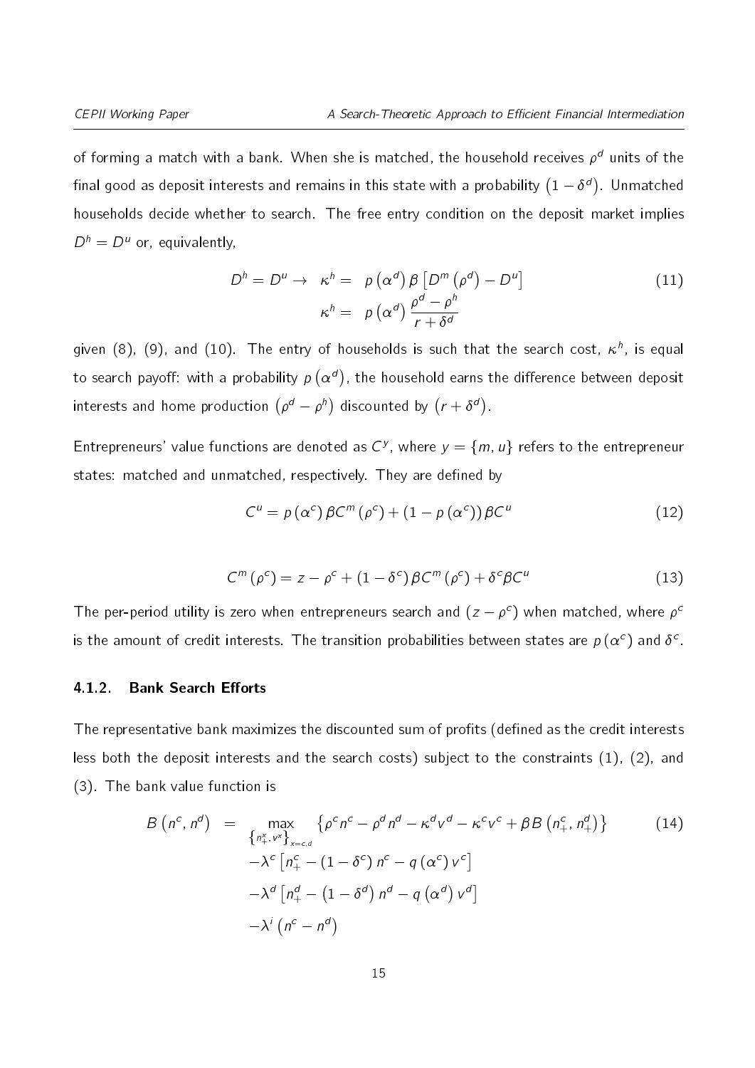of forming a match with a bank. When she is matched, the household receives $\rho^d$ units of the final good as deposit interests and remains in this state with a probability $\left(1-\delta^d\right)$. Unmatched households decide whether to search. The free entry condition on the deposit market implies $D^h = D^u$ or, equivalently,

$$
\begin{aligned}
D^h = D^u \rightarrow \quad \kappa^h &= \; p\left(\alpha^d\right)\beta\left[D^m\left(\rho^d\right) - D^u\right] \\
\kappa^h &= \; p\left(\alpha^d\right)\frac{\rho^d - \rho^h}{r+\delta^d}
\end{aligned}
\tag{11}
$$

given (8), (9), and (10). The entry of households is such that the search cost, $\kappa^h$, is equal to search payoff: with a probability $p\left(\alpha^d\right)$, the household earns the difference between deposit interests and home production $\left(\rho^d - \rho^h\right)$ discounted by $\left(r+\delta^d\right)$.

Entrepreneurs' value functions are denoted as $C^y$, where $y = \{m, u\}$ refers to the entrepreneur states: matched and unmatched, respectively. They are defined by

$$
C^u = p\left(\alpha^c\right)\beta C^m\left(\rho^c\right) + \left(1 - p\left(\alpha^c\right)\right)\beta C^u \tag{12}
$$

$$
C^m\left(\rho^c\right) = z - \rho^c + \left(1-\delta^c\right)\beta C^m\left(\rho^c\right) + \delta^c\beta C^u \tag{13}
$$

The per-period utility is zero when entrepreneurs search and $(z - \rho^c)$ when matched, where $\rho^c$ is the amount of credit interests. The transition probabilities between states are $p\left(\alpha^c\right)$ and $\delta^c$.

### 4.1.2. Bank Search Efforts

The representative bank maximizes the discounted sum of profits (defined as the credit interests less both the deposit interests and the search costs) subject to the constraints (1), (2), and (3). The bank value function is

$$
\begin{aligned}
B\left(n^c, n^d\right) \;=\; & \max_{\left\{n_+^x, v^x\right\}_{x=c,d}} \left\{\rho^c n^c - \rho^d n^d - \kappa^d v^d - \kappa^c v^c + \beta B\left(n_+^c, n_+^d\right)\right\} \\
& -\lambda^c\left[n_+^c - \left(1-\delta^c\right)n^c - q\left(\alpha^c\right)v^c\right] \\
& -\lambda^d\left[n_+^d - \left(1-\delta^d\right)n^d - q\left(\alpha^d\right)v^d\right] \\
& -\lambda^i\left(n^c - n^d\right)
\end{aligned}
\tag{14}
$$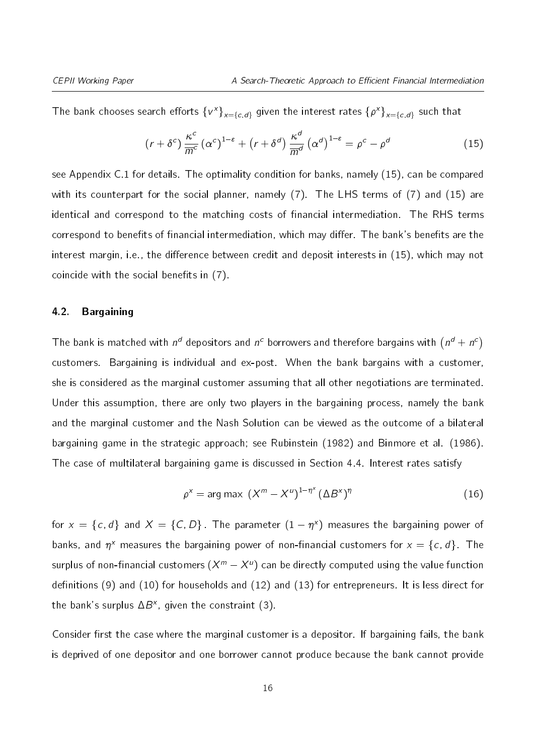The bank chooses search efforts $\{v^x\}_{x=\{c,d\}}$ given the interest rates $\{\rho^x\}_{x=\{c,d\}}$ such that

$$(r+\delta^c)\frac{\kappa^c}{\overline{m}^c}(\alpha^c)^{1-\varepsilon}+(r+\delta^d)\frac{\kappa^d}{\overline{m}^d}(\alpha^d)^{1-\varepsilon}=\rho^c-\rho^d \tag{15}$$

see Appendix C.1 for details. The optimality condition for banks, namely (15), can be compared with its counterpart for the social planner, namely (7). The LHS terms of (7) and (15) are identical and correspond to the matching costs of financial intermediation. The RHS terms correspond to benefits of financial intermediation, which may differ. The bank's benefits are the interest margin, i.e., the difference between credit and deposit interests in (15), which may not coincide with the social benefits in (7).

## 4.2. Bargaining

The bank is matched with $n^d$ depositors and $n^c$ borrowers and therefore bargains with $(n^d+n^c)$ customers. Bargaining is individual and ex-post. When the bank bargains with a customer, she is considered as the marginal customer assuming that all other negotiations are terminated. Under this assumption, there are only two players in the bargaining process, namely the bank and the marginal customer and the Nash Solution can be viewed as the outcome of a bilateral bargaining game in the strategic approach; see Rubinstein (1982) and Binmore et al. (1986). The case of multilateral bargaining game is discussed in Section 4.4. Interest rates satisfy

$$\rho^x=\arg\max\ (X^m-X^u)^{1-\eta^x}(\Delta B^x)^{\eta} \tag{16}$$

for $x=\{c,d\}$ and $X=\{C,D\}$. The parameter $(1-\eta^x)$ measures the bargaining power of banks, and $\eta^x$ measures the bargaining power of non-financial customers for $x=\{c,d\}$. The surplus of non-financial customers $(X^m-X^u)$ can be directly computed using the value function definitions (9) and (10) for households and (12) and (13) for entrepreneurs. It is less direct for the bank's surplus $\Delta B^x$, given the constraint (3).

Consider first the case where the marginal customer is a depositor. If bargaining fails, the bank is deprived of one depositor and one borrower cannot produce because the bank cannot provide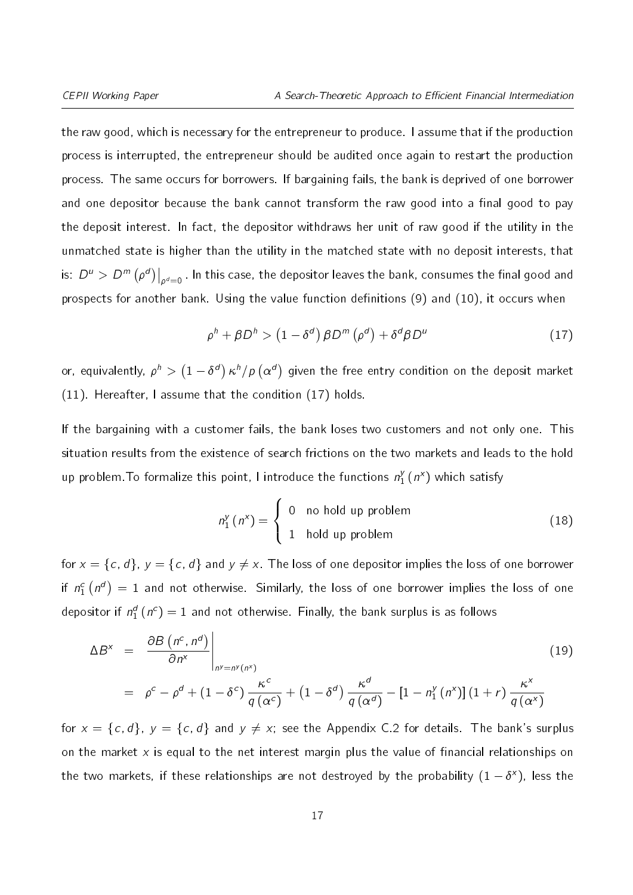the raw good, which is necessary for the entrepreneur to produce. I assume that if the production process is interrupted, the entrepreneur should be audited once again to restart the production process. The same occurs for borrowers. If bargaining fails, the bank is deprived of one borrower and one depositor because the bank cannot transform the raw good into a final good to pay the deposit interest. In fact, the depositor withdraws her unit of raw good if the utility in the unmatched state is higher than the utility in the matched state with no deposit interests, that is: $D^u > D^m\left(\rho^d\right)\big|_{\rho^d=0}$. In this case, the depositor leaves the bank, consumes the final good and prospects for another bank. Using the value function definitions (9) and (10), it occurs when

$$\rho^h + \beta D^h > \left(1-\delta^d\right)\beta D^m\left(\rho^d\right) + \delta^d \beta D^u \tag{17}$$

or, equivalently, $\rho^h > \left(1-\delta^d\right)\kappa^h/p\left(\alpha^d\right)$ given the free entry condition on the deposit market (11). Hereafter, I assume that the condition (17) holds.

If the bargaining with a customer fails, the bank loses two customers and not only one. This situation results from the existence of search frictions on the two markets and leads to the hold up problem.To formalize this point, I introduce the functions $n_1^y\left(n^x\right)$ which satisfy

$$n_1^y\left(n^x\right) = \begin{cases} 0 & \text{no hold up problem} \\ 1 & \text{hold up problem} \end{cases} \tag{18}$$

for $x = \{c, d\}$, $y = \{c, d\}$ and $y \neq x$. The loss of one depositor implies the loss of one borrower if $n_1^c\left(n^d\right) = 1$ and not otherwise. Similarly, the loss of one borrower implies the loss of one depositor if $n_1^d\left(n^c\right) = 1$ and not otherwise. Finally, the bank surplus is as follows

$$\begin{aligned} \Delta B^x &= \left.\frac{\partial B\left(n^c, n^d\right)}{\partial n^x}\right|_{n^y = n^y\left(n^x\right)} \\ &= \rho^c - \rho^d + \left(1-\delta^c\right)\frac{\kappa^c}{q\left(\alpha^c\right)} + \left(1-\delta^d\right)\frac{\kappa^d}{q\left(\alpha^d\right)} - \left[1-n_1^y\left(n^x\right)\right]\left(1+r\right)\frac{\kappa^x}{q\left(\alpha^x\right)} \end{aligned} \tag{19}$$

for $x = \{c, d\}$, $y = \{c, d\}$ and $y \neq x$; see the Appendix C.2 for details. The bank's surplus on the market $x$ is equal to the net interest margin plus the value of financial relationships on the two markets, if these relationships are not destroyed by the probability $\left(1-\delta^x\right)$, less the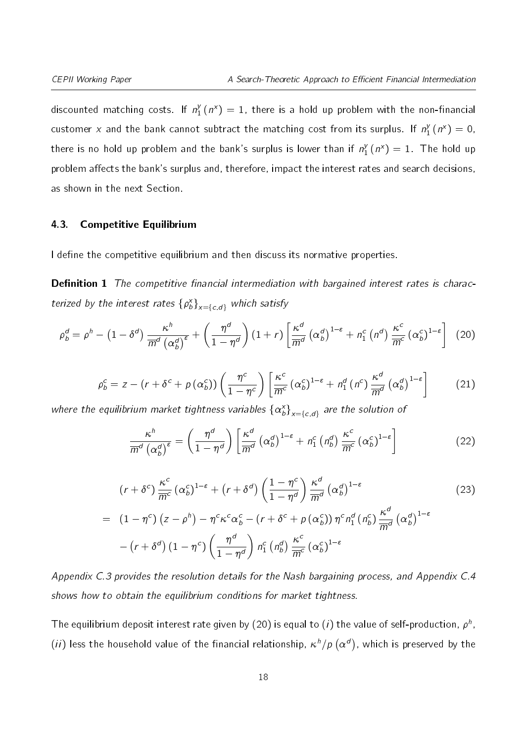discounted matching costs. If $n_1^y(n^x) = 1$, there is a hold up problem with the non-financial customer $x$ and the bank cannot subtract the matching cost from its surplus. If $n_1^y(n^x) = 0$, there is no hold up problem and the bank's surplus is lower than if $n_1^y(n^x) = 1$. The hold up problem affects the bank's surplus and, therefore, impact the interest rates and search decisions, as shown in the next Section.

### 4.3. Competitive Equilibrium

I define the competitive equilibrium and then discuss its normative properties.

**Definition 1** *The competitive financial intermediation with bargained interest rates is characterized by the interest rates $\{\rho_b^x\}_{x=\{c,d\}}$ which satisfy*

$$\rho_b^d = \rho^h - \left(1-\delta^d\right)\frac{\kappa^h}{\overline{m}^d\left(\alpha_b^d\right)^{\varepsilon}} + \left(\frac{\eta^d}{1-\eta^d}\right)(1+r)\left[\frac{\kappa^d}{\overline{m}^d}\left(\alpha_b^d\right)^{1-\varepsilon} + n_1^c\left(n^d\right)\frac{\kappa^c}{\overline{m}^c}\left(\alpha_b^c\right)^{1-\varepsilon}\right] \tag{20}$$

$$\rho_b^c = z - \left(r+\delta^c+p\left(\alpha_b^c\right)\right)\left(\frac{\eta^c}{1-\eta^c}\right)\left[\frac{\kappa^c}{\overline{m}^c}\left(\alpha_b^c\right)^{1-\varepsilon} + n_1^d\left(n^c\right)\frac{\kappa^d}{\overline{m}^d}\left(\alpha_b^d\right)^{1-\varepsilon}\right] \tag{21}$$

*where the equilibrium market tightness variables $\{\alpha_b^x\}_{x=\{c,d\}}$ are the solution of*

$$\frac{\kappa^h}{\overline{m}^d\left(\alpha_b^d\right)^{\varepsilon}} = \left(\frac{\eta^d}{1-\eta^d}\right)\left[\frac{\kappa^d}{\overline{m}^d}\left(\alpha_b^d\right)^{1-\varepsilon} + n_1^c\left(n_b^d\right)\frac{\kappa^c}{\overline{m}^c}\left(\alpha_b^c\right)^{1-\varepsilon}\right] \tag{22}$$

$$\begin{aligned}
&\left(r+\delta^c\right)\frac{\kappa^c}{\overline{m}^c}\left(\alpha_b^c\right)^{1-\varepsilon} + \left(r+\delta^d\right)\left(\frac{1-\eta^c}{1-\eta^d}\right)\frac{\kappa^d}{\overline{m}^d}\left(\alpha_b^d\right)^{1-\varepsilon} \\
= \;& \left(1-\eta^c\right)\left(z-\rho^h\right) - \eta^c\kappa^c\alpha_b^c - \left(r+\delta^c+p\left(\alpha_b^c\right)\right)\eta^c n_1^d\left(n_b^c\right)\frac{\kappa^d}{\overline{m}^d}\left(\alpha_b^d\right)^{1-\varepsilon} \\
& - \left(r+\delta^d\right)\left(1-\eta^c\right)\left(\frac{\eta^d}{1-\eta^d}\right)n_1^c\left(n_b^d\right)\frac{\kappa^c}{\overline{m}^c}\left(\alpha_b^c\right)^{1-\varepsilon}
\end{aligned} \tag{23}$$

*Appendix C.3 provides the resolution details for the Nash bargaining process, and Appendix C.4 shows how to obtain the equilibrium conditions for market tightness.*

The equilibrium deposit interest rate given by (20) is equal to $(i)$ the value of self-production, $\rho^h$, $(ii)$ less the household value of the financial relationship, $\kappa^h/p\left(\alpha^d\right)$, which is preserved by the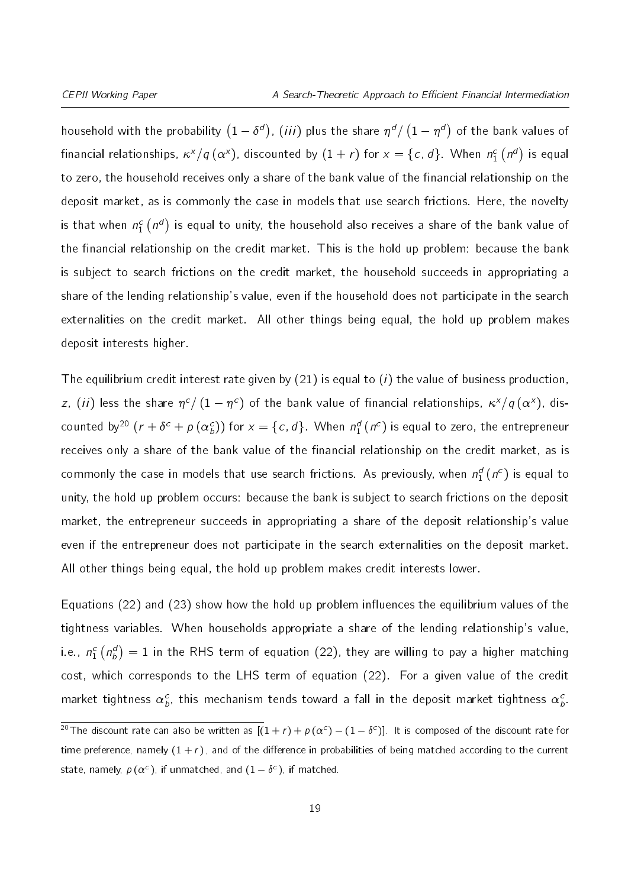household with the probability $\left(1-\delta^{d}\right)$, $(iii)$ plus the share $\eta^{d}/\left(1-\eta^{d}\right)$ of the bank values of financial relationships, $\kappa^{x}/q\left(\alpha^{x}\right)$, discounted by $(1+r)$ for $x=\{c,d\}$. When $n_{1}^{c}\left(n^{d}\right)$ is equal to zero, the household receives only a share of the bank value of the financial relationship on the deposit market, as is commonly the case in models that use search frictions. Here, the novelty is that when $n_{1}^{c}\left(n^{d}\right)$ is equal to unity, the household also receives a share of the bank value of the financial relationship on the credit market. This is the hold up problem: because the bank is subject to search frictions on the credit market, the household succeeds in appropriating a share of the lending relationship's value, even if the household does not participate in the search externalities on the credit market. All other things being equal, the hold up problem makes deposit interests higher.

The equilibrium credit interest rate given by (21) is equal to $(i)$ the value of business production, $z$, $(ii)$ less the share $\eta^{c}/\left(1-\eta^{c}\right)$ of the bank value of financial relationships, $\kappa^{x}/q\left(\alpha^{x}\right)$, discounted by[20] $\left(r+\delta^{c}+p\left(\alpha_{b}^{c}\right)\right)$ for $x=\{c,d\}$. When $n_{1}^{d}\left(n^{c}\right)$ is equal to zero, the entrepreneur receives only a share of the bank value of the financial relationship on the credit market, as is commonly the case in models that use search frictions. As previously, when $n_{1}^{d}\left(n^{c}\right)$ is equal to unity, the hold up problem occurs: because the bank is subject to search frictions on the deposit market, the entrepreneur succeeds in appropriating a share of the deposit relationship's value even if the entrepreneur does not participate in the search externalities on the deposit market. All other things being equal, the hold up problem makes credit interests lower.

Equations (22) and (23) show how the hold up problem influences the equilibrium values of the tightness variables. When households appropriate a share of the lending relationship's value, i.e., $n_{1}^{c}\left(n_{b}^{d}\right)=1$ in the RHS term of equation (22), they are willing to pay a higher matching cost, which corresponds to the LHS term of equation (22). For a given value of the credit market tightness $\alpha_{b}^{c}$, this mechanism tends toward a fall in the deposit market tightness $\alpha_{b}^{c}$.

[20] The discount rate can also be written as $\left[(1+r)+p\left(\alpha^{c}\right)-\left(1-\delta^{c}\right)\right]$. It is composed of the discount rate for time preference, namely $(1+r)$, and of the difference in probabilities of being matched according to the current state, namely, $p\left(\alpha^{c}\right)$, if unmatched, and $\left(1-\delta^{c}\right)$, if matched.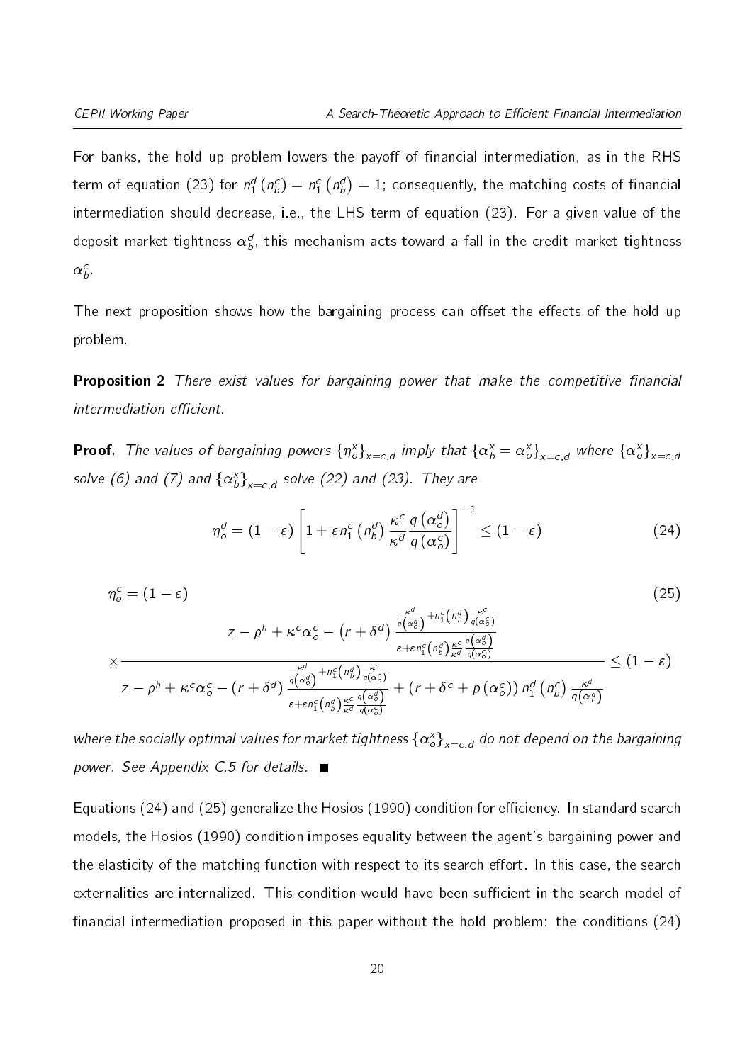For banks, the hold up problem lowers the payoff of financial intermediation, as in the RHS term of equation (23) for $n_1^d\left(n_b^c\right) = n_1^c\left(n_b^d\right) = 1$; consequently, the matching costs of financial intermediation should decrease, i.e., the LHS term of equation (23). For a given value of the deposit market tightness $\alpha_b^d$, this mechanism acts toward a fall in the credit market tightness $\alpha_b^c$.

The next proposition shows how the bargaining process can offset the effects of the hold up problem.

**Proposition 2** *There exist values for bargaining power that make the competitive financial intermediation efficient.*

**Proof.** *The values of bargaining powers $\{\eta_o^x\}_{x=c,d}$ imply that $\{\alpha_b^x = \alpha_o^x\}_{x=c,d}$ where $\{\alpha_o^x\}_{x=c,d}$ solve (6) and (7) and $\{\alpha_b^x\}_{x=c,d}$ solve (22) and (23). They are*

$$\eta_o^d = (1-\varepsilon)\left[1 + \varepsilon n_1^c\left(n_b^d\right)\frac{\kappa^c}{\kappa^d}\frac{q\left(\alpha_o^d\right)}{q\left(\alpha_o^c\right)}\right]^{-1} \leq (1-\varepsilon) \tag{24}$$

$$\eta_o^c = (1-\varepsilon) \tag{25}$$
$$\times \frac{z - \rho^h + \kappa^c\alpha_o^c - \left(r+\delta^d\right)\dfrac{\frac{\kappa^d}{q\left(\alpha_o^d\right)} + n_1^c\left(n_b^d\right)\frac{\kappa^c}{q\left(\alpha_o^c\right)}}{\varepsilon + \varepsilon n_1^c\left(n_b^d\right)\frac{\kappa^c}{\kappa^d}\frac{q\left(\alpha_o^d\right)}{q\left(\alpha_o^c\right)}}}{z - \rho^h + \kappa^c\alpha_o^c - \left(r+\delta^d\right)\dfrac{\frac{\kappa^d}{q\left(\alpha_o^d\right)} + n_1^c\left(n_b^d\right)\frac{\kappa^c}{q\left(\alpha_o^c\right)}}{\varepsilon + \varepsilon n_1^c\left(n_b^d\right)\frac{\kappa^c}{\kappa^d}\frac{q\left(\alpha_o^d\right)}{q\left(\alpha_o^c\right)}} + \left(r+\delta^c+p\left(\alpha_o^c\right)\right)n_1^d\left(n_b^c\right)\frac{\kappa^d}{q\left(\alpha_o^d\right)}} \leq (1-\varepsilon)$$

*where the socially optimal values for market tightness $\{\alpha_o^x\}_{x=c,d}$ do not depend on the bargaining power. See Appendix C.5 for details.* ■

Equations (24) and (25) generalize the Hosios (1990) condition for efficiency. In standard search models, the Hosios (1990) condition imposes equality between the agent's bargaining power and the elasticity of the matching function with respect to its search effort. In this case, the search externalities are internalized. This condition would have been sufficient in the search model of financial intermediation proposed in this paper without the hold problem: the conditions (24)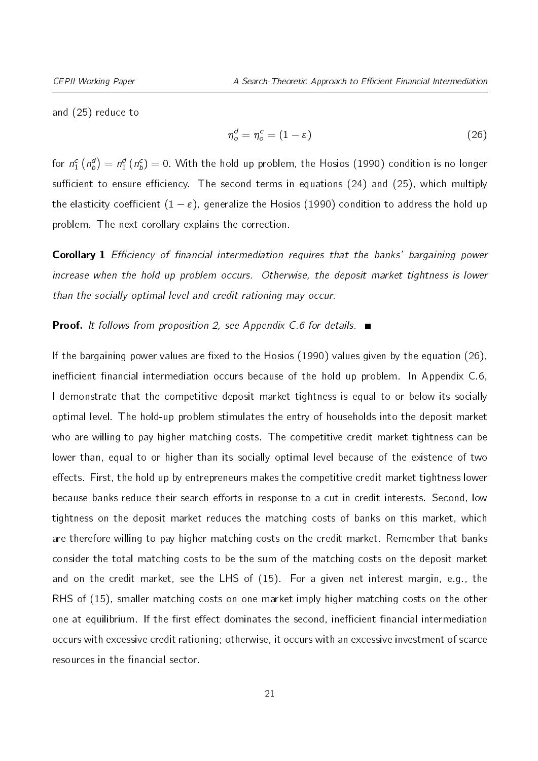and (25) reduce to

$$\eta_o^d = \eta_o^c = (1 - \varepsilon) \tag{26}$$

for $n_1^c\left(n_b^d\right) = n_1^d\left(n_b^c\right) = 0$. With the hold up problem, the Hosios (1990) condition is no longer sufficient to ensure efficiency. The second terms in equations (24) and (25), which multiply the elasticity coefficient $(1 - \varepsilon)$, generalize the Hosios (1990) condition to address the hold up problem. The next corollary explains the correction.

**Corollary 1** *Efficiency of financial intermediation requires that the banks' bargaining power increase when the hold up problem occurs. Otherwise, the deposit market tightness is lower than the socially optimal level and credit rationing may occur.*

**Proof.** *It follows from proposition 2, see Appendix C.6 for details.* ■

If the bargaining power values are fixed to the Hosios (1990) values given by the equation (26), inefficient financial intermediation occurs because of the hold up problem. In Appendix C.6, I demonstrate that the competitive deposit market tightness is equal to or below its socially optimal level. The hold-up problem stimulates the entry of households into the deposit market who are willing to pay higher matching costs. The competitive credit market tightness can be lower than, equal to or higher than its socially optimal level because of the existence of two effects. First, the hold up by entrepreneurs makes the competitive credit market tightness lower because banks reduce their search efforts in response to a cut in credit interests. Second, low tightness on the deposit market reduces the matching costs of banks on this market, which are therefore willing to pay higher matching costs on the credit market. Remember that banks consider the total matching costs to be the sum of the matching costs on the deposit market and on the credit market, see the LHS of (15). For a given net interest margin, e.g., the RHS of (15), smaller matching costs on one market imply higher matching costs on the other one at equilibrium. If the first effect dominates the second, inefficient financial intermediation occurs with excessive credit rationing; otherwise, it occurs with an excessive investment of scarce resources in the financial sector.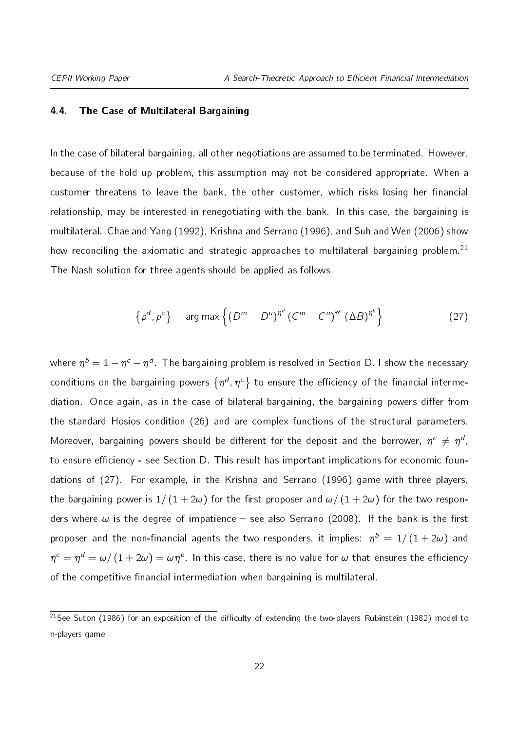### 4.4. The Case of Multilateral Bargaining

In the case of bilateral bargaining, all other negotiations are assumed to be terminated. However, because of the hold up problem, this assumption may not be considered appropriate. When a customer threatens to leave the bank, the other customer, which risks losing her financial relationship, may be interested in renegotiating with the bank. In this case, the bargaining is multilateral. Chae and Yang (1992), Krishna and Serrano (1996), and Suh and Wen (2006) show how reconciling the axiomatic and strategic approaches to multilateral bargaining problem.[21] The Nash solution for three agents should be applied as follows

$$\left\{\rho^d, \rho^c\right\} = \arg\max \left\{(D^m - D^u)^{\eta^d} (C^m - C^u)^{\eta^c} (\Delta B)^{\eta^b}\right\} \tag{27}$$

where $\eta^b = 1 - \eta^c - \eta^d$. The bargaining problem is resolved in Section D. I show the necessary conditions on the bargaining powers $\left\{\eta^d, \eta^c\right\}$ to ensure the efficiency of the financial intermediation. Once again, as in the case of bilateral bargaining, the bargaining powers differ from the standard Hosios condition (26) and are complex functions of the structural parameters. Moreover, bargaining powers should be different for the deposit and the borrower, $\eta^c \neq \eta^d$, to ensure efficiency - see Section D. This result has important implications for economic foundations of (27). For example, in the Krishna and Serrano (1996) game with three players, the bargaining power is $1/(1+2\omega)$ for the first proposer and $\omega/(1+2\omega)$ for the two responders where $\omega$ is the degree of impatience – see also Serrano (2008). If the bank is the first proposer and the non-financial agents the two responders, it implies: $\eta^b = 1/(1+2\omega)$ and $\eta^c = \eta^d = \omega/(1+2\omega) = \omega\eta^b$. In this case, there is no value for $\omega$ that ensures the efficiency of the competitive financial intermediation when bargaining is multilateral.

[21] See Suton (1986) for an exposition of the difficulty of extending the two-players Rubinstein (1982) model to n-players game.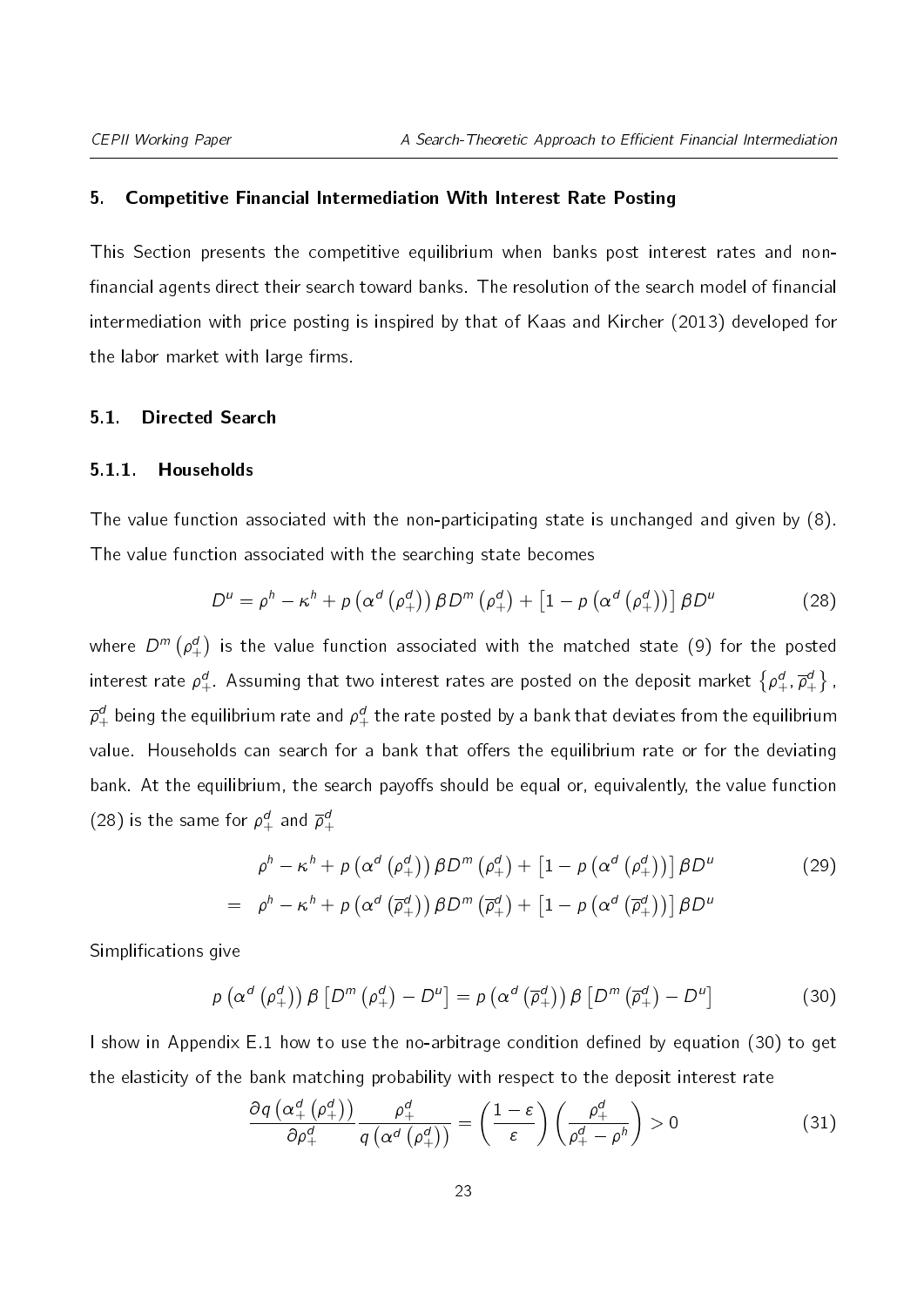## 5. Competitive Financial Intermediation With Interest Rate Posting

This Section presents the competitive equilibrium when banks post interest rates and non-financial agents direct their search toward banks. The resolution of the search model of financial intermediation with price posting is inspired by that of Kaas and Kircher (2013) developed for the labor market with large firms.

### 5.1. Directed Search

#### 5.1.1. Households

The value function associated with the non-participating state is unchanged and given by (8). The value function associated with the searching state becomes

$$D^u = \rho^h - \kappa^h + p\left(\alpha^d\left(\rho_+^d\right)\right)\beta D^m\left(\rho_+^d\right) + \left[1 - p\left(\alpha^d\left(\rho_+^d\right)\right)\right]\beta D^u \tag{28}$$

where $D^m\left(\rho_+^d\right)$ is the value function associated with the matched state (9) for the posted interest rate $\rho_+^d$. Assuming that two interest rates are posted on the deposit market $\left\{\rho_+^d, \overline{\rho}_+^d\right\}$, $\overline{\rho}_+^d$ being the equilibrium rate and $\rho_+^d$ the rate posted by a bank that deviates from the equilibrium value. Households can search for a bank that offers the equilibrium rate or for the deviating bank. At the equilibrium, the search payoffs should be equal or, equivalently, the value function (28) is the same for $\rho_+^d$ and $\overline{\rho}_+^d$

$$\begin{aligned} & \rho^h - \kappa^h + p\left(\alpha^d\left(\rho_+^d\right)\right)\beta D^m\left(\rho_+^d\right) + \left[1 - p\left(\alpha^d\left(\rho_+^d\right)\right)\right]\beta D^u \\ = \quad & \rho^h - \kappa^h + p\left(\alpha^d\left(\overline{\rho}_+^d\right)\right)\beta D^m\left(\overline{\rho}_+^d\right) + \left[1 - p\left(\alpha^d\left(\overline{\rho}_+^d\right)\right)\right]\beta D^u \end{aligned} \tag{29}$$

Simplifications give

$$p\left(\alpha^d\left(\rho_+^d\right)\right)\beta\left[D^m\left(\rho_+^d\right) - D^u\right] = p\left(\alpha^d\left(\overline{\rho}_+^d\right)\right)\beta\left[D^m\left(\overline{\rho}_+^d\right) - D^u\right] \tag{30}$$

I show in Appendix E.1 how to use the no-arbitrage condition defined by equation (30) to get the elasticity of the bank matching probability with respect to the deposit interest rate

$$\frac{\partial q\left(\alpha_+^d\left(\rho_+^d\right)\right)}{\partial \rho_+^d}\frac{\rho_+^d}{q\left(\alpha^d\left(\rho_+^d\right)\right)} = \left(\frac{1-\varepsilon}{\varepsilon}\right)\left(\frac{\rho_+^d}{\rho_+^d - \rho^h}\right) > 0 \tag{31}$$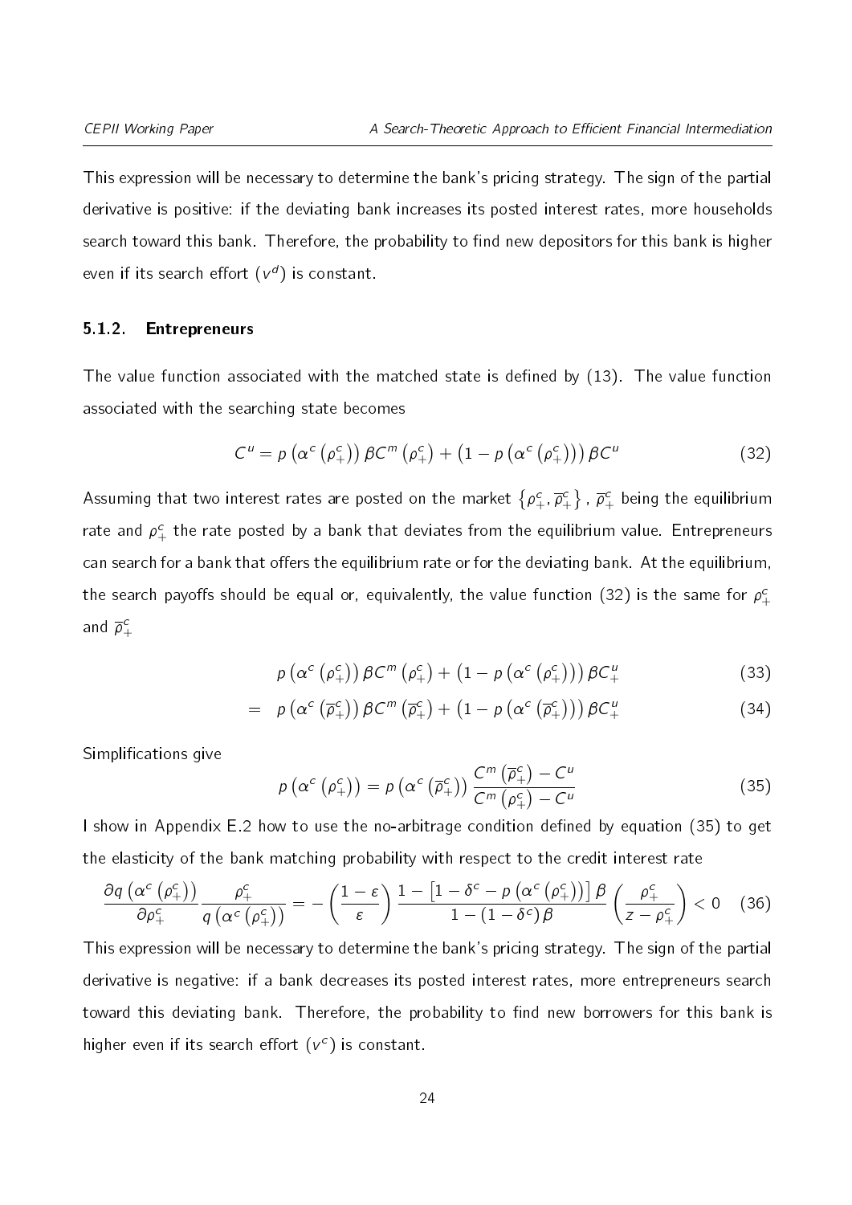This expression will be necessary to determine the bank's pricing strategy. The sign of the partial derivative is positive: if the deviating bank increases its posted interest rates, more households search toward this bank. Therefore, the probability to find new depositors for this bank is higher even if its search effort ($v^d$) is constant.

### 5.1.2. Entrepreneurs

The value function associated with the matched state is defined by (13). The value function associated with the searching state becomes

$$C^u = p\left(\alpha^c\left(\rho_+^c\right)\right)\beta C^m\left(\rho_+^c\right) + \left(1 - p\left(\alpha^c\left(\rho_+^c\right)\right)\right)\beta C^u \tag{32}$$

Assuming that two interest rates are posted on the market $\left\{\rho_+^c, \overline{\rho}_+^c\right\}$, $\overline{\rho}_+^c$ being the equilibrium rate and $\rho_+^c$ the rate posted by a bank that deviates from the equilibrium value. Entrepreneurs can search for a bank that offers the equilibrium rate or for the deviating bank. At the equilibrium, the search payoffs should be equal or, equivalently, the value function (32) is the same for $\rho_+^c$ and $\overline{\rho}_+^c$

$$p\left(\alpha^c\left(\rho_+^c\right)\right)\beta C^m\left(\rho_+^c\right) + \left(1 - p\left(\alpha^c\left(\rho_+^c\right)\right)\right)\beta C_+^u \tag{33}$$

$$= \quad p\left(\alpha^c\left(\overline{\rho}_+^c\right)\right)\beta C^m\left(\overline{\rho}_+^c\right) + \left(1 - p\left(\alpha^c\left(\overline{\rho}_+^c\right)\right)\right)\beta C_+^u \tag{34}$$

Simplifications give

$$p\left(\alpha^c\left(\rho_+^c\right)\right) = p\left(\alpha^c\left(\overline{\rho}_+^c\right)\right)\frac{C^m\left(\overline{\rho}_+^c\right) - C^u}{C^m\left(\rho_+^c\right) - C^u} \tag{35}$$

I show in Appendix E.2 how to use the no-arbitrage condition defined by equation (35) to get the elasticity of the bank matching probability with respect to the credit interest rate

$$\frac{\partial q\left(\alpha^c\left(\rho_+^c\right)\right)}{\partial \rho_+^c}\frac{\rho_+^c}{q\left(\alpha^c\left(\rho_+^c\right)\right)} = -\left(\frac{1-\varepsilon}{\varepsilon}\right)\frac{1 - \left[1 - \delta^c - p\left(\alpha^c\left(\rho_+^c\right)\right)\right]\beta}{1 - \left(1 - \delta^c\right)\beta}\left(\frac{\rho_+^c}{z - \rho_+^c}\right) < 0 \tag{36}$$

This expression will be necessary to determine the bank's pricing strategy. The sign of the partial derivative is negative: if a bank decreases its posted interest rates, more entrepreneurs search toward this deviating bank. Therefore, the probability to find new borrowers for this bank is higher even if its search effort ($v^c$) is constant.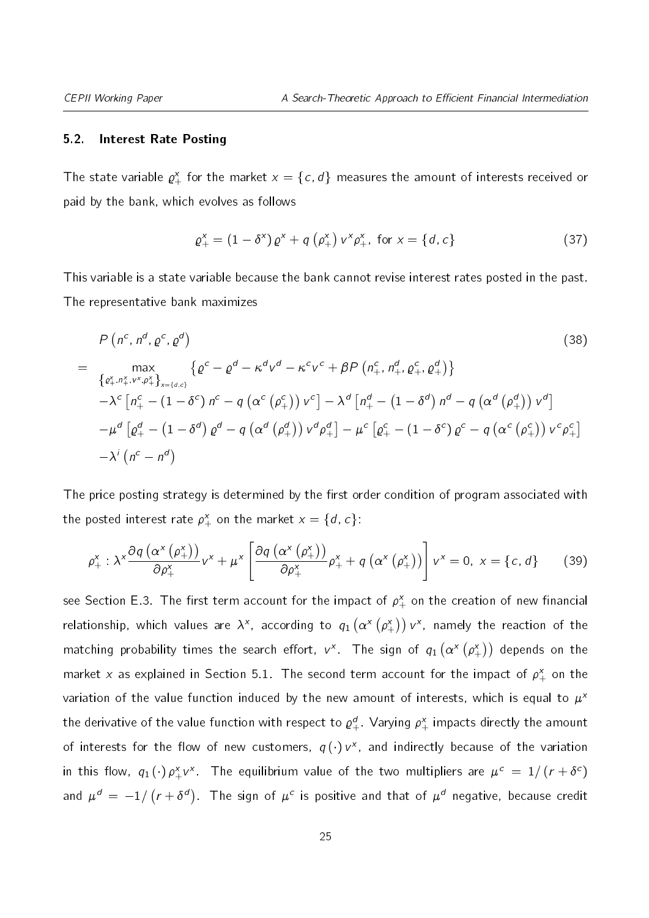### 5.2. Interest Rate Posting

The state variable $\varrho_+^x$ for the market $x = \{c, d\}$ measures the amount of interests received or paid by the bank, which evolves as follows

$$\varrho_+^x = (1 - \delta^x)\,\varrho^x + q\left(\rho_+^x\right) v^x \rho_+^x, \text{ for } x = \{d, c\} \tag{37}$$

This variable is a state variable because the bank cannot revise interest rates posted in the past. The representative bank maximizes

$$\begin{aligned}
& P\left(n^c, n^d, \varrho^c, \varrho^d\right) && (38)\\
= & \max_{\left\{\varrho_+^x, n_+^x, v^x, \rho_+^x\right\}_{x=\{d,c\}}} \left\{\varrho^c - \varrho^d - \kappa^d v^d - \kappa^c v^c + \beta P\left(n_+^c, n_+^d, \varrho_+^c, \varrho_+^d\right)\right\} \\
& -\lambda^c\left[n_+^c - (1-\delta^c)\,n^c - q\left(\alpha^c\left(\rho_+^c\right)\right) v^c\right] - \lambda^d\left[n_+^d - \left(1-\delta^d\right) n^d - q\left(\alpha^d\left(\rho_+^d\right)\right) v^d\right] \\
& -\mu^d\left[\varrho_+^d - \left(1-\delta^d\right)\varrho^d - q\left(\alpha^d\left(\rho_+^d\right)\right) v^d \rho_+^d\right] - \mu^c\left[\varrho_+^c - (1-\delta^c)\,\varrho^c - q\left(\alpha^c\left(\rho_+^c\right)\right) v^c \rho_+^c\right] \\
& -\lambda^i\left(n^c - n^d\right)
\end{aligned}$$

The price posting strategy is determined by the first order condition of program associated with the posted interest rate $\rho_+^x$ on the market $x = \{d, c\}$:

$$\rho_+^x : \lambda^x \frac{\partial q\left(\alpha^x\left(\rho_+^x\right)\right)}{\partial \rho_+^x} v^x + \mu^x\left[\frac{\partial q\left(\alpha^x\left(\rho_+^x\right)\right)}{\partial \rho_+^x}\rho_+^x + q\left(\alpha^x\left(\rho_+^x\right)\right)\right] v^x = 0,\ x = \{c, d\} \tag{39}$$

see Section E.3. The first term account for the impact of $\rho_+^x$ on the creation of new financial relationship, which values are $\lambda^x$, according to $q_1\left(\alpha^x\left(\rho_+^x\right)\right) v^x$, namely the reaction of the matching probability times the search effort, $v^x$. The sign of $q_1\left(\alpha^x\left(\rho_+^x\right)\right)$ depends on the market $x$ as explained in Section 5.1. The second term account for the impact of $\rho_+^x$ on the variation of the value function induced by the new amount of interests, which is equal to $\mu^x$ the derivative of the value function with respect to $\varrho_+^d$. Varying $\rho_+^x$ impacts directly the amount of interests for the flow of new customers, $q(\cdot)\,v^x$, and indirectly because of the variation in this flow, $q_1(\cdot)\,\rho_+^x v^x$. The equilibrium value of the two multipliers are $\mu^c = 1/\left(r + \delta^c\right)$ and $\mu^d = -1/\left(r + \delta^d\right)$. The sign of $\mu^c$ is positive and that of $\mu^d$ negative, because credit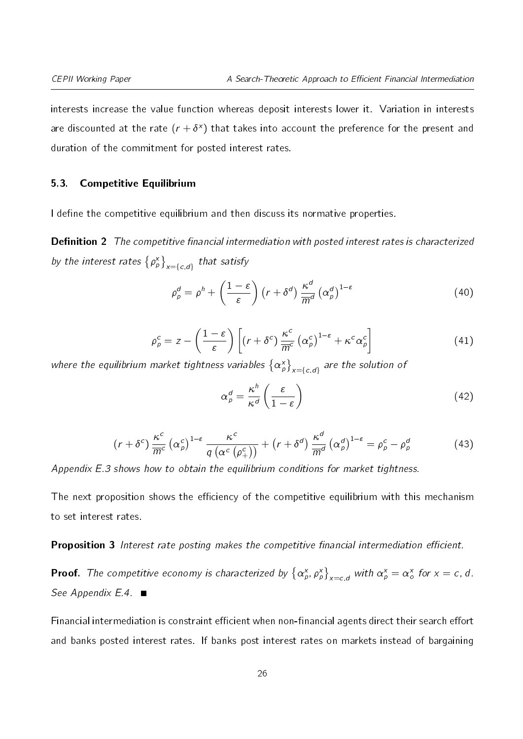interests increase the value function whereas deposit interests lower it. Variation in interests are discounted at the rate $(r + \delta^x)$ that takes into account the preference for the present and duration of the commitment for posted interest rates.

### 5.3. Competitive Equilibrium

I define the competitive equilibrium and then discuss its normative properties.

**Definition 2** *The competitive financial intermediation with posted interest rates is characterized by the interest rates* $\left\{\rho_p^x\right\}_{x=\{c,d\}}$ *that satisfy*

$$\rho_p^d = \rho^h + \left(\frac{1-\varepsilon}{\varepsilon}\right)\left(r+\delta^d\right)\frac{\kappa^d}{\overline{m}^d}\left(\alpha_p^d\right)^{1-\varepsilon} \tag{40}$$

$$\rho_p^c = z - \left(\frac{1-\varepsilon}{\varepsilon}\right)\left[\left(r+\delta^c\right)\frac{\kappa^c}{\overline{m}^c}\left(\alpha_p^c\right)^{1-\varepsilon} + \kappa^c\alpha_p^c\right] \tag{41}$$

*where the equilibrium market tightness variables* $\left\{\alpha_p^x\right\}_{x=\{c,d\}}$ *are the solution of*

$$\alpha_p^d = \frac{\kappa^h}{\kappa^d}\left(\frac{\varepsilon}{1-\varepsilon}\right) \tag{42}$$

$$\left(r+\delta^c\right)\frac{\kappa^c}{\overline{m}^c}\left(\alpha_p^c\right)^{1-\varepsilon}\frac{\kappa^c}{q\left(\alpha^c\left(\rho_+^c\right)\right)} + \left(r+\delta^d\right)\frac{\kappa^d}{\overline{m}^d}\left(\alpha_p^d\right)^{1-\varepsilon} = \rho_p^c - \rho_p^d \tag{43}$$

*Appendix E.3 shows how to obtain the equilibrium conditions for market tightness.*

The next proposition shows the efficiency of the competitive equilibrium with this mechanism to set interest rates.

**Proposition 3** *Interest rate posting makes the competitive financial intermediation efficient.*

**Proof.** *The competitive economy is characterized by* $\left\{\alpha_p^x, \rho_p^x\right\}_{x=c,d}$ *with* $\alpha_p^x = \alpha_o^x$ *for* $x = c, d$. *See Appendix E.4.* ■

Financial intermediation is constraint efficient when non-financial agents direct their search effort and banks posted interest rates. If banks post interest rates on markets instead of bargaining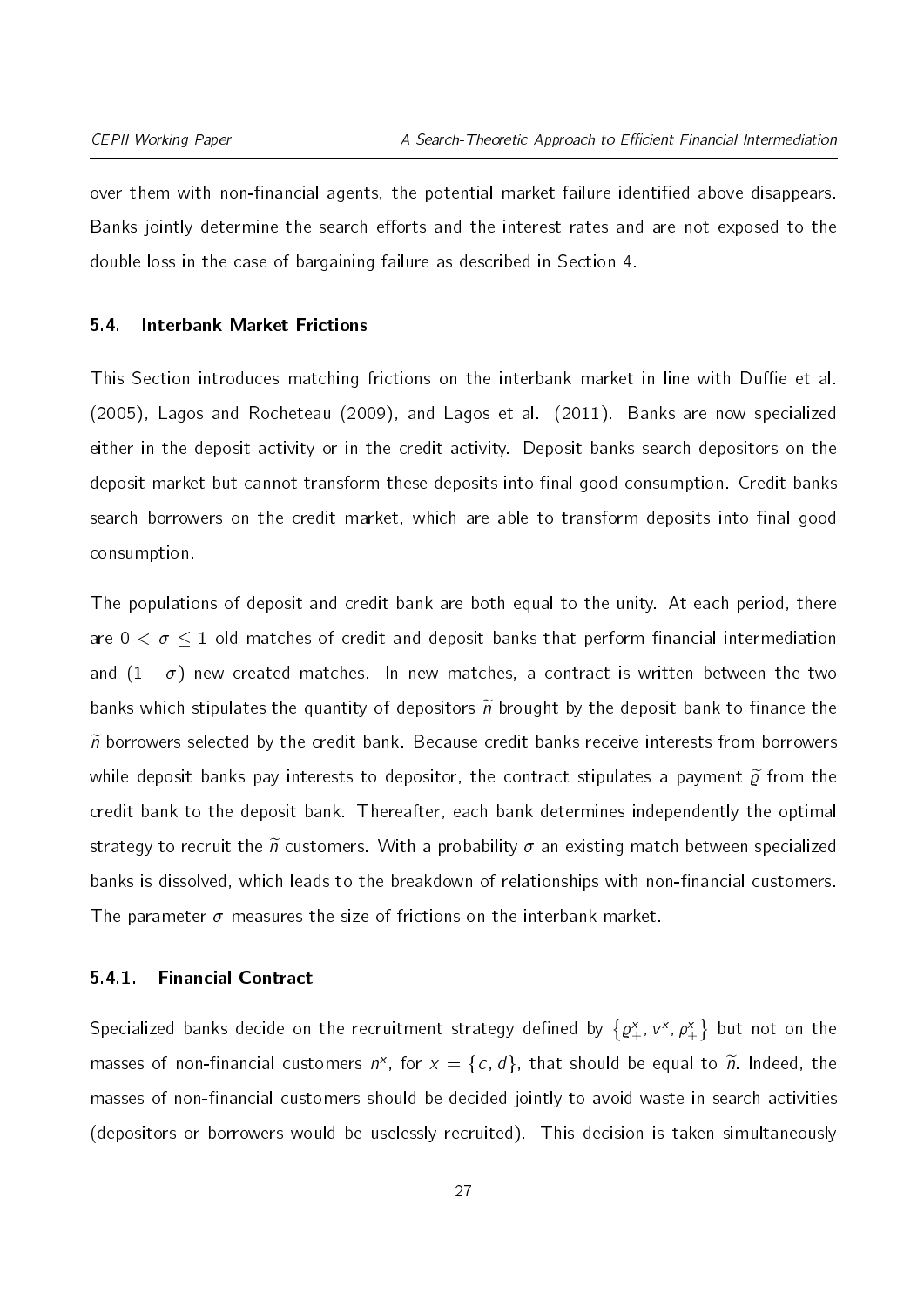over them with non-financial agents, the potential market failure identified above disappears. Banks jointly determine the search efforts and the interest rates and are not exposed to the double loss in the case of bargaining failure as described in Section 4.

### 5.4. Interbank Market Frictions

This Section introduces matching frictions on the interbank market in line with Duffie et al. (2005), Lagos and Rocheteau (2009), and Lagos et al. (2011). Banks are now specialized either in the deposit activity or in the credit activity. Deposit banks search depositors on the deposit market but cannot transform these deposits into final good consumption. Credit banks search borrowers on the credit market, which are able to transform deposits into final good consumption.

The populations of deposit and credit bank are both equal to the unity. At each period, there are $0 < \sigma \leq 1$ old matches of credit and deposit banks that perform financial intermediation and $(1-\sigma)$ new created matches. In new matches, a contract is written between the two banks which stipulates the quantity of depositors $\widetilde{n}$ brought by the deposit bank to finance the $\widetilde{n}$ borrowers selected by the credit bank. Because credit banks receive interests from borrowers while deposit banks pay interests to depositor, the contract stipulates a payment $\widetilde{\varrho}$ from the credit bank to the deposit bank. Thereafter, each bank determines independently the optimal strategy to recruit the $\widetilde{n}$ customers. With a probability $\sigma$ an existing match between specialized banks is dissolved, which leads to the breakdown of relationships with non-financial customers. The parameter $\sigma$ measures the size of frictions on the interbank market.

#### 5.4.1. Financial Contract

Specialized banks decide on the recruitment strategy defined by $\left\{\varrho_{+}^{x}, v^{x}, \rho_{+}^{x}\right\}$ but not on the masses of non-financial customers $n^{x}$, for $x = \{c, d\}$, that should be equal to $\widetilde{n}$. Indeed, the masses of non-financial customers should be decided jointly to avoid waste in search activities (depositors or borrowers would be uselessly recruited). This decision is taken simultaneously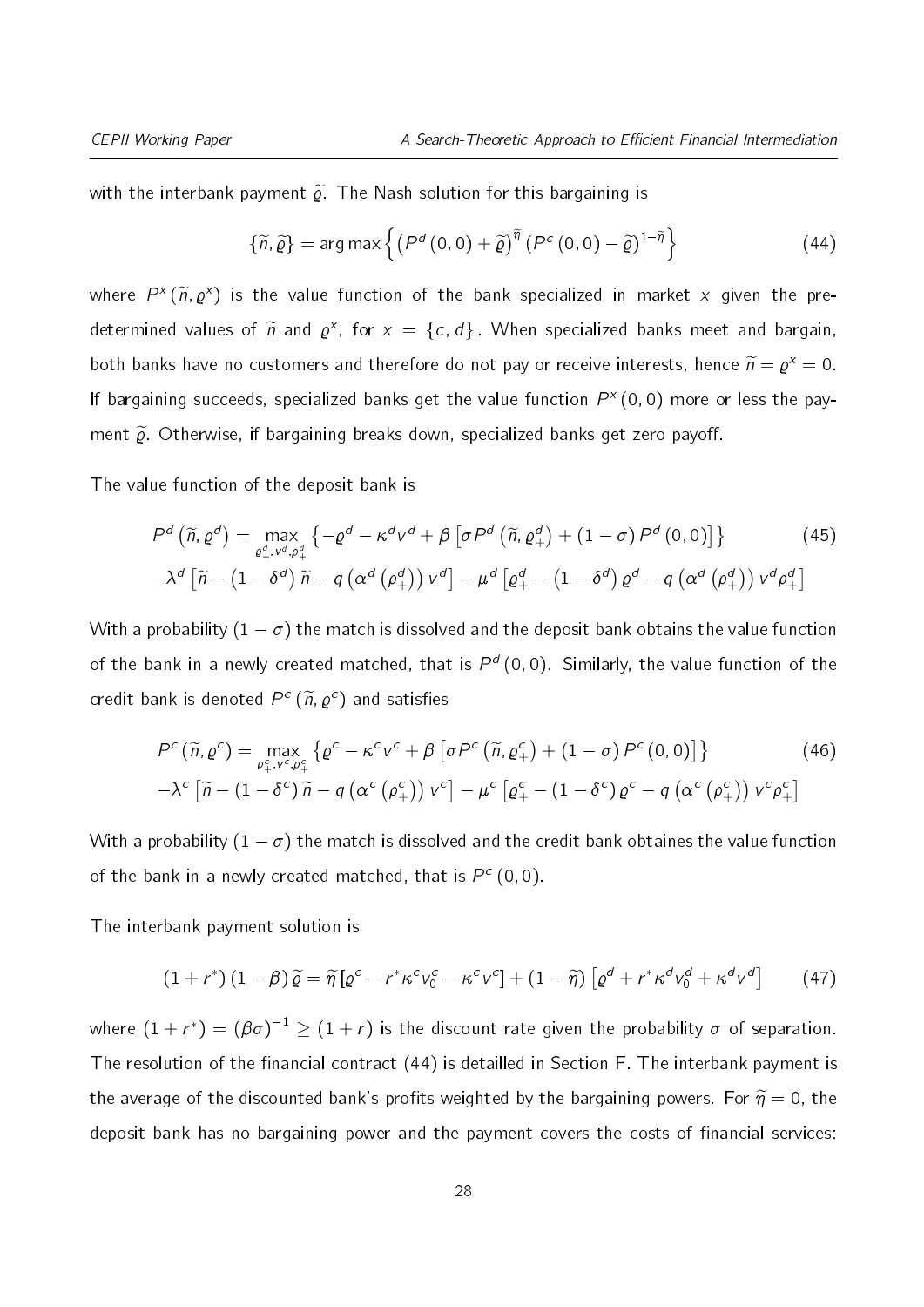with the interbank payment $\widetilde{\varrho}$. The Nash solution for this bargaining is

$$\{\widetilde{n}, \widetilde{\varrho}\} = \arg\max \left\{ \left(P^d(0,0) + \widetilde{\varrho}\right)^{\widetilde{\eta}} \left(P^c(0,0) - \widetilde{\varrho}\right)^{1-\widetilde{\eta}} \right\} \tag{44}$$

where $P^x(\widetilde{n}, \varrho^x)$ is the value function of the bank specialized in market $x$ given the predetermined values of $\widetilde{n}$ and $\varrho^x$, for $x = \{c, d\}$. When specialized banks meet and bargain, both banks have no customers and therefore do not pay or receive interests, hence $\widetilde{n} = \varrho^x = 0$. If bargaining succeeds, specialized banks get the value function $P^x(0,0)$ more or less the payment $\widetilde{\varrho}$. Otherwise, if bargaining breaks down, specialized banks get zero payoff.

The value function of the deposit bank is

$$\begin{aligned} P^d\left(\widetilde{n}, \varrho^d\right) = \max_{\varrho_+^d, v^d, \rho_+^d} & \left\{ -\varrho^d - \kappa^d v^d + \beta \left[ \sigma P^d\left(\widetilde{n}, \varrho_+^d\right) + (1-\sigma) P^d(0,0) \right] \right\} \\ -\lambda^d & \left[ \widetilde{n} - \left(1-\delta^d\right)\widetilde{n} - q\left(\alpha^d\left(\rho_+^d\right)\right) v^d \right] - \mu^d \left[ \varrho_+^d - \left(1-\delta^d\right)\varrho^d - q\left(\alpha^d\left(\rho_+^d\right)\right) v^d \rho_+^d \right] \end{aligned} \tag{45}$$

With a probability $(1-\sigma)$ the match is dissolved and the deposit bank obtains the value function of the bank in a newly created matched, that is $P^d(0,0)$. Similarly, the value function of the credit bank is denoted $P^c(\widetilde{n}, \varrho^c)$ and satisfies

$$\begin{aligned} P^c\left(\widetilde{n}, \varrho^c\right) = \max_{\varrho_+^c, v^c, \rho_+^c} & \left\{ \varrho^c - \kappa^c v^c + \beta \left[ \sigma P^c\left(\widetilde{n}, \varrho_+^c\right) + (1-\sigma) P^c(0,0) \right] \right\} \\ -\lambda^c & \left[ \widetilde{n} - \left(1-\delta^c\right)\widetilde{n} - q\left(\alpha^c\left(\rho_+^c\right)\right) v^c \right] - \mu^c \left[ \varrho_+^c - \left(1-\delta^c\right)\varrho^c - q\left(\alpha^c\left(\rho_+^c\right)\right) v^c \rho_+^c \right] \end{aligned} \tag{46}$$

With a probability $(1-\sigma)$ the match is dissolved and the credit bank obtaines the value function of the bank in a newly created matched, that is $P^c(0,0)$.

The interbank payment solution is

$$\left(1+r^*\right)(1-\beta)\widetilde{\varrho} = \widetilde{\eta}\left[\varrho^c - r^* \kappa^c v_0^c - \kappa^c v^c\right] + \left(1-\widetilde{\eta}\right)\left[\varrho^d + r^* \kappa^d v_0^d + \kappa^d v^d\right] \tag{47}$$

where $(1+r^*) = (\beta\sigma)^{-1} \geq (1+r)$ is the discount rate given the probability $\sigma$ of separation. The resolution of the financial contract (44) is detailled in Section F. The interbank payment is the average of the discounted bank's profits weighted by the bargaining powers. For $\widetilde{\eta} = 0$, the deposit bank has no bargaining power and the payment covers the costs of financial services: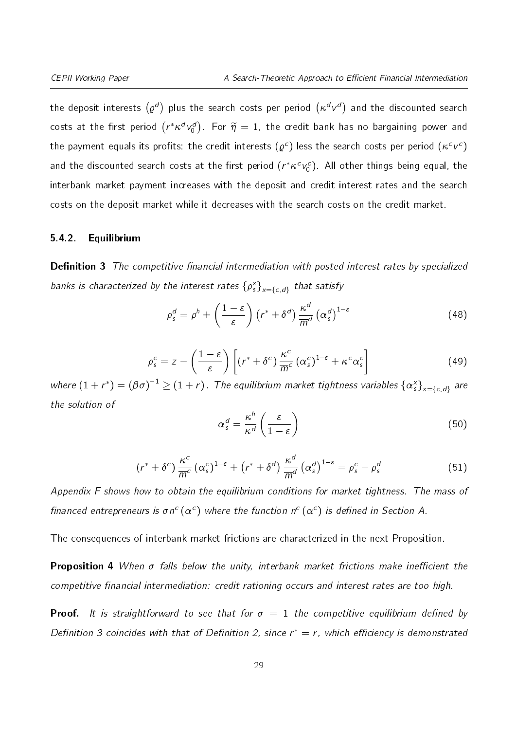the deposit interests $\left(\varrho^d\right)$ plus the search costs per period $\left(\kappa^d v^d\right)$ and the discounted search costs at the first period $\left(r^*\kappa^d v_0^d\right)$. For $\widetilde{\eta} = 1$, the credit bank has no bargaining power and the payment equals its profits: the credit interests $(\varrho^c)$ less the search costs per period $(\kappa^c v^c)$ and the discounted search costs at the first period $(r^*\kappa^c v_0^c)$. All other things being equal, the interbank market payment increases with the deposit and credit interest rates and the search costs on the deposit market while it decreases with the search costs on the credit market.

### 5.4.2. Equilibrium

**Definition 3** *The competitive financial intermediation with posted interest rates by specialized banks is characterized by the interest rates $\{\rho_s^x\}_{x=\{c,d\}}$ that satisfy*

$$\rho_s^d = \rho^h + \left(\frac{1-\varepsilon}{\varepsilon}\right)\left(r^* + \delta^d\right)\frac{\kappa^d}{\overline{m}^d}\left(\alpha_s^d\right)^{1-\varepsilon} \tag{48}$$

$$\rho_s^c = z - \left(\frac{1-\varepsilon}{\varepsilon}\right)\left[\left(r^* + \delta^c\right)\frac{\kappa^c}{\overline{m}^c}\left(\alpha_s^c\right)^{1-\varepsilon} + \kappa^c\alpha_s^c\right] \tag{49}$$

*where $(1+r^*) = (\beta\sigma)^{-1} \geq (1+r)$. The equilibrium market tightness variables $\{\alpha_s^x\}_{x=\{c,d\}}$ are the solution of*

$$\alpha_s^d = \frac{\kappa^h}{\kappa^d}\left(\frac{\varepsilon}{1-\varepsilon}\right) \tag{50}$$

$$\left(r^* + \delta^c\right)\frac{\kappa^c}{\overline{m}^c}\left(\alpha_s^c\right)^{1-\varepsilon} + \left(r^* + \delta^d\right)\frac{\kappa^d}{\overline{m}^d}\left(\alpha_s^d\right)^{1-\varepsilon} = \rho_s^c - \rho_s^d \tag{51}$$

*Appendix F shows how to obtain the equilibrium conditions for market tightness. The mass of financed entrepreneurs is $\sigma n^c(\alpha^c)$ where the function $n^c(\alpha^c)$ is defined in Section A.*

The consequences of interbank market frictions are characterized in the next Proposition.

**Proposition 4** *When $\sigma$ falls below the unity, interbank market frictions make inefficient the competitive financial intermediation: credit rationing occurs and interest rates are too high.*

**Proof.** *It is straightforward to see that for $\sigma = 1$ the competitive equilibrium defined by Definition 3 coincides with that of Definition 2, since $r^* = r$, which efficiency is demonstrated*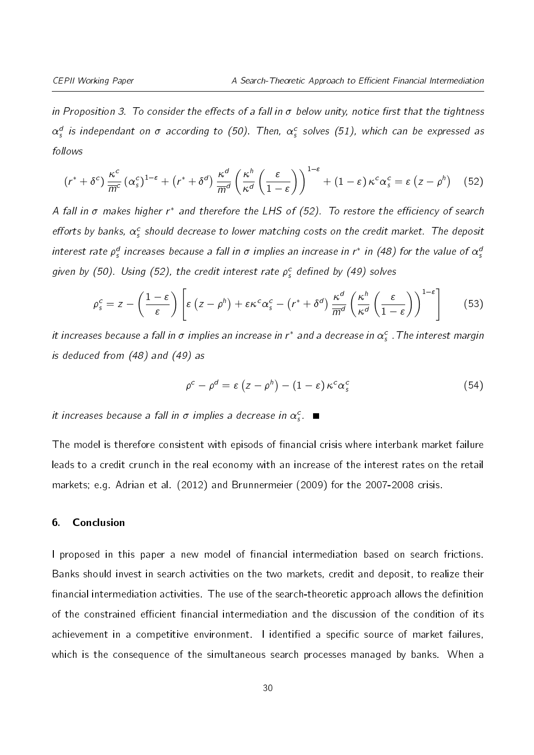*in Proposition 3. To consider the effects of a fall in $\sigma$ below unity, notice first that the tightness $\alpha_s^d$ is independant on $\sigma$ according to (50). Then, $\alpha_s^c$ solves (51), which can be expressed as follows*

$$\left(r^* + \delta^c\right) \frac{\kappa^c}{\overline{m}^c} \left(\alpha_s^c\right)^{1-\varepsilon} + \left(r^* + \delta^d\right) \frac{\kappa^d}{\overline{m}^d} \left(\frac{\kappa^h}{\kappa^d}\left(\frac{\varepsilon}{1-\varepsilon}\right)\right)^{1-\varepsilon} + (1-\varepsilon)\,\kappa^c \alpha_s^c = \varepsilon\left(z - \rho^h\right) \quad (52)$$

*A fall in $\sigma$ makes higher $r^*$ and therefore the LHS of (52). To restore the efficiency of search efforts by banks, $\alpha_s^c$ should decrease to lower matching costs on the credit market. The deposit interest rate $\rho_s^d$ increases because a fall in $\sigma$ implies an increase in $r^*$ in (48) for the value of $\alpha_s^d$ given by (50). Using (52), the credit interest rate $\rho_s^c$ defined by (49) solves*

$$\rho_s^c = z - \left(\frac{1-\varepsilon}{\varepsilon}\right)\left[\varepsilon\left(z-\rho^h\right) + \varepsilon\kappa^c\alpha_s^c - \left(r^* + \delta^d\right)\frac{\kappa^d}{\overline{m}^d}\left(\frac{\kappa^h}{\kappa^d}\left(\frac{\varepsilon}{1-\varepsilon}\right)\right)^{1-\varepsilon}\right] \quad (53)$$

*it increases because a fall in $\sigma$ implies an increase in $r^*$ and a decrease in $\alpha_s^c$ .The interest margin is deduced from (48) and (49) as*

$$\rho^c - \rho^d = \varepsilon\left(z - \rho^h\right) - (1-\varepsilon)\,\kappa^c\alpha_s^c \quad (54)$$

*it increases because a fall in $\sigma$ implies a decrease in $\alpha_s^c$.* ■

The model is therefore consistent with episods of financial crisis where interbank market failure leads to a credit crunch in the real economy with an increase of the interest rates on the retail markets; e.g. Adrian et al. (2012) and Brunnermeier (2009) for the 2007-2008 crisis.

## 6. Conclusion

I proposed in this paper a new model of financial intermediation based on search frictions. Banks should invest in search activities on the two markets, credit and deposit, to realize their financial intermediation activities. The use of the search-theoretic approach allows the definition of the constrained efficient financial intermediation and the discussion of the condition of its achievement in a competitive environment. I identified a specific source of market failures, which is the consequence of the simultaneous search processes managed by banks. When a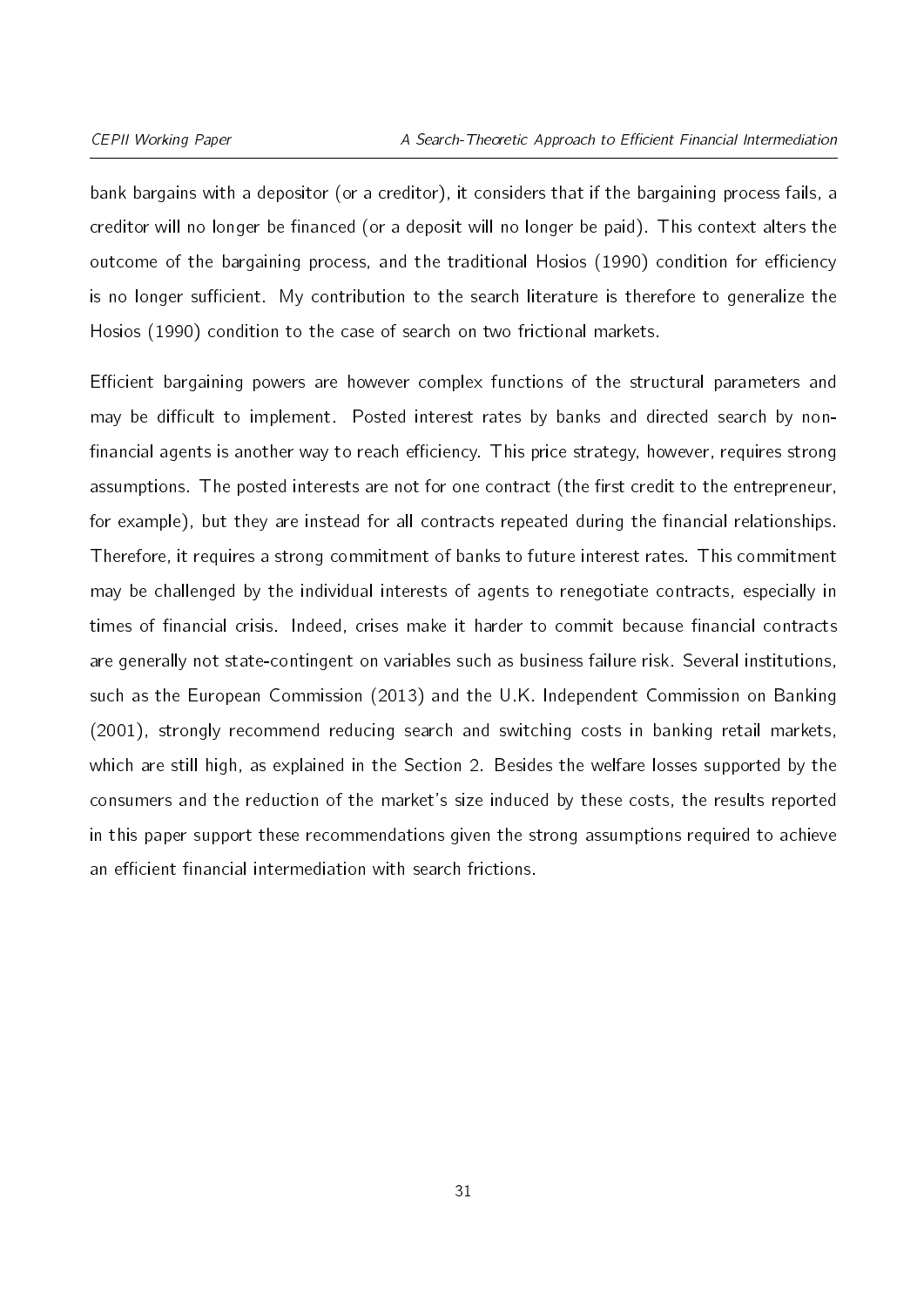bank bargains with a depositor (or a creditor), it considers that if the bargaining process fails, a creditor will no longer be financed (or a deposit will no longer be paid). This context alters the outcome of the bargaining process, and the traditional Hosios (1990) condition for efficiency is no longer sufficient. My contribution to the search literature is therefore to generalize the Hosios (1990) condition to the case of search on two frictional markets.

Efficient bargaining powers are however complex functions of the structural parameters and may be difficult to implement. Posted interest rates by banks and directed search by non-financial agents is another way to reach efficiency. This price strategy, however, requires strong assumptions. The posted interests are not for one contract (the first credit to the entrepreneur, for example), but they are instead for all contracts repeated during the financial relationships. Therefore, it requires a strong commitment of banks to future interest rates. This commitment may be challenged by the individual interests of agents to renegotiate contracts, especially in times of financial crisis. Indeed, crises make it harder to commit because financial contracts are generally not state-contingent on variables such as business failure risk. Several institutions, such as the European Commission (2013) and the U.K. Independent Commission on Banking (2001), strongly recommend reducing search and switching costs in banking retail markets, which are still high, as explained in the Section 2. Besides the welfare losses supported by the consumers and the reduction of the market's size induced by these costs, the results reported in this paper support these recommendations given the strong assumptions required to achieve an efficient financial intermediation with search frictions.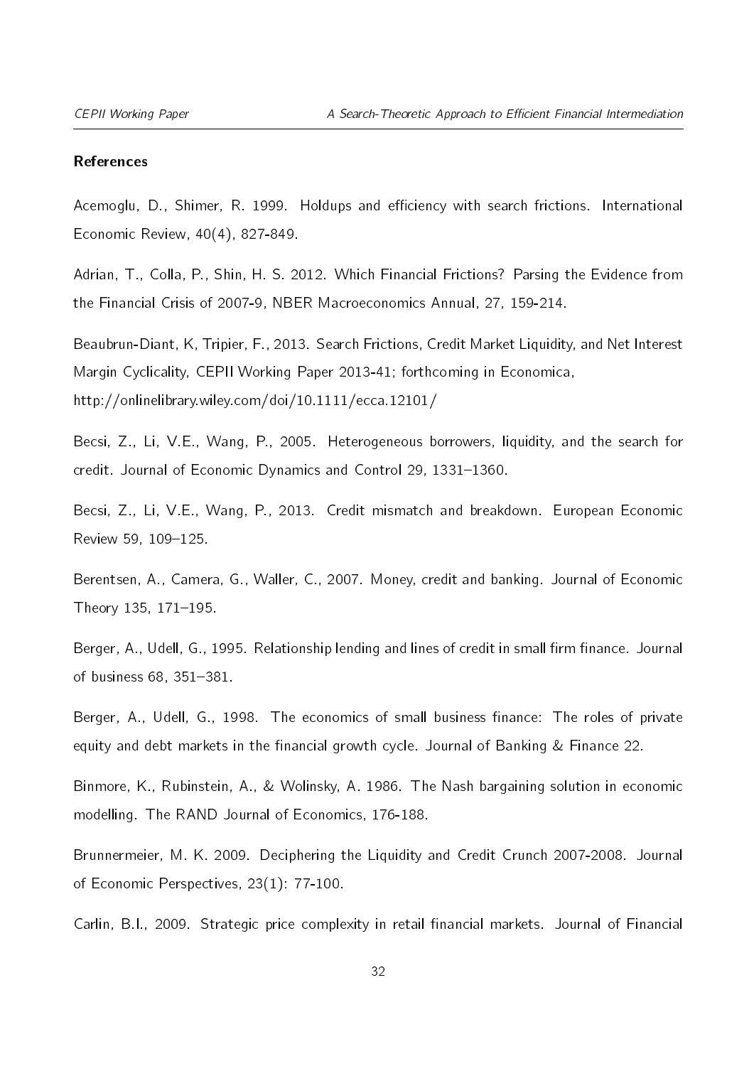## References

Acemoglu, D., Shimer, R. 1999. Holdups and efficiency with search frictions. International Economic Review, 40(4), 827-849.

Adrian, T., Colla, P., Shin, H. S. 2012. Which Financial Frictions? Parsing the Evidence from the Financial Crisis of 2007-9, NBER Macroeconomics Annual, 27, 159-214.

Beaubrun-Diant, K, Tripier, F., 2013. Search Frictions, Credit Market Liquidity, and Net Interest Margin Cyclicality, CEPII Working Paper 2013-41; forthcoming in Economica, http://onlinelibrary.wiley.com/doi/10.1111/ecca.12101/

Becsi, Z., Li, V.E., Wang, P., 2005. Heterogeneous borrowers, liquidity, and the search for credit. Journal of Economic Dynamics and Control 29, 1331–1360.

Becsi, Z., Li, V.E., Wang, P., 2013. Credit mismatch and breakdown. European Economic Review 59, 109–125.

Berentsen, A., Camera, G., Waller, C., 2007. Money, credit and banking. Journal of Economic Theory 135, 171–195.

Berger, A., Udell, G., 1995. Relationship lending and lines of credit in small firm finance. Journal of business 68, 351–381.

Berger, A., Udell, G., 1998. The economics of small business finance: The roles of private equity and debt markets in the financial growth cycle. Journal of Banking & Finance 22.

Binmore, K., Rubinstein, A., & Wolinsky, A. 1986. The Nash bargaining solution in economic modelling. The RAND Journal of Economics, 176-188.

Brunnermeier, M. K. 2009. Deciphering the Liquidity and Credit Crunch 2007-2008. Journal of Economic Perspectives, 23(1): 77-100.

Carlin, B.I., 2009. Strategic price complexity in retail financial markets. Journal of Financial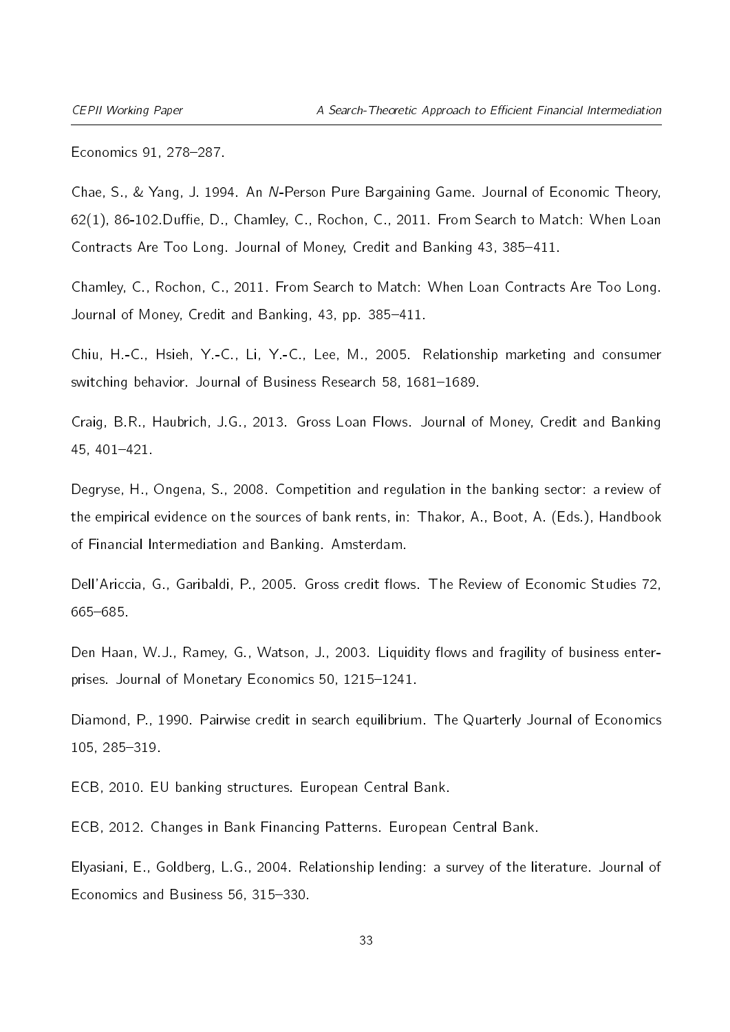Economics 91, 278–287.

Chae, S., & Yang, J. 1994. An *N*-Person Pure Bargaining Game. Journal of Economic Theory, 62(1), 86-102.Duffie, D., Chamley, C., Rochon, C., 2011. From Search to Match: When Loan Contracts Are Too Long. Journal of Money, Credit and Banking 43, 385–411.

Chamley, C., Rochon, C., 2011. From Search to Match: When Loan Contracts Are Too Long. Journal of Money, Credit and Banking, 43, pp. 385–411.

Chiu, H.-C., Hsieh, Y.-C., Li, Y.-C., Lee, M., 2005. Relationship marketing and consumer switching behavior. Journal of Business Research 58, 1681–1689.

Craig, B.R., Haubrich, J.G., 2013. Gross Loan Flows. Journal of Money, Credit and Banking 45, 401–421.

Degryse, H., Ongena, S., 2008. Competition and regulation in the banking sector: a review of the empirical evidence on the sources of bank rents, in: Thakor, A., Boot, A. (Eds.), Handbook of Financial Intermediation and Banking. Amsterdam.

Dell'Ariccia, G., Garibaldi, P., 2005. Gross credit flows. The Review of Economic Studies 72, 665–685.

Den Haan, W.J., Ramey, G., Watson, J., 2003. Liquidity flows and fragility of business enterprises. Journal of Monetary Economics 50, 1215–1241.

Diamond, P., 1990. Pairwise credit in search equilibrium. The Quarterly Journal of Economics 105, 285–319.

ECB, 2010. EU banking structures. European Central Bank.

ECB, 2012. Changes in Bank Financing Patterns. European Central Bank.

Elyasiani, E., Goldberg, L.G., 2004. Relationship lending: a survey of the literature. Journal of Economics and Business 56, 315–330.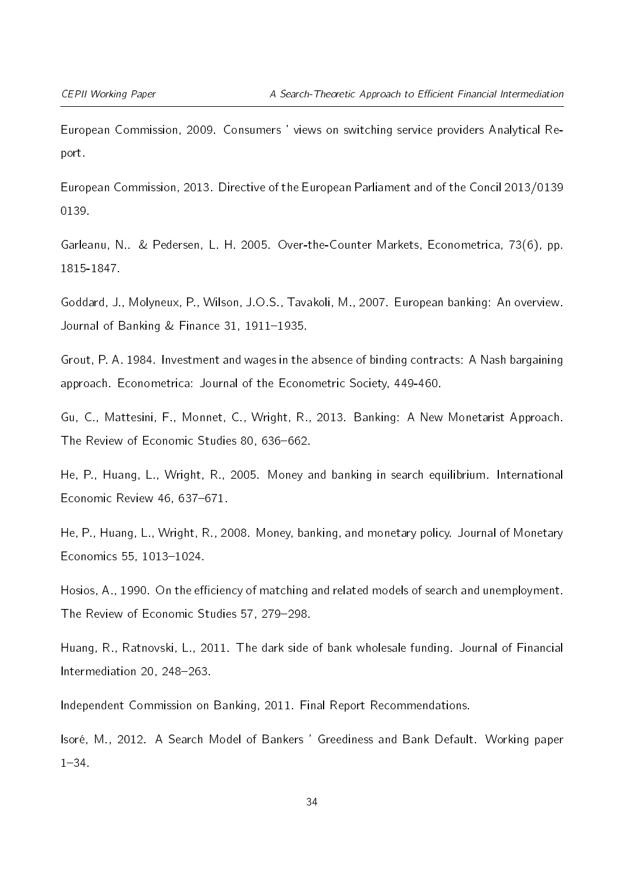European Commission, 2009. Consumers ' views on switching service providers Analytical Report.

European Commission, 2013. Directive of the European Parliament and of the Concil 2013/0139 0139.

Garleanu, N.. & Pedersen, L. H. 2005. Over-the-Counter Markets, Econometrica, 73(6), pp. 1815-1847.

Goddard, J., Molyneux, P., Wilson, J.O.S., Tavakoli, M., 2007. European banking: An overview. Journal of Banking & Finance 31, 1911–1935.

Grout, P. A. 1984. Investment and wages in the absence of binding contracts: A Nash bargaining approach. Econometrica: Journal of the Econometric Society, 449-460.

Gu, C., Mattesini, F., Monnet, C., Wright, R., 2013. Banking: A New Monetarist Approach. The Review of Economic Studies 80, 636–662.

He, P., Huang, L., Wright, R., 2005. Money and banking in search equilibrium. International Economic Review 46, 637–671.

He, P., Huang, L., Wright, R., 2008. Money, banking, and monetary policy. Journal of Monetary Economics 55, 1013–1024.

Hosios, A., 1990. On the efficiency of matching and related models of search and unemployment. The Review of Economic Studies 57, 279–298.

Huang, R., Ratnovski, L., 2011. The dark side of bank wholesale funding. Journal of Financial Intermediation 20, 248–263.

Independent Commission on Banking, 2011. Final Report Recommendations.

Isoré, M., 2012. A Search Model of Bankers ' Greediness and Bank Default. Working paper 1–34.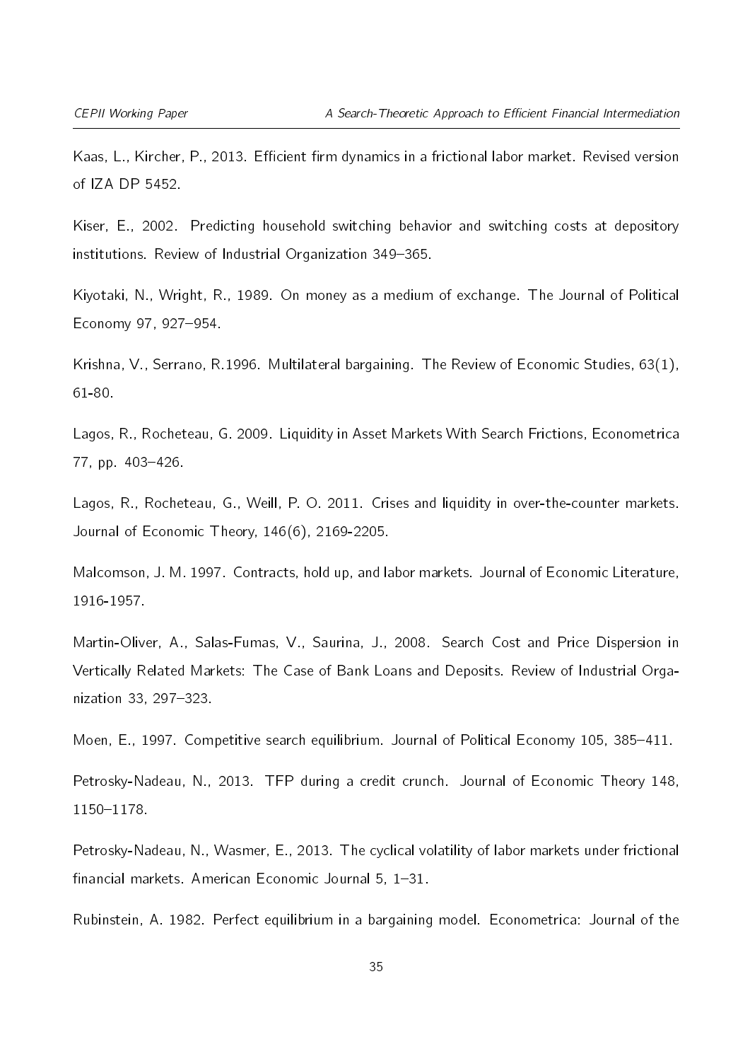Kaas, L., Kircher, P., 2013. Efficient firm dynamics in a frictional labor market. Revised version of IZA DP 5452.

Kiser, E., 2002. Predicting household switching behavior and switching costs at depository institutions. Review of Industrial Organization 349–365.

Kiyotaki, N., Wright, R., 1989. On money as a medium of exchange. The Journal of Political Economy 97, 927–954.

Krishna, V., Serrano, R.1996. Multilateral bargaining. The Review of Economic Studies, 63(1), 61-80.

Lagos, R., Rocheteau, G. 2009. Liquidity in Asset Markets With Search Frictions, Econometrica 77, pp. 403–426.

Lagos, R., Rocheteau, G., Weill, P. O. 2011. Crises and liquidity in over-the-counter markets. Journal of Economic Theory, 146(6), 2169-2205.

Malcomson, J. M. 1997. Contracts, hold up, and labor markets. Journal of Economic Literature, 1916-1957.

Martin-Oliver, A., Salas-Fumas, V., Saurina, J., 2008. Search Cost and Price Dispersion in Vertically Related Markets: The Case of Bank Loans and Deposits. Review of Industrial Organization 33, 297–323.

Moen, E., 1997. Competitive search equilibrium. Journal of Political Economy 105, 385–411.

Petrosky-Nadeau, N., 2013. TFP during a credit crunch. Journal of Economic Theory 148, 1150–1178.

Petrosky-Nadeau, N., Wasmer, E., 2013. The cyclical volatility of labor markets under frictional financial markets. American Economic Journal 5, 1–31.

Rubinstein, A. 1982. Perfect equilibrium in a bargaining model. Econometrica: Journal of the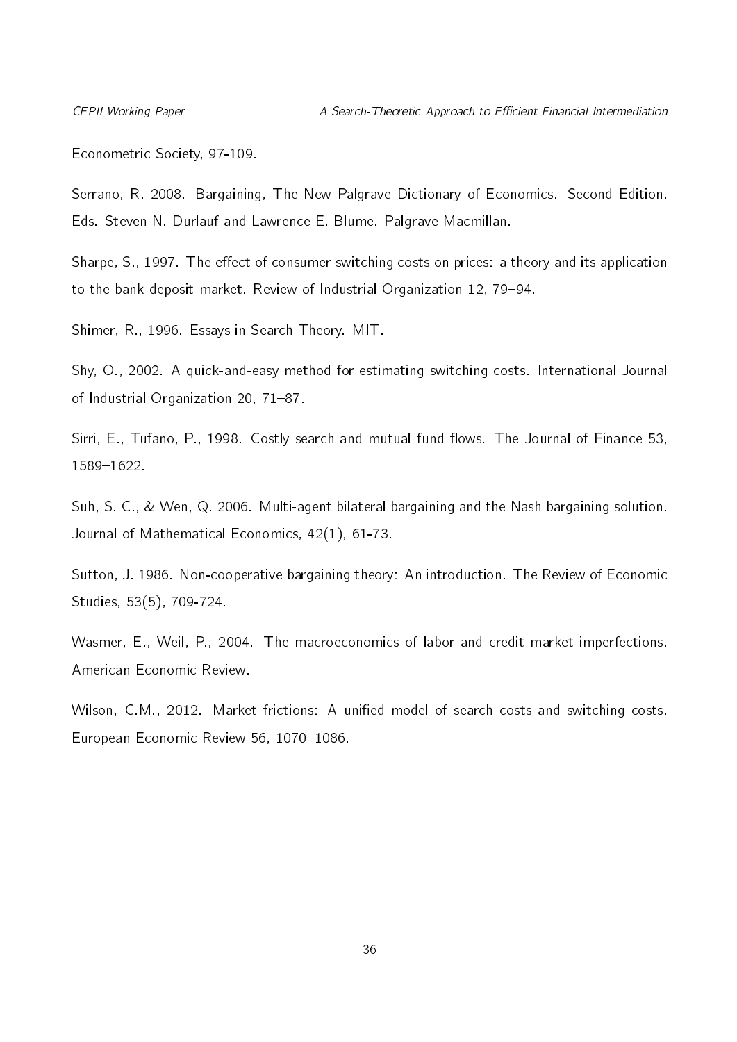Econometric Society, 97-109.

Serrano, R. 2008. Bargaining, The New Palgrave Dictionary of Economics. Second Edition. Eds. Steven N. Durlauf and Lawrence E. Blume. Palgrave Macmillan.

Sharpe, S., 1997. The effect of consumer switching costs on prices: a theory and its application to the bank deposit market. Review of Industrial Organization 12, 79–94.

Shimer, R., 1996. Essays in Search Theory. MIT.

Shy, O., 2002. A quick-and-easy method for estimating switching costs. International Journal of Industrial Organization 20, 71–87.

Sirri, E., Tufano, P., 1998. Costly search and mutual fund flows. The Journal of Finance 53, 1589–1622.

Suh, S. C., & Wen, Q. 2006. Multi-agent bilateral bargaining and the Nash bargaining solution. Journal of Mathematical Economics, 42(1), 61-73.

Sutton, J. 1986. Non-cooperative bargaining theory: An introduction. The Review of Economic Studies, 53(5), 709-724.

Wasmer, E., Weil, P., 2004. The macroeconomics of labor and credit market imperfections. American Economic Review.

Wilson, C.M., 2012. Market frictions: A unified model of search costs and switching costs. European Economic Review 56, 1070–1086.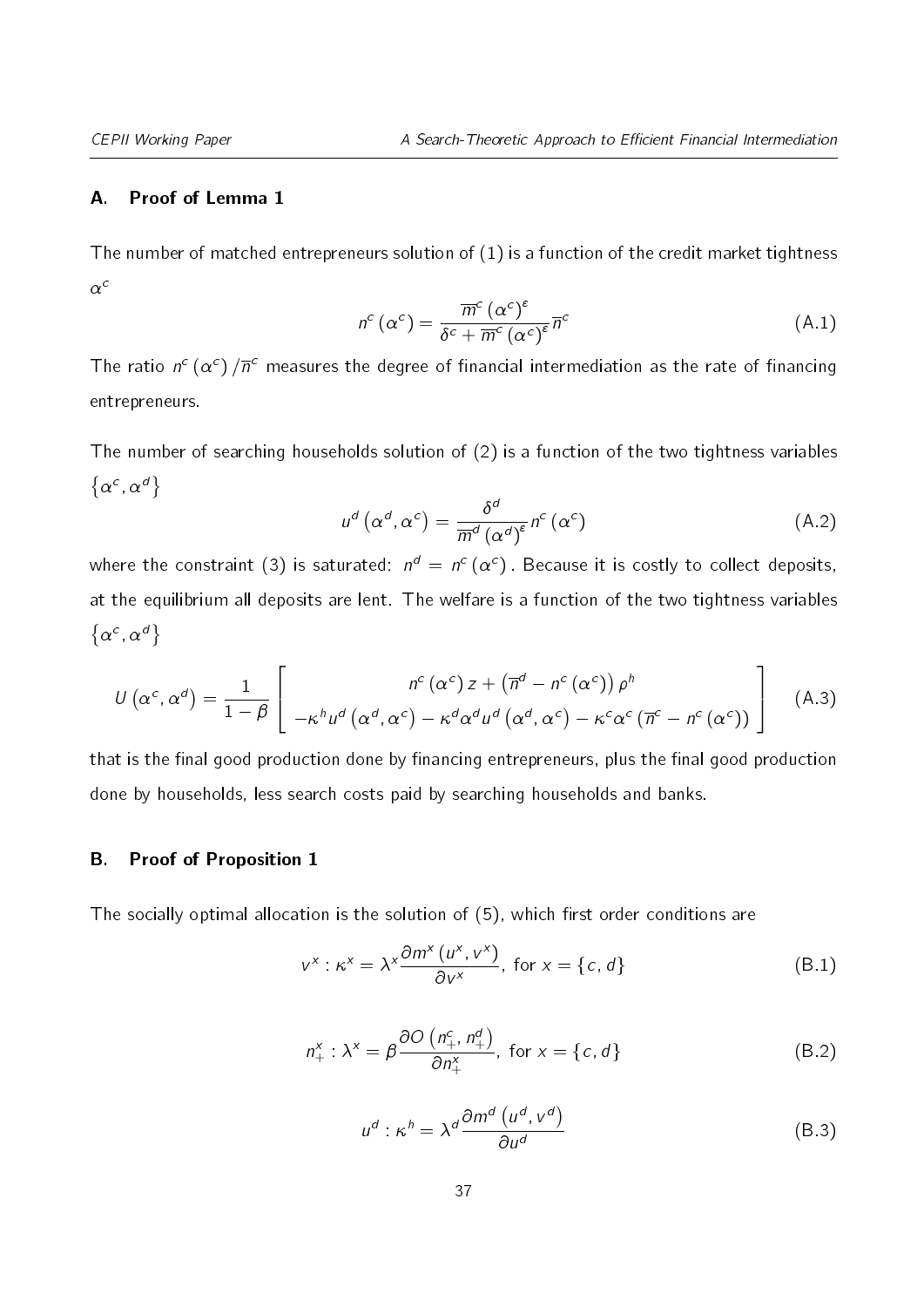## A. Proof of Lemma 1

The number of matched entrepreneurs solution of (1) is a function of the credit market tightness $\alpha^c$

$$n^c\left(\alpha^c\right) = \frac{\overline{m}^c\left(\alpha^c\right)^{\varepsilon}}{\delta^c + \overline{m}^c\left(\alpha^c\right)^{\varepsilon}}\overline{n}^c \tag{A.1}$$

The ratio $n^c\left(\alpha^c\right)/\overline{n}^c$ measures the degree of financial intermediation as the rate of financing entrepreneurs.

The number of searching households solution of (2) is a function of the two tightness variables $\left\{\alpha^c, \alpha^d\right\}$

$$u^d\left(\alpha^d, \alpha^c\right) = \frac{\delta^d}{\overline{m}^d\left(\alpha^d\right)^{\varepsilon}}n^c\left(\alpha^c\right) \tag{A.2}$$

where the constraint (3) is saturated: $n^d = n^c\left(\alpha^c\right)$. Because it is costly to collect deposits, at the equilibrium all deposits are lent. The welfare is a function of the two tightness variables $\left\{\alpha^c, \alpha^d\right\}$

$$U\left(\alpha^c, \alpha^d\right) = \frac{1}{1-\beta}\left[\begin{array}{c} n^c\left(\alpha^c\right)z + \left(\overline{n}^d - n^c\left(\alpha^c\right)\right)\rho^h \\ -\kappa^h u^d\left(\alpha^d, \alpha^c\right) - \kappa^d\alpha^d u^d\left(\alpha^d, \alpha^c\right) - \kappa^c\alpha^c\left(\overline{n}^c - n^c\left(\alpha^c\right)\right) \end{array}\right] \tag{A.3}$$

that is the final good production done by financing entrepreneurs, plus the final good production done by households, less search costs paid by searching households and banks.

## B. Proof of Proposition 1

The socially optimal allocation is the solution of (5), which first order conditions are

$$v^x : \kappa^x = \lambda^x\frac{\partial m^x\left(u^x, v^x\right)}{\partial v^x}, \text{ for } x = \{c, d\} \tag{B.1}$$

$$n_+^x : \lambda^x = \beta\frac{\partial O\left(n_+^c, n_+^d\right)}{\partial n_+^x}, \text{ for } x = \{c, d\} \tag{B.2}$$

$$u^d : \kappa^h = \lambda^d\frac{\partial m^d\left(u^d, v^d\right)}{\partial u^d} \tag{B.3}$$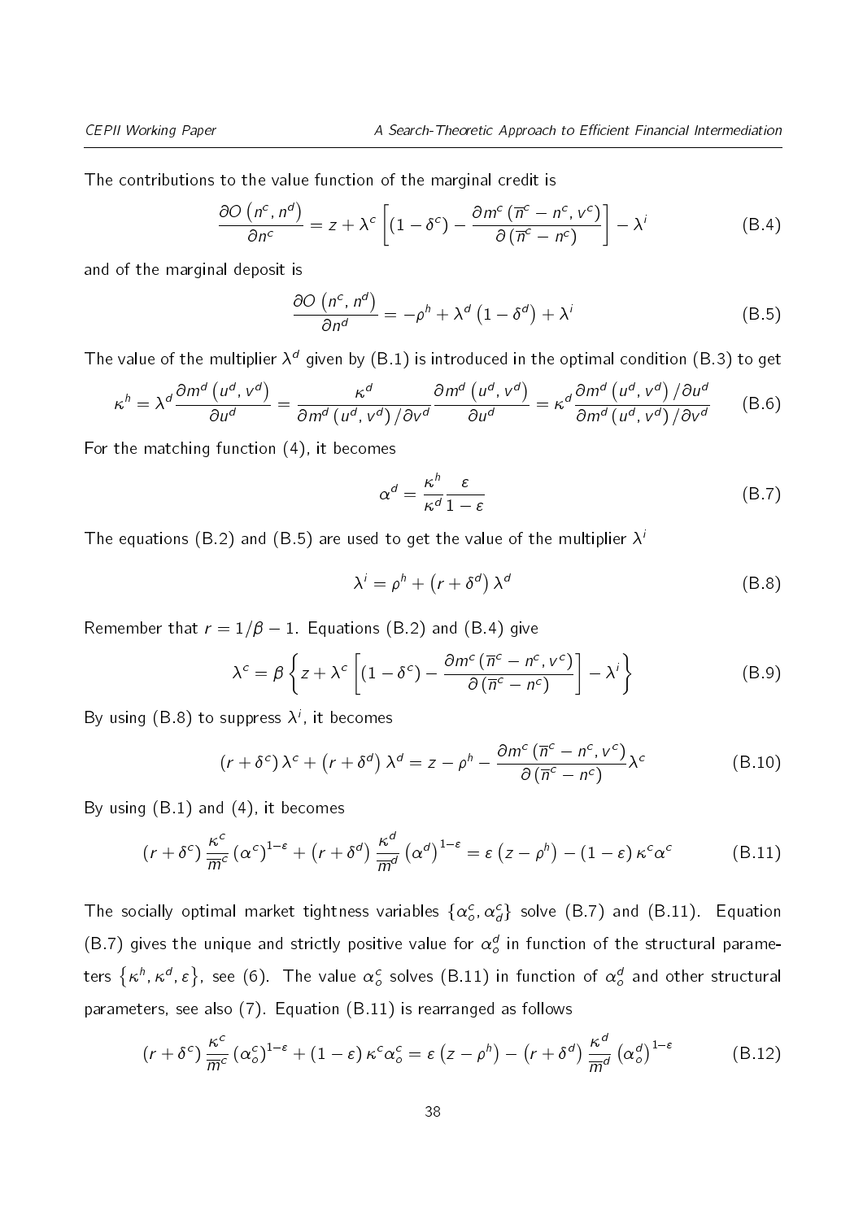The contributions to the value function of the marginal credit is

$$\frac{\partial O\left(n^c, n^d\right)}{\partial n^c} = z + \lambda^c \left[ (1-\delta^c) - \frac{\partial m^c\left(\overline{n}^c - n^c, v^c\right)}{\partial \left(\overline{n}^c - n^c\right)} \right] - \lambda^i \tag{B.4}$$

and of the marginal deposit is

$$\frac{\partial O\left(n^c, n^d\right)}{\partial n^d} = -\rho^h + \lambda^d \left(1-\delta^d\right) + \lambda^i \tag{B.5}$$

The value of the multiplier $\lambda^d$ given by (B.1) is introduced in the optimal condition (B.3) to get

$$\kappa^h = \lambda^d \frac{\partial m^d\left(u^d, v^d\right)}{\partial u^d} = \frac{\kappa^d}{\partial m^d\left(u^d, v^d\right)/\partial v^d} \frac{\partial m^d\left(u^d, v^d\right)}{\partial u^d} = \kappa^d \frac{\partial m^d\left(u^d, v^d\right)/\partial u^d}{\partial m^d\left(u^d, v^d\right)/\partial v^d} \tag{B.6}$$

For the matching function (4), it becomes

$$\alpha^d = \frac{\kappa^h}{\kappa^d} \frac{\varepsilon}{1-\varepsilon} \tag{B.7}$$

The equations (B.2) and (B.5) are used to get the value of the multiplier $\lambda^i$

$$\lambda^i = \rho^h + \left(r + \delta^d\right) \lambda^d \tag{B.8}$$

Remember that $r = 1/\beta - 1$. Equations (B.2) and (B.4) give

$$\lambda^c = \beta \left\{ z + \lambda^c \left[ (1-\delta^c) - \frac{\partial m^c\left(\overline{n}^c - n^c, v^c\right)}{\partial \left(\overline{n}^c - n^c\right)} \right] - \lambda^i \right\} \tag{B.9}$$

By using (B.8) to suppress $\lambda^i$, it becomes

$$(r+\delta^c)\lambda^c + \left(r+\delta^d\right)\lambda^d = z - \rho^h - \frac{\partial m^c\left(\overline{n}^c - n^c, v^c\right)}{\partial \left(\overline{n}^c - n^c\right)} \lambda^c \tag{B.10}$$

By using (B.1) and (4), it becomes

$$(r+\delta^c) \frac{\kappa^c}{\overline{m}^c} \left(\alpha^c\right)^{1-\varepsilon} + \left(r+\delta^d\right) \frac{\kappa^d}{\overline{m}^d} \left(\alpha^d\right)^{1-\varepsilon} = \varepsilon\left(z - \rho^h\right) - (1-\varepsilon)\kappa^c \alpha^c \tag{B.11}$$

The socially optimal market tightness variables $\{\alpha_o^c, \alpha_d^c\}$ solve (B.7) and (B.11). Equation (B.7) gives the unique and strictly positive value for $\alpha_o^d$ in function of the structural parameters $\left\{\kappa^h, \kappa^d, \varepsilon\right\}$, see (6). The value $\alpha_o^c$ solves (B.11) in function of $\alpha_o^d$ and other structural parameters, see also (7). Equation (B.11) is rearranged as follows

$$(r+\delta^c) \frac{\kappa^c}{\overline{m}^c} \left(\alpha_o^c\right)^{1-\varepsilon} + (1-\varepsilon)\kappa^c \alpha_o^c = \varepsilon\left(z - \rho^h\right) - \left(r+\delta^d\right) \frac{\kappa^d}{\overline{m}^d} \left(\alpha_o^d\right)^{1-\varepsilon} \tag{B.12}$$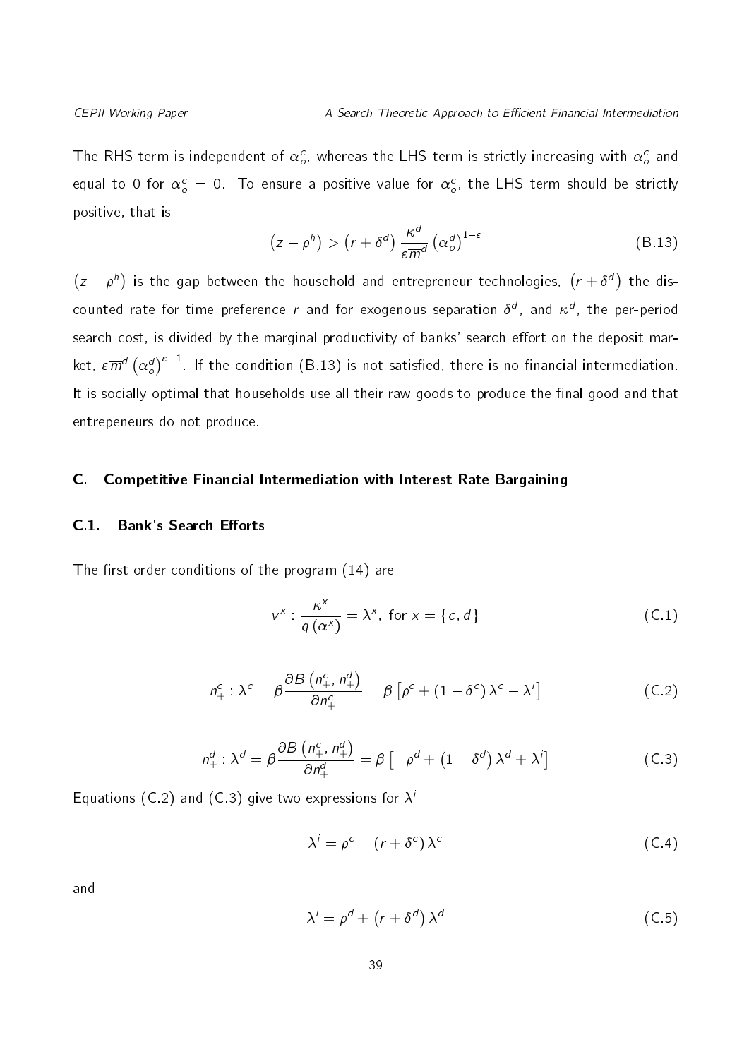The RHS term is independent of $\alpha_o^c$, whereas the LHS term is strictly increasing with $\alpha_o^c$ and equal to 0 for $\alpha_o^c = 0$. To ensure a positive value for $\alpha_o^c$, the LHS term should be strictly positive, that is

$$\left(z - \rho^h\right) > \left(r + \delta^d\right) \frac{\kappa^d}{\varepsilon \overline{m}^d} \left(\alpha_o^d\right)^{1-\varepsilon} \tag{B.13}$$

$\left(z - \rho^h\right)$ is the gap between the household and entrepreneur technologies, $\left(r + \delta^d\right)$ the discounted rate for time preference $r$ and for exogenous separation $\delta^d$, and $\kappa^d$, the per-period search cost, is divided by the marginal productivity of banks' search effort on the deposit market, $\varepsilon \overline{m}^d \left(\alpha_o^d\right)^{\varepsilon - 1}$. If the condition (B.13) is not satisfied, there is no financial intermediation. It is socially optimal that households use all their raw goods to produce the final good and that entrepeneurs do not produce.

## C. Competitive Financial Intermediation with Interest Rate Bargaining

### C.1. Bank's Search Efforts

The first order conditions of the program (14) are

$$v^x : \frac{\kappa^x}{q\left(\alpha^x\right)} = \lambda^x, \text{ for } x = \{c, d\} \tag{C.1}$$

$$n_+^c : \lambda^c = \beta \frac{\partial B\left(n_+^c, n_+^d\right)}{\partial n_+^c} = \beta\left[\rho^c + \left(1 - \delta^c\right)\lambda^c - \lambda^i\right] \tag{C.2}$$

$$n_+^d : \lambda^d = \beta \frac{\partial B\left(n_+^c, n_+^d\right)}{\partial n_+^d} = \beta\left[-\rho^d + \left(1 - \delta^d\right)\lambda^d + \lambda^i\right] \tag{C.3}$$

Equations (C.2) and (C.3) give two expressions for $\lambda^i$

$$\lambda^i = \rho^c - \left(r + \delta^c\right)\lambda^c \tag{C.4}$$

and

$$\lambda^i = \rho^d + \left(r + \delta^d\right)\lambda^d \tag{C.5}$$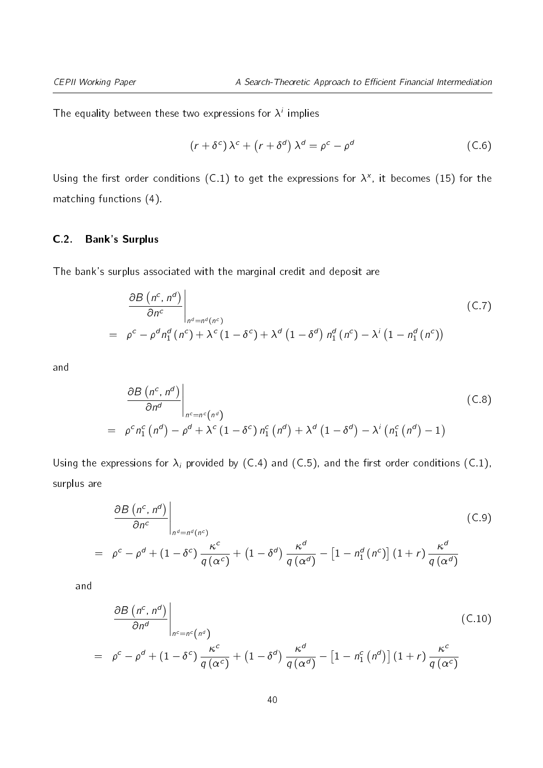The equality between these two expressions for $\lambda^i$ implies

$$\left(r+\delta^c\right)\lambda^c+\left(r+\delta^d\right)\lambda^d=\rho^c-\rho^d \tag{C.6}$$

Using the first order conditions (C.1) to get the expressions for $\lambda^x$, it becomes (15) for the matching functions (4).

### C.2. Bank's Surplus

The bank's surplus associated with the marginal credit and deposit are

$$\begin{aligned}
&\left.\frac{\partial B\left(n^c,n^d\right)}{\partial n^c}\right|_{n^d=n^d\left(n^c\right)} \\
&= \rho^c-\rho^d n_1^d\left(n^c\right)+\lambda^c\left(1-\delta^c\right)+\lambda^d\left(1-\delta^d\right)n_1^d\left(n^c\right)-\lambda^i\left(1-n_1^d\left(n^c\right)\right)
\end{aligned} \tag{C.7}$$

and

$$\begin{aligned}
&\left.\frac{\partial B\left(n^c,n^d\right)}{\partial n^d}\right|_{n^c=n^c\left(n^d\right)} \\
&= \rho^c n_1^c\left(n^d\right)-\rho^d+\lambda^c\left(1-\delta^c\right)n_1^c\left(n^d\right)+\lambda^d\left(1-\delta^d\right)-\lambda^i\left(n_1^c\left(n^d\right)-1\right)
\end{aligned} \tag{C.8}$$

Using the expressions for $\lambda_i$ provided by (C.4) and (C.5), and the first order conditions (C.1), surplus are

$$\begin{aligned}
&\left.\frac{\partial B\left(n^c,n^d\right)}{\partial n^c}\right|_{n^d=n^d\left(n^c\right)} \\
&= \rho^c-\rho^d+\left(1-\delta^c\right)\frac{\kappa^c}{q\left(\alpha^c\right)}+\left(1-\delta^d\right)\frac{\kappa^d}{q\left(\alpha^d\right)}-\left[1-n_1^d\left(n^c\right)\right]\left(1+r\right)\frac{\kappa^d}{q\left(\alpha^d\right)}
\end{aligned} \tag{C.9}$$

and

$$\begin{aligned}
&\left.\frac{\partial B\left(n^c,n^d\right)}{\partial n^d}\right|_{n^c=n^c\left(n^d\right)} \\
&= \rho^c-\rho^d+\left(1-\delta^c\right)\frac{\kappa^c}{q\left(\alpha^c\right)}+\left(1-\delta^d\right)\frac{\kappa^d}{q\left(\alpha^d\right)}-\left[1-n_1^c\left(n^d\right)\right]\left(1+r\right)\frac{\kappa^c}{q\left(\alpha^c\right)}
\end{aligned} \tag{C.10}$$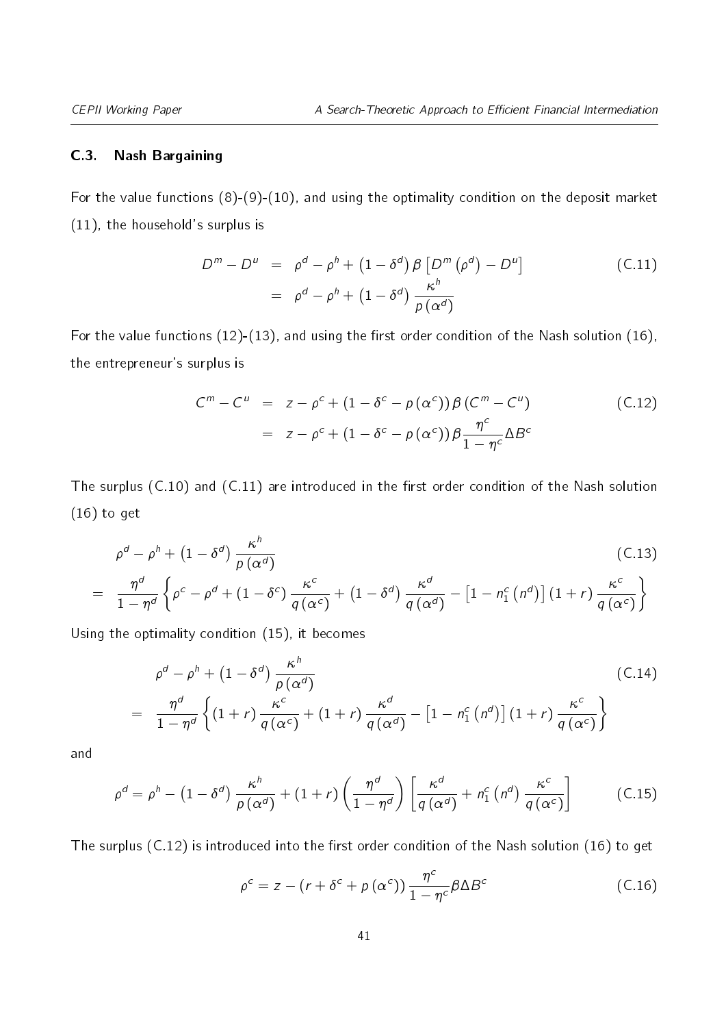### C.3. Nash Bargaining

For the value functions (8)-(9)-(10), and using the optimality condition on the deposit market (11), the household's surplus is

$$
\begin{aligned}
D^m - D^u &= \rho^d - \rho^h + \left(1-\delta^d\right)\beta\left[D^m\left(\rho^d\right) - D^u\right] \\
&= \rho^d - \rho^h + \left(1-\delta^d\right)\frac{\kappa^h}{p\left(\alpha^d\right)}
\end{aligned}
\tag{C.11}
$$

For the value functions (12)-(13), and using the first order condition of the Nash solution (16), the entrepreneur's surplus is

$$
\begin{aligned}
C^m - C^u &= z - \rho^c + \left(1-\delta^c - p\left(\alpha^c\right)\right)\beta\left(C^m - C^u\right) \\
&= z - \rho^c + \left(1-\delta^c - p\left(\alpha^c\right)\right)\beta\frac{\eta^c}{1-\eta^c}\Delta B^c
\end{aligned}
\tag{C.12}
$$

The surplus (C.10) and (C.11) are introduced in the first order condition of the Nash solution (16) to get

$$
\begin{aligned}
&\rho^d - \rho^h + \left(1-\delta^d\right)\frac{\kappa^h}{p\left(\alpha^d\right)} \\
= \;& \frac{\eta^d}{1-\eta^d}\left\{\rho^c - \rho^d + \left(1-\delta^c\right)\frac{\kappa^c}{q\left(\alpha^c\right)} + \left(1-\delta^d\right)\frac{\kappa^d}{q\left(\alpha^d\right)} - \left[1-n_1^c\left(n^d\right)\right]\left(1+r\right)\frac{\kappa^c}{q\left(\alpha^c\right)}\right\}
\end{aligned}
\tag{C.13}
$$

Using the optimality condition (15), it becomes

$$
\begin{aligned}
&\rho^d - \rho^h + \left(1-\delta^d\right)\frac{\kappa^h}{p\left(\alpha^d\right)} \\
= \;& \frac{\eta^d}{1-\eta^d}\left\{\left(1+r\right)\frac{\kappa^c}{q\left(\alpha^c\right)} + \left(1+r\right)\frac{\kappa^d}{q\left(\alpha^d\right)} - \left[1-n_1^c\left(n^d\right)\right]\left(1+r\right)\frac{\kappa^c}{q\left(\alpha^c\right)}\right\}
\end{aligned}
\tag{C.14}
$$

and

$$
\rho^d = \rho^h - \left(1-\delta^d\right)\frac{\kappa^h}{p\left(\alpha^d\right)} + \left(1+r\right)\left(\frac{\eta^d}{1-\eta^d}\right)\left[\frac{\kappa^d}{q\left(\alpha^d\right)} + n_1^c\left(n^d\right)\frac{\kappa^c}{q\left(\alpha^c\right)}\right]
\tag{C.15}
$$

The surplus (C.12) is introduced into the first order condition of the Nash solution (16) to get

$$
\rho^c = z - \left(r + \delta^c + p\left(\alpha^c\right)\right)\frac{\eta^c}{1-\eta^c}\beta\Delta B^c
\tag{C.16}
$$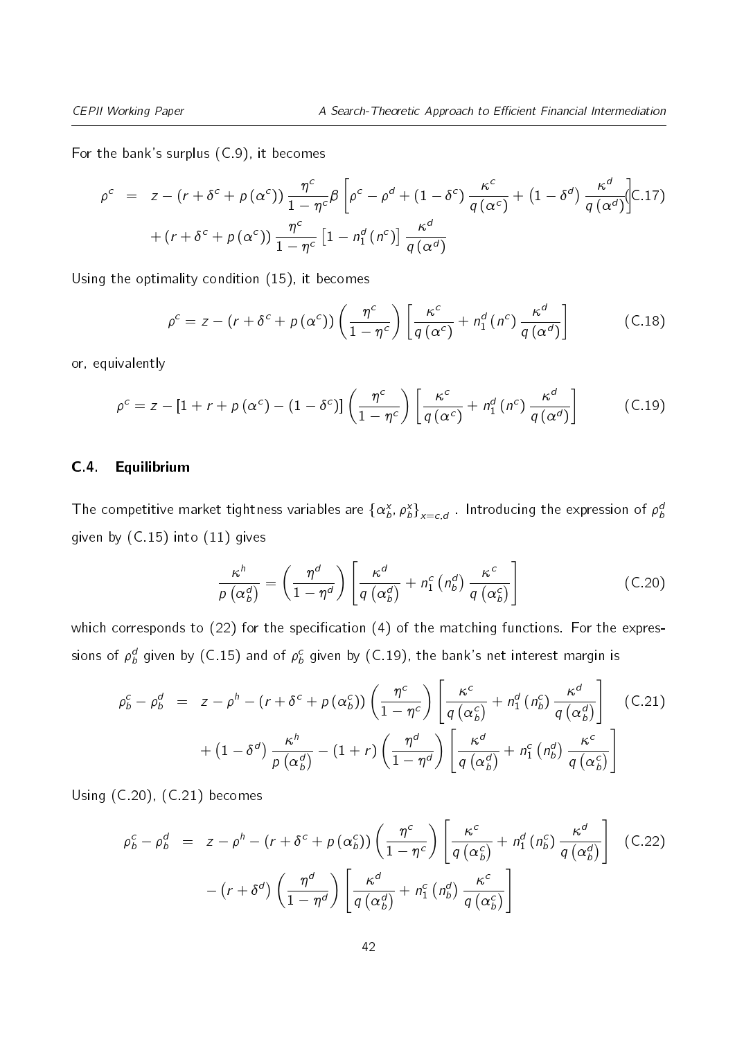For the bank's surplus (C.9), it becomes

$$\rho^c = z - (r + \delta^c + p(\alpha^c)) \frac{\eta^c}{1-\eta^c}\beta \left[\rho^c - \rho^d + (1-\delta^c)\frac{\kappa^c}{q(\alpha^c)} + \left(1-\delta^d\right)\frac{\kappa^d}{q(\alpha^d)}\right] + (r + \delta^c + p(\alpha^c)) \frac{\eta^c}{1-\eta^c}\left[1 - n_1^d(n^c)\right]\frac{\kappa^d}{q(\alpha^d)} \tag{C.17}$$

Using the optimality condition (15), it becomes

$$\rho^c = z - (r + \delta^c + p(\alpha^c)) \left(\frac{\eta^c}{1-\eta^c}\right)\left[\frac{\kappa^c}{q(\alpha^c)} + n_1^d(n^c)\frac{\kappa^d}{q(\alpha^d)}\right] \tag{C.18}$$

or, equivalently

$$\rho^c = z - \left[1 + r + p(\alpha^c) - (1-\delta^c)\right]\left(\frac{\eta^c}{1-\eta^c}\right)\left[\frac{\kappa^c}{q(\alpha^c)} + n_1^d(n^c)\frac{\kappa^d}{q(\alpha^d)}\right] \tag{C.19}$$

## C.4. Equilibrium

The competitive market tightness variables are $\{\alpha_b^x, \rho_b^x\}_{x=c,d}$ . Introducing the expression of $\rho_b^d$ given by (C.15) into (11) gives

$$\frac{\kappa^h}{p\left(\alpha_b^d\right)} = \left(\frac{\eta^d}{1-\eta^d}\right)\left[\frac{\kappa^d}{q\left(\alpha_b^d\right)} + n_1^c\left(n_b^d\right)\frac{\kappa^c}{q\left(\alpha_b^c\right)}\right] \tag{C.20}$$

which corresponds to (22) for the specification (4) of the matching functions. For the expressions of $\rho_b^d$ given by (C.15) and of $\rho_b^c$ given by (C.19), the bank's net interest margin is

$$\rho_b^c - \rho_b^d = z - \rho^h - (r + \delta^c + p(\alpha_b^c))\left(\frac{\eta^c}{1-\eta^c}\right)\left[\frac{\kappa^c}{q\left(\alpha_b^c\right)} + n_1^d\left(n_b^c\right)\frac{\kappa^d}{q\left(\alpha_b^d\right)}\right] + \left(1-\delta^d\right)\frac{\kappa^h}{p\left(\alpha_b^d\right)} - (1+r)\left(\frac{\eta^d}{1-\eta^d}\right)\left[\frac{\kappa^d}{q\left(\alpha_b^d\right)} + n_1^c\left(n_b^d\right)\frac{\kappa^c}{q\left(\alpha_b^c\right)}\right] \tag{C.21}$$

Using (C.20), (C.21) becomes

$$\rho_b^c - \rho_b^d = z - \rho^h - (r + \delta^c + p(\alpha_b^c))\left(\frac{\eta^c}{1-\eta^c}\right)\left[\frac{\kappa^c}{q\left(\alpha_b^c\right)} + n_1^d\left(n_b^c\right)\frac{\kappa^d}{q\left(\alpha_b^d\right)}\right] - \left(r+\delta^d\right)\left(\frac{\eta^d}{1-\eta^d}\right)\left[\frac{\kappa^d}{q\left(\alpha_b^d\right)} + n_1^c\left(n_b^d\right)\frac{\kappa^c}{q\left(\alpha_b^c\right)}\right] \tag{C.22}$$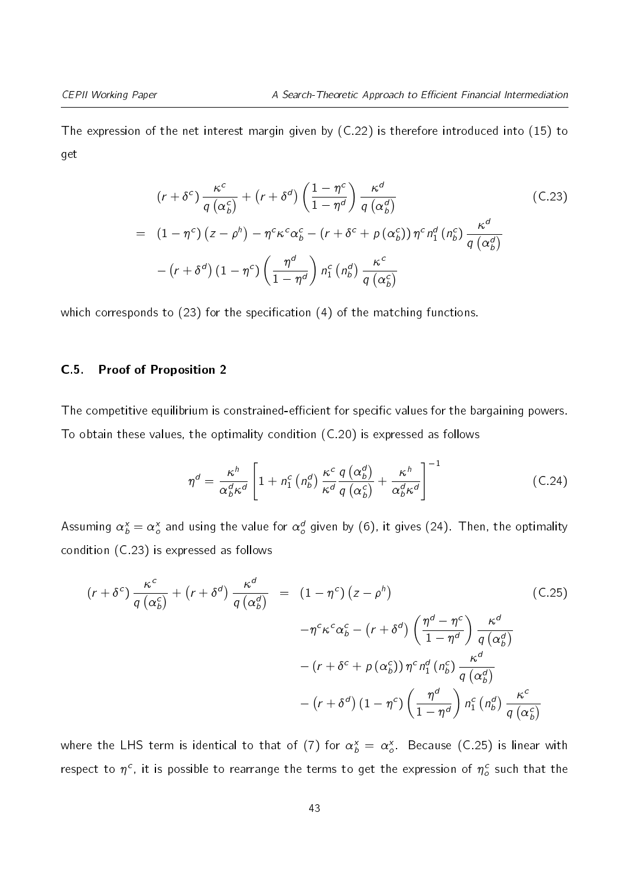The expression of the net interest margin given by (C.22) is therefore introduced into (15) to get

$$
\begin{aligned}
& (r+\delta^c)\frac{\kappa^c}{q\left(\alpha_b^c\right)} + \left(r+\delta^d\right)\left(\frac{1-\eta^c}{1-\eta^d}\right)\frac{\kappa^d}{q\left(\alpha_b^d\right)} \\
= \;& \left(1-\eta^c\right)\left(z-\rho^h\right) - \eta^c\kappa^c\alpha_b^c - \left(r+\delta^c+p\left(\alpha_b^c\right)\right)\eta^c n_1^d\left(n_b^c\right)\frac{\kappa^d}{q\left(\alpha_b^d\right)} \\
& - \left(r+\delta^d\right)\left(1-\eta^c\right)\left(\frac{\eta^d}{1-\eta^d}\right) n_1^c\left(n_b^d\right)\frac{\kappa^c}{q\left(\alpha_b^c\right)}
\end{aligned}
\tag{C.23}
$$

which corresponds to (23) for the specification (4) of the matching functions.

## C.5. Proof of Proposition 2

The competitive equilibrium is constrained-efficient for specific values for the bargaining powers. To obtain these values, the optimality condition (C.20) is expressed as follows

$$
\eta^d = \frac{\kappa^h}{\alpha_b^d\kappa^d}\left[1 + n_1^c\left(n_b^d\right)\frac{\kappa^c}{\kappa^d}\frac{q\left(\alpha_b^d\right)}{q\left(\alpha_b^c\right)} + \frac{\kappa^h}{\alpha_b^d\kappa^d}\right]^{-1}
\tag{C.24}
$$

Assuming $\alpha_b^x = \alpha_o^x$ and using the value for $\alpha_o^d$ given by (6), it gives (24). Then, the optimality condition (C.23) is expressed as follows

$$
\begin{aligned}
(r+\delta^c)\frac{\kappa^c}{q\left(\alpha_b^c\right)} + \left(r+\delta^d\right)\frac{\kappa^d}{q\left(\alpha_b^d\right)} \;=\;& \left(1-\eta^c\right)\left(z-\rho^h\right) \\
& -\eta^c\kappa^c\alpha_b^c - \left(r+\delta^d\right)\left(\frac{\eta^d-\eta^c}{1-\eta^d}\right)\frac{\kappa^d}{q\left(\alpha_b^d\right)} \\
& - \left(r+\delta^c+p\left(\alpha_b^c\right)\right)\eta^c n_1^d\left(n_b^c\right)\frac{\kappa^d}{q\left(\alpha_b^d\right)} \\
& - \left(r+\delta^d\right)\left(1-\eta^c\right)\left(\frac{\eta^d}{1-\eta^d}\right) n_1^c\left(n_b^d\right)\frac{\kappa^c}{q\left(\alpha_b^c\right)}
\end{aligned}
\tag{C.25}
$$

where the LHS term is identical to that of (7) for $\alpha_b^x = \alpha_o^x$. Because (C.25) is linear with respect to $\eta^c$, it is possible to rearrange the terms to get the expression of $\eta_o^c$ such that the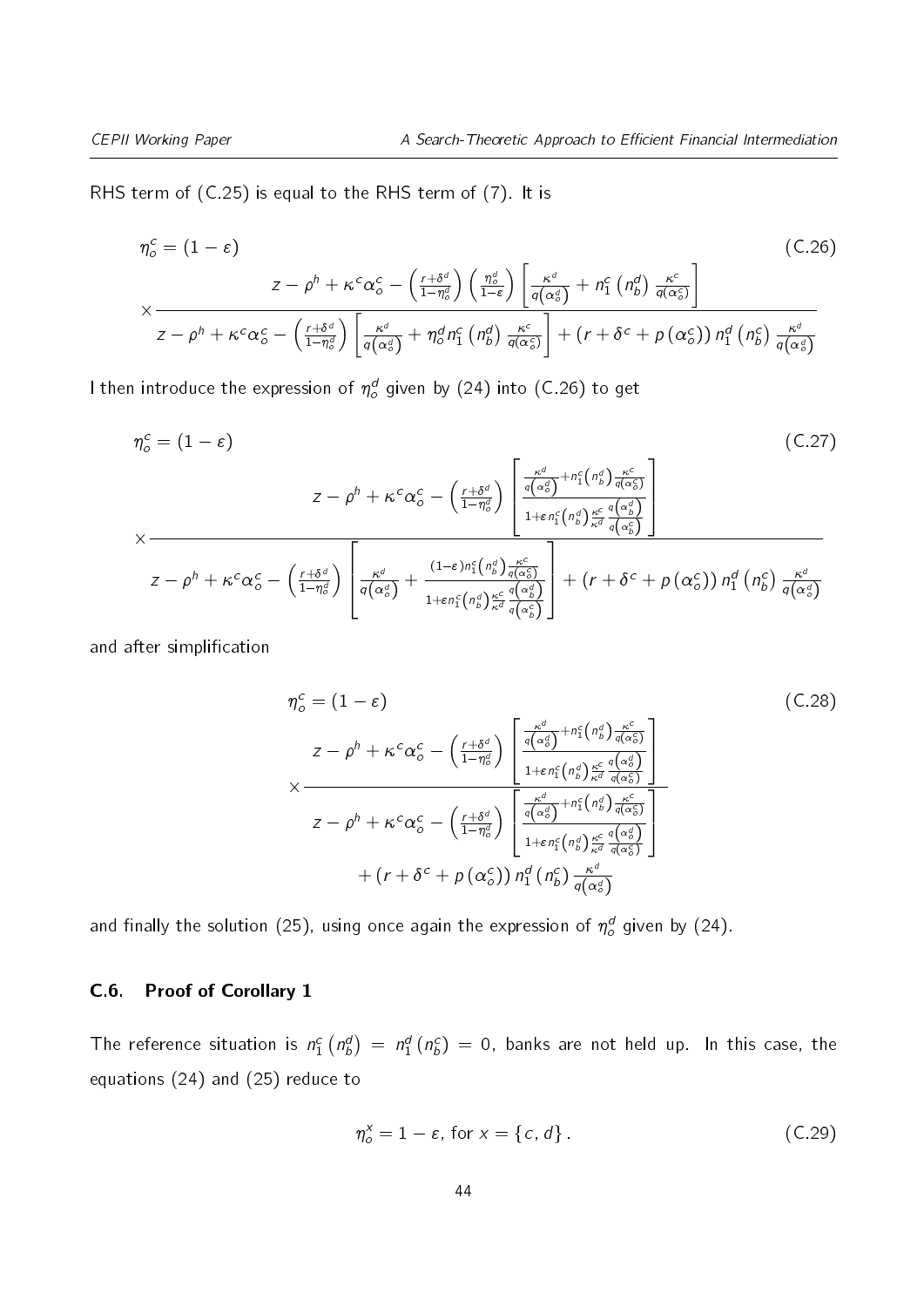RHS term of (C.25) is equal to the RHS term of (7). It is

$$\eta_o^c = (1-\varepsilon) \times \frac{z - \rho^h + \kappa^c \alpha_o^c - \left(\frac{r+\delta^d}{1-\eta_o^d}\right)\left(\frac{\eta_o^d}{1-\varepsilon}\right)\left[\frac{\kappa^d}{q(\alpha_o^d)} + n_1^c\left(n_b^d\right)\frac{\kappa^c}{q(\alpha_o^c)}\right]}{z - \rho^h + \kappa^c \alpha_o^c - \left(\frac{r+\delta^d}{1-\eta_o^d}\right)\left[\frac{\kappa^d}{q(\alpha_o^d)} + \eta_o^d n_1^c\left(n_b^d\right)\frac{\kappa^c}{q(\alpha_o^c)}\right] + \left(r+\delta^c+p\left(\alpha_o^c\right)\right) n_1^d\left(n_b^c\right)\frac{\kappa^d}{q(\alpha_o^d)}} \tag{C.26}$$

I then introduce the expression of $\eta_o^d$ given by (24) into (C.26) to get

$$\eta_o^c = (1-\varepsilon) \times \frac{z - \rho^h + \kappa^c \alpha_o^c - \left(\frac{r+\delta^d}{1-\eta_o^d}\right)\left[\frac{\frac{\kappa^d}{q(\alpha_o^d)} + n_1^c\left(n_b^d\right)\frac{\kappa^c}{q(\alpha_o^c)}}{1+\varepsilon n_1^c\left(n_b^d\right)\frac{\kappa^c}{\kappa^d}\frac{q(\alpha_b^d)}{q(\alpha_b^c)}}\right]}{z - \rho^h + \kappa^c \alpha_o^c - \left(\frac{r+\delta^d}{1-\eta_o^d}\right)\left[\frac{\kappa^d}{q(\alpha_o^d)} + \frac{(1-\varepsilon) n_1^c\left(n_b^d\right)\frac{\kappa^c}{q(\alpha_o^c)}}{1+\varepsilon n_1^c\left(n_b^d\right)\frac{\kappa^c}{\kappa^d}\frac{q(\alpha_b^d)}{q(\alpha_b^c)}}\right] + \left(r+\delta^c+p\left(\alpha_o^c\right)\right) n_1^d\left(n_b^c\right)\frac{\kappa^d}{q(\alpha_o^d)}} \tag{C.27}$$

and after simplification

$$\eta_o^c = (1-\varepsilon) \times \frac{z - \rho^h + \kappa^c \alpha_o^c - \left(\frac{r+\delta^d}{1-\eta_o^d}\right)\left[\frac{\frac{\kappa^d}{q(\alpha_o^d)} + n_1^c\left(n_b^d\right)\frac{\kappa^c}{q(\alpha_o^c)}}{1+\varepsilon n_1^c\left(n_b^d\right)\frac{\kappa^c}{\kappa^d}\frac{q(\alpha_o^d)}{q(\alpha_o^c)}}\right]}{\begin{array}{c} z - \rho^h + \kappa^c \alpha_o^c - \left(\frac{r+\delta^d}{1-\eta_o^d}\right)\left[\frac{\frac{\kappa^d}{q(\alpha_o^d)} + n_1^c\left(n_b^d\right)\frac{\kappa^c}{q(\alpha_o^c)}}{1+\varepsilon n_1^c\left(n_b^d\right)\frac{\kappa^c}{\kappa^d}\frac{q(\alpha_o^d)}{q(\alpha_o^c)}}\right] \\ + \left(r+\delta^c+p\left(\alpha_o^c\right)\right) n_1^d\left(n_b^c\right)\frac{\kappa^d}{q(\alpha_o^d)} \end{array}} \tag{C.28}$$

and finally the solution (25), using once again the expression of $\eta_o^d$ given by (24).

### C.6. Proof of Corollary 1

The reference situation is $n_1^c\left(n_b^d\right) = n_1^d\left(n_b^c\right) = 0$, banks are not held up. In this case, the equations (24) and (25) reduce to

$$\eta_o^x = 1-\varepsilon, \text{ for } x = \{c, d\}. \tag{C.29}$$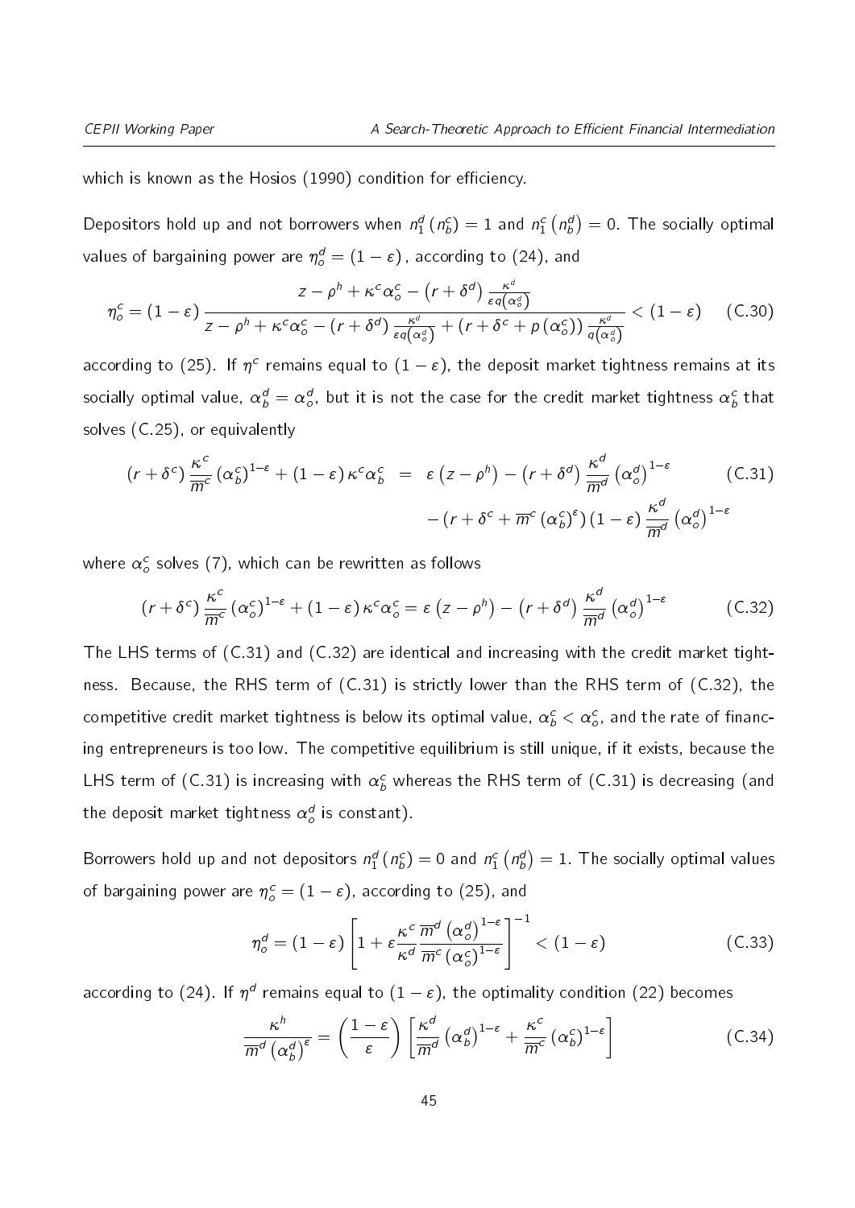which is known as the Hosios (1990) condition for efficiency.

Depositors hold up and not borrowers when $n_1^d(n_b^c) = 1$ and $n_1^c(n_b^d) = 0$. The socially optimal values of bargaining power are $\eta_o^d = (1-\varepsilon)$, according to (24), and

$$\eta_o^c = (1-\varepsilon)\frac{z - \rho^h + \kappa^c \alpha_o^c - (r+\delta^d)\frac{\kappa^d}{\varepsilon q(\alpha_o^d)}}{z - \rho^h + \kappa^c \alpha_o^c - (r+\delta^d)\frac{\kappa^d}{\varepsilon q(\alpha_o^d)} + (r+\delta^c+p(\alpha_o^c))\frac{\kappa^d}{q(\alpha_o^d)}} < (1-\varepsilon) \tag{C.30}$$

according to (25). If $\eta^c$ remains equal to $(1-\varepsilon)$, the deposit market tightness remains at its socially optimal value, $\alpha_b^d = \alpha_o^d$, but it is not the case for the credit market tightness $\alpha_b^c$ that solves (C.25), or equivalently

$$\begin{aligned}(r+\delta^c)\frac{\kappa^c}{\overline{m}^c}(\alpha_b^c)^{1-\varepsilon} + (1-\varepsilon)\kappa^c\alpha_b^c &= \varepsilon(z-\rho^h) - (r+\delta^d)\frac{\kappa^d}{\overline{m}^d}(\alpha_o^d)^{1-\varepsilon} \\ &\quad - (r+\delta^c+\overline{m}^c(\alpha_b^c)^{\varepsilon})(1-\varepsilon)\frac{\kappa^d}{\overline{m}^d}(\alpha_o^d)^{1-\varepsilon}\end{aligned} \tag{C.31}$$

where $\alpha_o^c$ solves (7), which can be rewritten as follows

$$(r+\delta^c)\frac{\kappa^c}{\overline{m}^c}(\alpha_o^c)^{1-\varepsilon} + (1-\varepsilon)\kappa^c\alpha_o^c = \varepsilon(z-\rho^h) - (r+\delta^d)\frac{\kappa^d}{\overline{m}^d}(\alpha_o^d)^{1-\varepsilon} \tag{C.32}$$

The LHS terms of (C.31) and (C.32) are identical and increasing with the credit market tightness. Because, the RHS term of (C.31) is strictly lower than the RHS term of (C.32), the competitive credit market tightness is below its optimal value, $\alpha_b^c < \alpha_o^c$, and the rate of financing entrepreneurs is too low. The competitive equilibrium is still unique, if it exists, because the LHS term of (C.31) is increasing with $\alpha_b^c$ whereas the RHS term of (C.31) is decreasing (and the deposit market tightness $\alpha_o^d$ is constant).

Borrowers hold up and not depositors $n_1^d(n_b^c) = 0$ and $n_1^c(n_b^d) = 1$. The socially optimal values of bargaining power are $\eta_o^c = (1-\varepsilon)$, according to (25), and

$$\eta_o^d = (1-\varepsilon)\left[1 + \varepsilon\frac{\kappa^c}{\kappa^d}\frac{\overline{m}^d(\alpha_o^d)^{1-\varepsilon}}{\overline{m}^c(\alpha_o^c)^{1-\varepsilon}}\right]^{-1} < (1-\varepsilon) \tag{C.33}$$

according to (24). If $\eta^d$ remains equal to $(1-\varepsilon)$, the optimality condition (22) becomes

$$\frac{\kappa^h}{\overline{m}^d(\alpha_b^d)^{\varepsilon}} = \left(\frac{1-\varepsilon}{\varepsilon}\right)\left[\frac{\kappa^d}{\overline{m}^d}(\alpha_b^d)^{1-\varepsilon} + \frac{\kappa^c}{\overline{m}^c}(\alpha_b^c)^{1-\varepsilon}\right] \tag{C.34}$$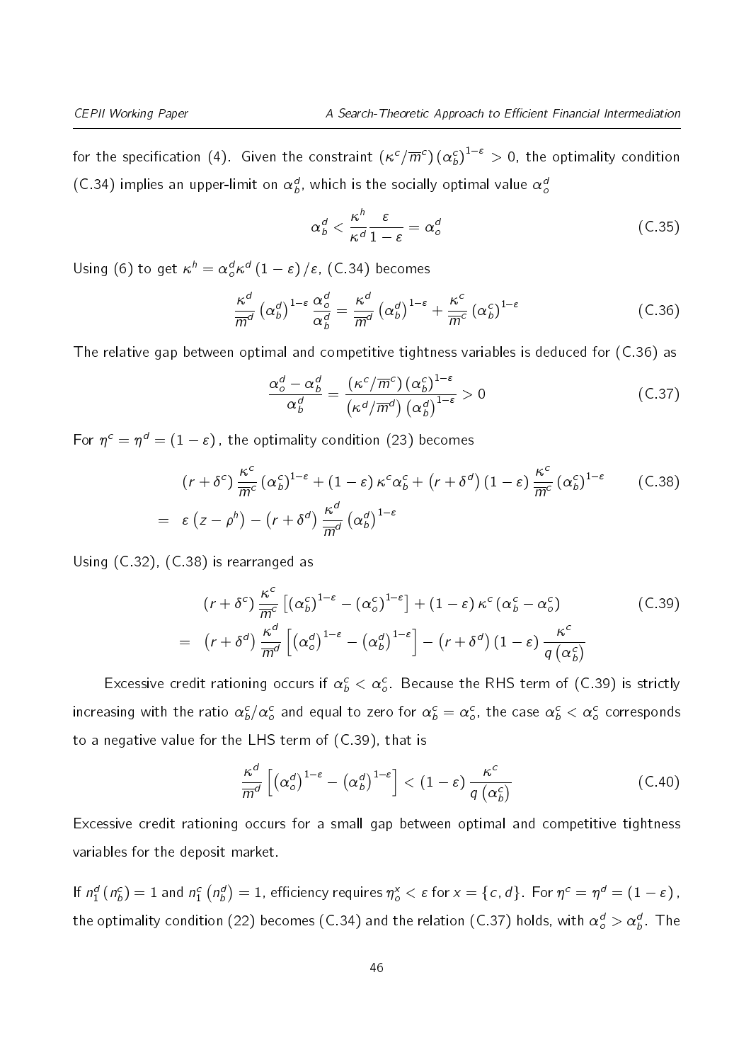for the specification (4). Given the constraint $(\kappa^c/\overline{m}^c)(\alpha_b^c)^{1-\varepsilon} > 0$, the optimality condition (C.34) implies an upper-limit on $\alpha_b^d$, which is the socially optimal value $\alpha_o^d$

$$\alpha_b^d < \frac{\kappa^h}{\kappa^d}\frac{\varepsilon}{1-\varepsilon} = \alpha_o^d \tag{C.35}$$

Using (6) to get $\kappa^h = \alpha_o^d \kappa^d (1-\varepsilon)/\varepsilon$, (C.34) becomes

$$\frac{\kappa^d}{\overline{m}^d}\left(\alpha_b^d\right)^{1-\varepsilon}\frac{\alpha_o^d}{\alpha_b^d} = \frac{\kappa^d}{\overline{m}^d}\left(\alpha_b^d\right)^{1-\varepsilon} + \frac{\kappa^c}{\overline{m}^c}\left(\alpha_b^c\right)^{1-\varepsilon} \tag{C.36}$$

The relative gap between optimal and competitive tightness variables is deduced for (C.36) as

$$\frac{\alpha_o^d - \alpha_b^d}{\alpha_b^d} = \frac{(\kappa^c/\overline{m}^c)(\alpha_b^c)^{1-\varepsilon}}{(\kappa^d/\overline{m}^d)(\alpha_b^d)^{1-\varepsilon}} > 0 \tag{C.37}$$

For $\eta^c = \eta^d = (1-\varepsilon)$, the optimality condition (23) becomes

$$\begin{aligned}
& (r+\delta^c)\frac{\kappa^c}{\overline{m}^c}(\alpha_b^c)^{1-\varepsilon} + (1-\varepsilon)\kappa^c\alpha_b^c + \left(r+\delta^d\right)(1-\varepsilon)\frac{\kappa^c}{\overline{m}^c}(\alpha_b^c)^{1-\varepsilon} \\
= \;& \varepsilon\left(z-\rho^h\right) - \left(r+\delta^d\right)\frac{\kappa^d}{\overline{m}^d}\left(\alpha_b^d\right)^{1-\varepsilon}
\end{aligned} \tag{C.38}$$

Using (C.32), (C.38) is rearranged as

$$\begin{aligned}
& (r+\delta^c)\frac{\kappa^c}{\overline{m}^c}\left[(\alpha_b^c)^{1-\varepsilon} - (\alpha_o^c)^{1-\varepsilon}\right] + (1-\varepsilon)\kappa^c(\alpha_b^c - \alpha_o^c) \\
= \;& \left(r+\delta^d\right)\frac{\kappa^d}{\overline{m}^d}\left[\left(\alpha_o^d\right)^{1-\varepsilon} - \left(\alpha_b^d\right)^{1-\varepsilon}\right] - \left(r+\delta^d\right)(1-\varepsilon)\frac{\kappa^c}{q\left(\alpha_b^c\right)}
\end{aligned} \tag{C.39}$$

Excessive credit rationing occurs if $\alpha_b^c < \alpha_o^c$. Because the RHS term of (C.39) is strictly increasing with the ratio $\alpha_b^c/\alpha_o^c$ and equal to zero for $\alpha_b^c = \alpha_o^c$, the case $\alpha_b^c < \alpha_o^c$ corresponds to a negative value for the LHS term of (C.39), that is

$$\frac{\kappa^d}{\overline{m}^d}\left[\left(\alpha_o^d\right)^{1-\varepsilon} - \left(\alpha_b^d\right)^{1-\varepsilon}\right] < (1-\varepsilon)\frac{\kappa^c}{q\left(\alpha_b^c\right)} \tag{C.40}$$

Excessive credit rationing occurs for a small gap between optimal and competitive tightness variables for the deposit market.

If $n_1^d(n_b^c) = 1$ and $n_1^c\left(n_b^d\right) = 1$, efficiency requires $\eta_o^x < \varepsilon$ for $x = \{c, d\}$. For $\eta^c = \eta^d = (1-\varepsilon)$, the optimality condition (22) becomes (C.34) and the relation (C.37) holds, with $\alpha_o^d > \alpha_b^d$. The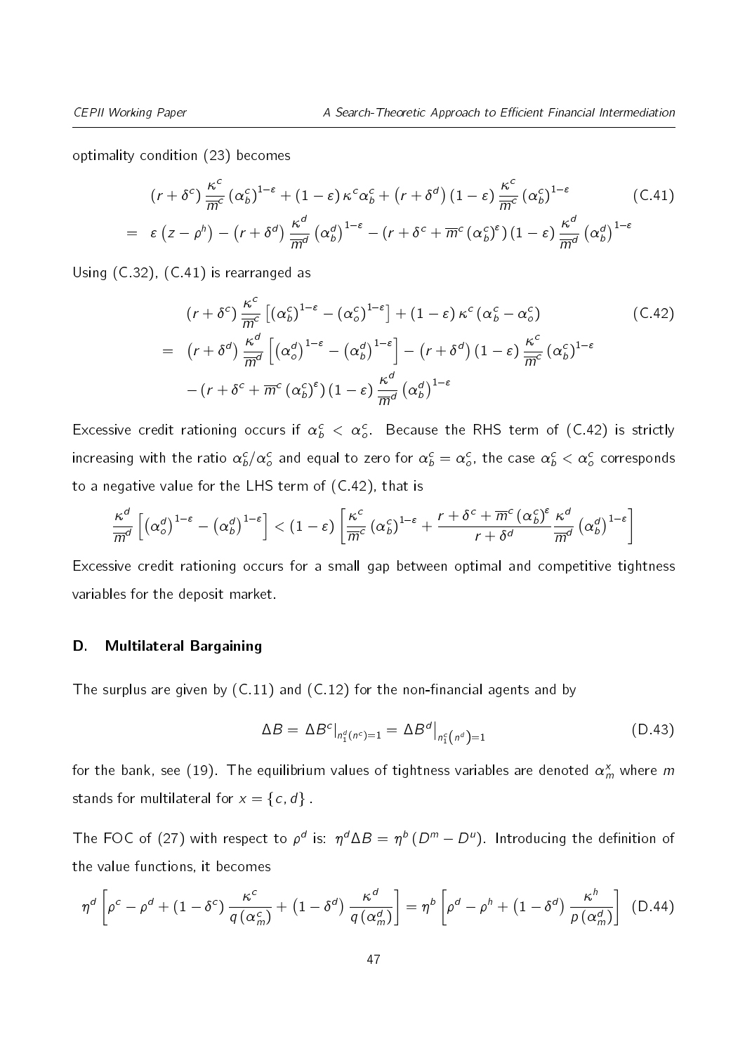optimality condition (23) becomes

$$
\begin{aligned}
& \left(r+\delta^{c}\right) \frac{\kappa^{c}}{\overline{m}^{c}}\left(\alpha_{b}^{c}\right)^{1-\varepsilon}+(1-\varepsilon) \kappa^{c} \alpha_{b}^{c}+\left(r+\delta^{d}\right)(1-\varepsilon) \frac{\kappa^{c}}{\overline{m}^{c}}\left(\alpha_{b}^{c}\right)^{1-\varepsilon} \\
= \;& \varepsilon\left(z-\rho^{h}\right)-\left(r+\delta^{d}\right) \frac{\kappa^{d}}{\overline{m}^{d}}\left(\alpha_{b}^{d}\right)^{1-\varepsilon}-\left(r+\delta^{c}+\overline{m}^{c}\left(\alpha_{b}^{c}\right)^{\varepsilon}\right)(1-\varepsilon) \frac{\kappa^{d}}{\overline{m}^{d}}\left(\alpha_{b}^{d}\right)^{1-\varepsilon}
\end{aligned} \tag{C.41}
$$

Using (C.32), (C.41) is rearranged as

$$
\begin{aligned}
& \left(r+\delta^{c}\right) \frac{\kappa^{c}}{\overline{m}^{c}}\left[\left(\alpha_{b}^{c}\right)^{1-\varepsilon}-\left(\alpha_{o}^{c}\right)^{1-\varepsilon}\right]+(1-\varepsilon) \kappa^{c}\left(\alpha_{b}^{c}-\alpha_{o}^{c}\right) \\
= \;& \left(r+\delta^{d}\right) \frac{\kappa^{d}}{\overline{m}^{d}}\left[\left(\alpha_{o}^{d}\right)^{1-\varepsilon}-\left(\alpha_{b}^{d}\right)^{1-\varepsilon}\right]-\left(r+\delta^{d}\right)(1-\varepsilon) \frac{\kappa^{c}}{\overline{m}^{c}}\left(\alpha_{b}^{c}\right)^{1-\varepsilon} \\
& -\left(r+\delta^{c}+\overline{m}^{c}\left(\alpha_{b}^{c}\right)^{\varepsilon}\right)(1-\varepsilon) \frac{\kappa^{d}}{\overline{m}^{d}}\left(\alpha_{b}^{d}\right)^{1-\varepsilon}
\end{aligned} \tag{C.42}
$$

Excessive credit rationing occurs if $\alpha_b^c < \alpha_o^c$. Because the RHS term of (C.42) is strictly increasing with the ratio $\alpha_b^c/\alpha_o^c$ and equal to zero for $\alpha_b^c = \alpha_o^c$, the case $\alpha_b^c < \alpha_o^c$ corresponds to a negative value for the LHS term of (C.42), that is

$$
\frac{\kappa^{d}}{\overline{m}^{d}}\left[\left(\alpha_{o}^{d}\right)^{1-\varepsilon}-\left(\alpha_{b}^{d}\right)^{1-\varepsilon}\right]<(1-\varepsilon)\left[\frac{\kappa^{c}}{\overline{m}^{c}}\left(\alpha_{b}^{c}\right)^{1-\varepsilon}+\frac{r+\delta^{c}+\overline{m}^{c}\left(\alpha_{b}^{c}\right)^{\varepsilon}}{r+\delta^{d}} \frac{\kappa^{d}}{\overline{m}^{d}}\left(\alpha_{b}^{d}\right)^{1-\varepsilon}\right]
$$

Excessive credit rationing occurs for a small gap between optimal and competitive tightness variables for the deposit market.

## D. Multilateral Bargaining

The surplus are given by (C.11) and (C.12) for the non-financial agents and by

$$
\Delta B=\left.\Delta B^{c}\right|_{n_{1}^{d}\left(n^{c}\right)=1}=\left.\Delta B^{d}\right|_{n_{1}^{c}\left(n^{d}\right)=1} \tag{D.43}
$$

for the bank, see (19). The equilibrium values of tightness variables are denoted $\alpha_m^x$ where $m$ stands for multilateral for $x = \{c, d\}$.

The FOC of (27) with respect to $\rho^d$ is: $\eta^d \Delta B = \eta^b \left(D^m - D^u\right)$. Introducing the definition of the value functions, it becomes

$$
\eta^{d}\left[\rho^{c}-\rho^{d}+\left(1-\delta^{c}\right) \frac{\kappa^{c}}{q\left(\alpha_{m}^{c}\right)}+\left(1-\delta^{d}\right) \frac{\kappa^{d}}{q\left(\alpha_{m}^{d}\right)}\right]=\eta^{b}\left[\rho^{d}-\rho^{h}+\left(1-\delta^{d}\right) \frac{\kappa^{h}}{p\left(\alpha_{m}^{d}\right)}\right] \tag{D.44}
$$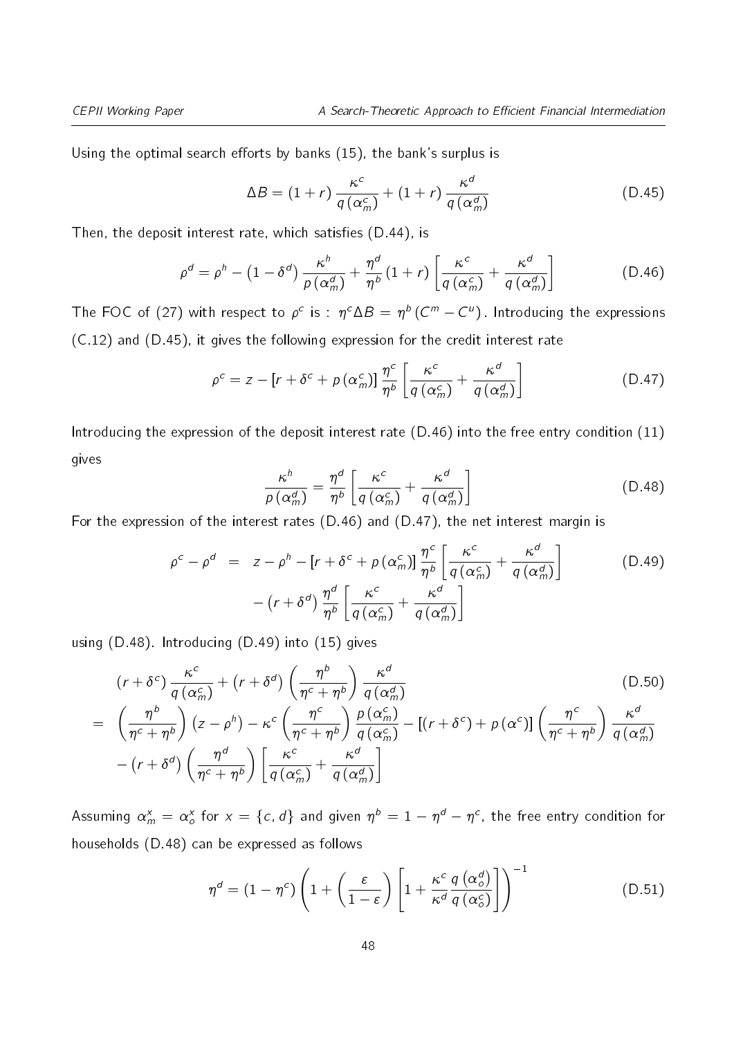Using the optimal search efforts by banks (15), the bank's surplus is

$$\Delta B = (1+r)\frac{\kappa^c}{q(\alpha_m^c)} + (1+r)\frac{\kappa^d}{q(\alpha_m^d)} \tag{D.45}$$

Then, the deposit interest rate, which satisfies (D.44), is

$$\rho^d = \rho^h - \left(1-\delta^d\right)\frac{\kappa^h}{p(\alpha_m^d)} + \frac{\eta^d}{\eta^b}(1+r)\left[\frac{\kappa^c}{q(\alpha_m^c)} + \frac{\kappa^d}{q(\alpha_m^d)}\right] \tag{D.46}$$

The FOC of (27) with respect to $\rho^c$ is : $\eta^c \Delta B = \eta^b (C^m - C^u)$. Introducing the expressions (C.12) and (D.45), it gives the following expression for the credit interest rate

$$\rho^c = z - \left[r + \delta^c + p(\alpha_m^c)\right]\frac{\eta^c}{\eta^b}\left[\frac{\kappa^c}{q(\alpha_m^c)} + \frac{\kappa^d}{q(\alpha_m^d)}\right] \tag{D.47}$$

Introducing the expression of the deposit interest rate (D.46) into the free entry condition (11) gives

$$\frac{\kappa^h}{p(\alpha_m^d)} = \frac{\eta^d}{\eta^b}\left[\frac{\kappa^c}{q(\alpha_m^c)} + \frac{\kappa^d}{q(\alpha_m^d)}\right] \tag{D.48}$$

For the expression of the interest rates (D.46) and (D.47), the net interest margin is

$$\begin{aligned}
\rho^c - \rho^d \;&=\; z - \rho^h - \left[r + \delta^c + p(\alpha_m^c)\right]\frac{\eta^c}{\eta^b}\left[\frac{\kappa^c}{q(\alpha_m^c)} + \frac{\kappa^d}{q(\alpha_m^d)}\right] \\
&\quad - \left(r+\delta^d\right)\frac{\eta^d}{\eta^b}\left[\frac{\kappa^c}{q(\alpha_m^c)} + \frac{\kappa^d}{q(\alpha_m^d)}\right]
\end{aligned} \tag{D.49}$$

using (D.48). Introducing (D.49) into (15) gives

$$\begin{aligned}
& \left(r+\delta^c\right)\frac{\kappa^c}{q(\alpha_m^c)} + \left(r+\delta^d\right)\left(\frac{\eta^b}{\eta^c+\eta^b}\right)\frac{\kappa^d}{q(\alpha_m^d)} \\
=\;& \left(\frac{\eta^b}{\eta^c+\eta^b}\right)\left(z-\rho^h\right) - \kappa^c\left(\frac{\eta^c}{\eta^c+\eta^b}\right)\frac{p(\alpha_m^c)}{q(\alpha_m^c)} - \left[\left(r+\delta^c\right) + p(\alpha^c)\right]\left(\frac{\eta^c}{\eta^c+\eta^b}\right)\frac{\kappa^d}{q(\alpha_m^d)} \\
& - \left(r+\delta^d\right)\left(\frac{\eta^d}{\eta^c+\eta^b}\right)\left[\frac{\kappa^c}{q(\alpha_m^c)} + \frac{\kappa^d}{q(\alpha_m^d)}\right]
\end{aligned} \tag{D.50}$$

Assuming $\alpha_m^x = \alpha_o^x$ for $x = \{c, d\}$ and given $\eta^b = 1 - \eta^d - \eta^c$, the free entry condition for households (D.48) can be expressed as follows

$$\eta^d = \left(1-\eta^c\right)\left(1 + \left(\frac{\varepsilon}{1-\varepsilon}\right)\left[1 + \frac{\kappa^c}{\kappa^d}\frac{q(\alpha_o^d)}{q(\alpha_o^c)}\right]\right)^{-1} \tag{D.51}$$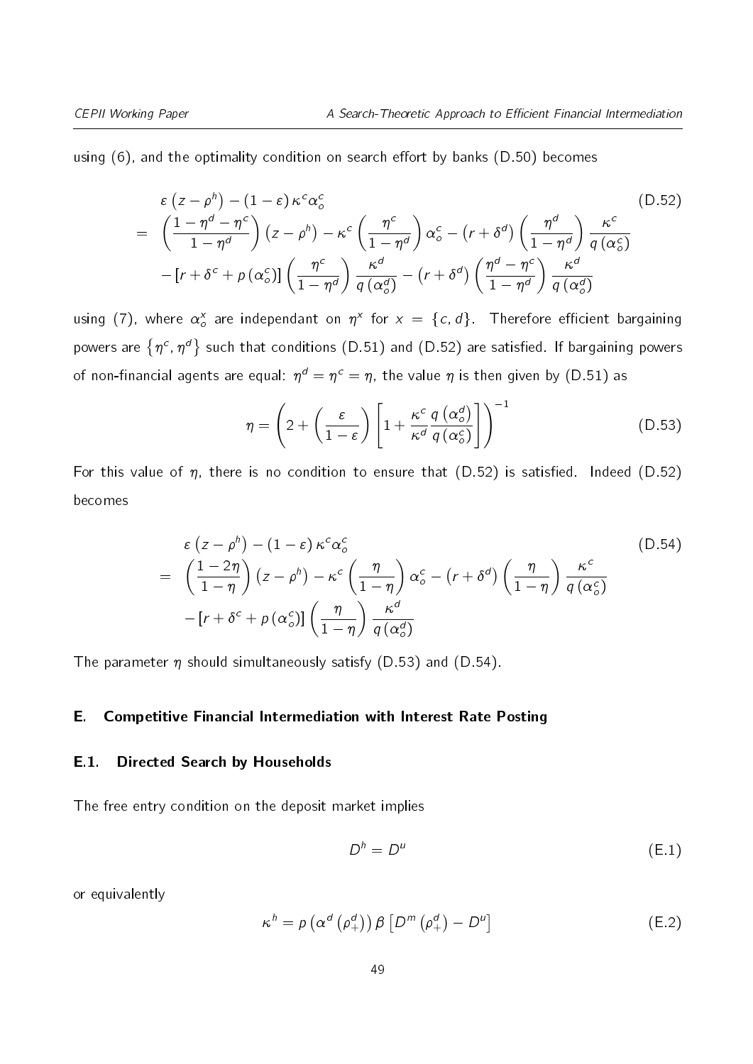using (6), and the optimality condition on search effort by banks (D.50) becomes

$$
\begin{aligned}
& \varepsilon \left(z-\rho^{h}\right)-(1-\varepsilon)\, \kappa^{c} \alpha_{o}^{c} \\
= \; & \left(\frac{1-\eta^{d}-\eta^{c}}{1-\eta^{d}}\right)\left(z-\rho^{h}\right)-\kappa^{c}\left(\frac{\eta^{c}}{1-\eta^{d}}\right) \alpha_{o}^{c}-\left(r+\delta^{d}\right)\left(\frac{\eta^{d}}{1-\eta^{d}}\right) \frac{\kappa^{c}}{q\left(\alpha_{o}^{c}\right)} \\
& -\left[r+\delta^{c}+p\left(\alpha_{o}^{c}\right)\right]\left(\frac{\eta^{c}}{1-\eta^{d}}\right) \frac{\kappa^{d}}{q\left(\alpha_{o}^{d}\right)}-\left(r+\delta^{d}\right)\left(\frac{\eta^{d}-\eta^{c}}{1-\eta^{d}}\right) \frac{\kappa^{d}}{q\left(\alpha_{o}^{d}\right)}
\end{aligned}
\tag{D.52}
$$

using (7), where $\alpha_o^x$ are independant on $\eta^x$ for $x = \{c, d\}$. Therefore efficient bargaining powers are $\{\eta^c, \eta^d\}$ such that conditions (D.51) and (D.52) are satisfied. If bargaining powers of non-financial agents are equal: $\eta^d = \eta^c = \eta$, the value $\eta$ is then given by (D.51) as

$$
\eta=\left(2+\left(\frac{\varepsilon}{1-\varepsilon}\right)\left[1+\frac{\kappa^{c}}{\kappa^{d}} \frac{q\left(\alpha_{o}^{d}\right)}{q\left(\alpha_{o}^{c}\right)}\right]\right)^{-1}
\tag{D.53}
$$

For this value of $\eta$, there is no condition to ensure that (D.52) is satisfied. Indeed (D.52) becomes

$$
\begin{aligned}
& \varepsilon \left(z-\rho^{h}\right)-(1-\varepsilon)\, \kappa^{c} \alpha_{o}^{c} \\
= \; & \left(\frac{1-2\eta}{1-\eta}\right)\left(z-\rho^{h}\right)-\kappa^{c}\left(\frac{\eta}{1-\eta}\right) \alpha_{o}^{c}-\left(r+\delta^{d}\right)\left(\frac{\eta}{1-\eta}\right) \frac{\kappa^{c}}{q\left(\alpha_{o}^{c}\right)} \\
& -\left[r+\delta^{c}+p\left(\alpha_{o}^{c}\right)\right]\left(\frac{\eta}{1-\eta}\right) \frac{\kappa^{d}}{q\left(\alpha_{o}^{d}\right)}
\end{aligned}
\tag{D.54}
$$

The parameter $\eta$ should simultaneously satisfy (D.53) and (D.54).

## E. Competitive Financial Intermediation with Interest Rate Posting

### E.1. Directed Search by Households

The free entry condition on the deposit market implies

$$
D^{h}=D^{u}
\tag{E.1}
$$

or equivalently

$$
\kappa^{h}=p\left(\alpha^{d}\left(\rho_{+}^{d}\right)\right) \beta\left[D^{m}\left(\rho_{+}^{d}\right)-D^{u}\right]
\tag{E.2}
$$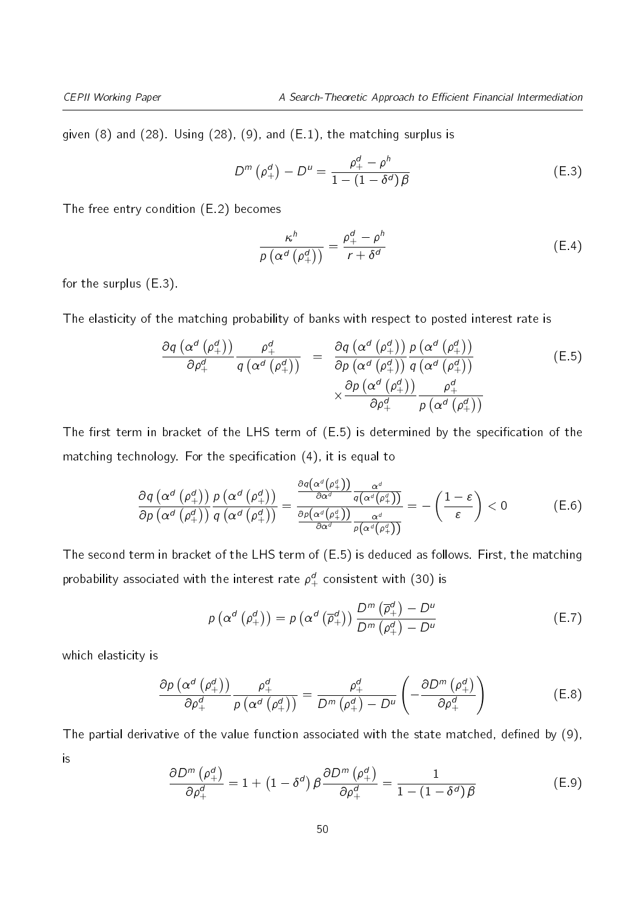given (8) and (28). Using (28), (9), and (E.1), the matching surplus is

$$D^m\left(\rho_+^d\right) - D^u = \frac{\rho_+^d - \rho^h}{1-\left(1-\delta^d\right)\beta} \tag{E.3}$$

The free entry condition (E.2) becomes

$$\frac{\kappa^h}{p\left(\alpha^d\left(\rho_+^d\right)\right)} = \frac{\rho_+^d - \rho^h}{r+\delta^d} \tag{E.4}$$

for the surplus (E.3).

The elasticity of the matching probability of banks with respect to posted interest rate is

$$\begin{aligned}\frac{\partial q\left(\alpha^d\left(\rho_+^d\right)\right)}{\partial \rho_+^d}\frac{\rho_+^d}{q\left(\alpha^d\left(\rho_+^d\right)\right)} &= \frac{\partial q\left(\alpha^d\left(\rho_+^d\right)\right)}{\partial p\left(\alpha^d\left(\rho_+^d\right)\right)}\frac{p\left(\alpha^d\left(\rho_+^d\right)\right)}{q\left(\alpha^d\left(\rho_+^d\right)\right)} \\ &\quad \times \frac{\partial p\left(\alpha^d\left(\rho_+^d\right)\right)}{\partial \rho_+^d}\frac{\rho_+^d}{p\left(\alpha^d\left(\rho_+^d\right)\right)}\end{aligned} \tag{E.5}$$

The first term in bracket of the LHS term of (E.5) is determined by the specification of the matching technology. For the specification (4), it is equal to

$$\frac{\partial q\left(\alpha^d\left(\rho_+^d\right)\right)}{\partial p\left(\alpha^d\left(\rho_+^d\right)\right)}\frac{p\left(\alpha^d\left(\rho_+^d\right)\right)}{q\left(\alpha^d\left(\rho_+^d\right)\right)} = \frac{\frac{\partial q\left(\alpha^d\left(\rho_+^d\right)\right)}{\partial \alpha^d}\frac{\alpha^d}{q\left(\alpha^d\left(\rho_+^d\right)\right)}}{\frac{\partial p\left(\alpha^d\left(\rho_+^d\right)\right)}{\partial \alpha^d}\frac{\alpha^d}{p\left(\alpha^d\left(\rho_+^d\right)\right)}} = -\left(\frac{1-\varepsilon}{\varepsilon}\right) < 0 \tag{E.6}$$

The second term in bracket of the LHS term of (E.5) is deduced as follows. First, the matching probability associated with the interest rate $\rho_+^d$ consistent with (30) is

$$p\left(\alpha^d\left(\rho_+^d\right)\right) = p\left(\alpha^d\left(\overline{\rho}_+^d\right)\right)\frac{D^m\left(\overline{\rho}_+^d\right) - D^u}{D^m\left(\rho_+^d\right) - D^u} \tag{E.7}$$

which elasticity is

$$\frac{\partial p\left(\alpha^d\left(\rho_+^d\right)\right)}{\partial \rho_+^d}\frac{\rho_+^d}{p\left(\alpha^d\left(\rho_+^d\right)\right)} = \frac{\rho_+^d}{D^m\left(\rho_+^d\right) - D^u}\left(-\frac{\partial D^m\left(\rho_+^d\right)}{\partial \rho_+^d}\right) \tag{E.8}$$

The partial derivative of the value function associated with the state matched, defined by (9), is

$$\frac{\partial D^m\left(\rho_+^d\right)}{\partial \rho_+^d} = 1 + \left(1-\delta^d\right)\beta\frac{\partial D^m\left(\rho_+^d\right)}{\partial \rho_+^d} = \frac{1}{1-\left(1-\delta^d\right)\beta} \tag{E.9}$$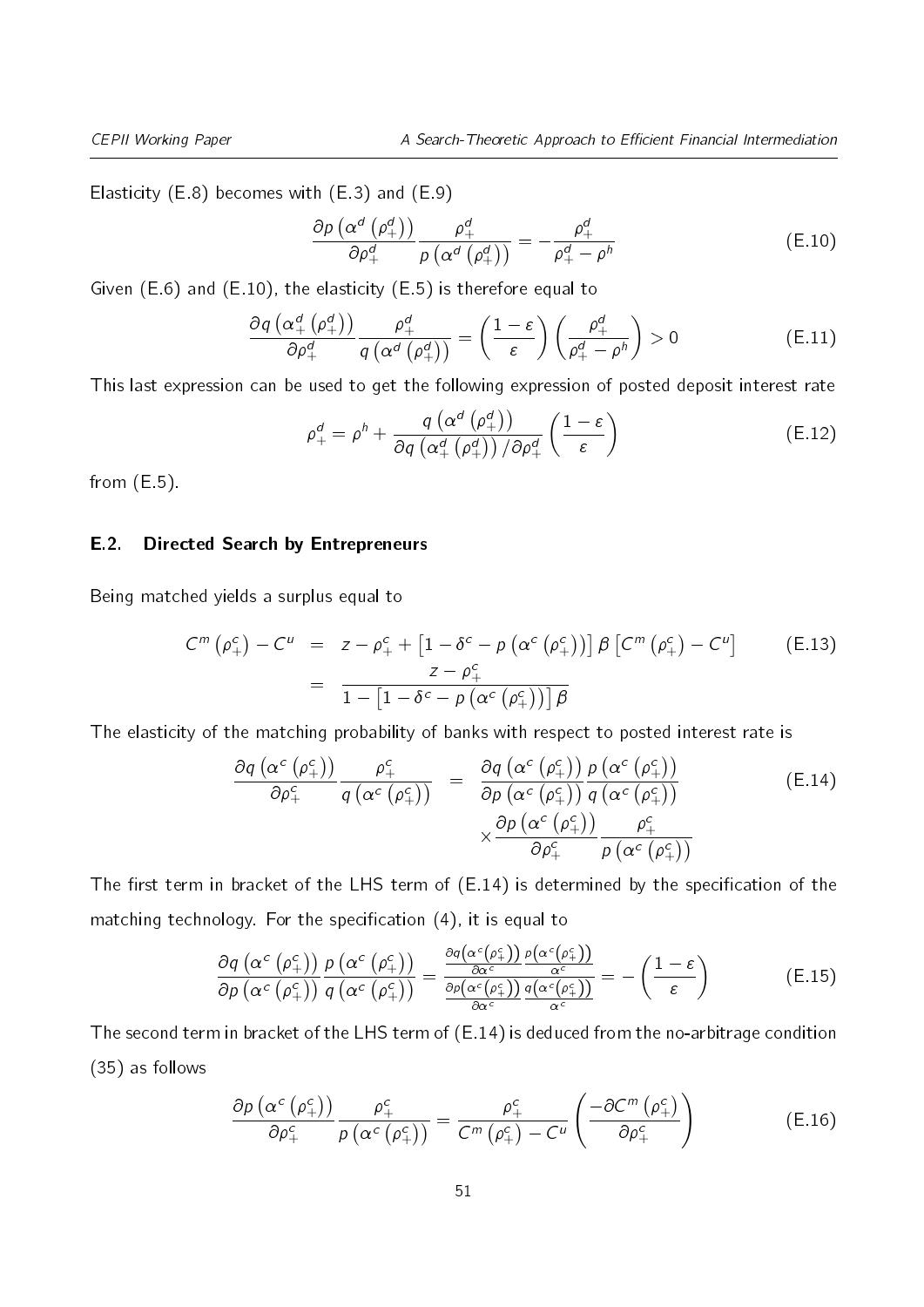Elasticity (E.8) becomes with (E.3) and (E.9)

$$\frac{\partial p\left(\alpha^{d}\left(\rho_{+}^{d}\right)\right)}{\partial \rho_{+}^{d}} \frac{\rho_{+}^{d}}{p\left(\alpha^{d}\left(\rho_{+}^{d}\right)\right)}=-\frac{\rho_{+}^{d}}{\rho_{+}^{d}-\rho^{h}} \tag{E.10}$$

Given (E.6) and (E.10), the elasticity (E.5) is therefore equal to

$$\frac{\partial q\left(\alpha_{+}^{d}\left(\rho_{+}^{d}\right)\right)}{\partial \rho_{+}^{d}} \frac{\rho_{+}^{d}}{q\left(\alpha^{d}\left(\rho_{+}^{d}\right)\right)}=\left(\frac{1-\varepsilon}{\varepsilon}\right)\left(\frac{\rho_{+}^{d}}{\rho_{+}^{d}-\rho^{h}}\right)>0 \tag{E.11}$$

This last expression can be used to get the following expression of posted deposit interest rate

$$\rho_{+}^{d}=\rho^{h}+\frac{q\left(\alpha^{d}\left(\rho_{+}^{d}\right)\right)}{\partial q\left(\alpha_{+}^{d}\left(\rho_{+}^{d}\right)\right)/\partial \rho_{+}^{d}}\left(\frac{1-\varepsilon}{\varepsilon}\right) \tag{E.12}$$

from (E.5).

### E.2. Directed Search by Entrepreneurs

Being matched yields a surplus equal to

$$\begin{aligned} C^{m}\left(\rho_{+}^{c}\right)-C^{u} &= z-\rho_{+}^{c}+\left[1-\delta^{c}-p\left(\alpha^{c}\left(\rho_{+}^{c}\right)\right)\right]\beta\left[C^{m}\left(\rho_{+}^{c}\right)-C^{u}\right] \\ &= \frac{z-\rho_{+}^{c}}{1-\left[1-\delta^{c}-p\left(\alpha^{c}\left(\rho_{+}^{c}\right)\right)\right]\beta} \end{aligned} \tag{E.13}$$

The elasticity of the matching probability of banks with respect to posted interest rate is

$$\begin{aligned} \frac{\partial q\left(\alpha^{c}\left(\rho_{+}^{c}\right)\right)}{\partial \rho_{+}^{c}} \frac{\rho_{+}^{c}}{q\left(\alpha^{c}\left(\rho_{+}^{c}\right)\right)} &= \frac{\partial q\left(\alpha^{c}\left(\rho_{+}^{c}\right)\right)}{\partial p\left(\alpha^{c}\left(\rho_{+}^{c}\right)\right)} \frac{p\left(\alpha^{c}\left(\rho_{+}^{c}\right)\right)}{q\left(\alpha^{c}\left(\rho_{+}^{c}\right)\right)} \\ &\quad \times \frac{\partial p\left(\alpha^{c}\left(\rho_{+}^{c}\right)\right)}{\partial \rho_{+}^{c}} \frac{\rho_{+}^{c}}{p\left(\alpha^{c}\left(\rho_{+}^{c}\right)\right)} \end{aligned} \tag{E.14}$$

The first term in bracket of the LHS term of (E.14) is determined by the specification of the matching technology. For the specification (4), it is equal to

$$\frac{\partial q\left(\alpha^{c}\left(\rho_{+}^{c}\right)\right)}{\partial p\left(\alpha^{c}\left(\rho_{+}^{c}\right)\right)} \frac{p\left(\alpha^{c}\left(\rho_{+}^{c}\right)\right)}{q\left(\alpha^{c}\left(\rho_{+}^{c}\right)\right)}=\frac{\frac{\partial q\left(\alpha^{c}\left(\rho_{+}^{c}\right)\right)}{\partial \alpha^{c}} \frac{p\left(\alpha^{c}\left(\rho_{+}^{c}\right)\right)}{\alpha^{c}}}{\frac{\partial p\left(\alpha^{c}\left(\rho_{+}^{c}\right)\right)}{\partial \alpha^{c}} \frac{q\left(\alpha^{c}\left(\rho_{+}^{c}\right)\right)}{\alpha^{c}}}=-\left(\frac{1-\varepsilon}{\varepsilon}\right) \tag{E.15}$$

The second term in bracket of the LHS term of (E.14) is deduced from the no-arbitrage condition (35) as follows

$$\frac{\partial p\left(\alpha^{c}\left(\rho_{+}^{c}\right)\right)}{\partial \rho_{+}^{c}} \frac{\rho_{+}^{c}}{p\left(\alpha^{c}\left(\rho_{+}^{c}\right)\right)}=\frac{\rho_{+}^{c}}{C^{m}\left(\rho_{+}^{c}\right)-C^{u}}\left(\frac{-\partial C^{m}\left(\rho_{+}^{c}\right)}{\partial \rho_{+}^{c}}\right) \tag{E.16}$$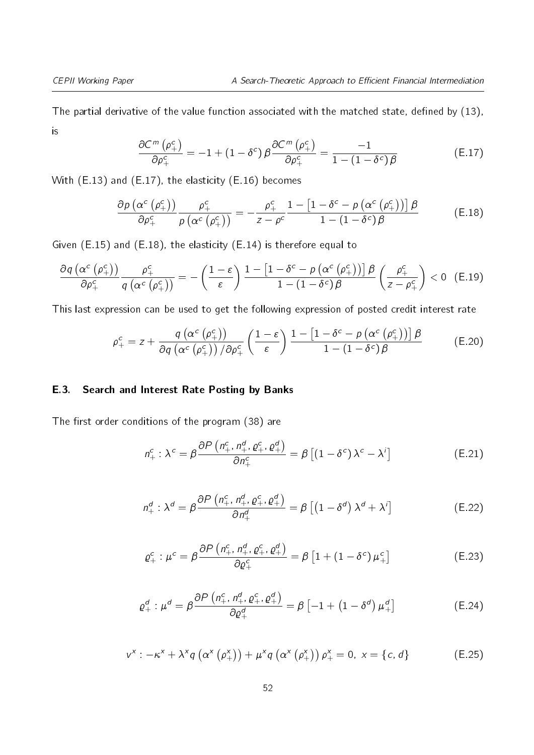The partial derivative of the value function associated with the matched state, defined by (13), is

$$\frac{\partial C^m\left(\rho_+^c\right)}{\partial \rho_+^c} = -1 + \left(1-\delta^c\right)\beta \frac{\partial C^m\left(\rho_+^c\right)}{\partial \rho_+^c} = \frac{-1}{1-\left(1-\delta^c\right)\beta} \tag{E.17}$$

With (E.13) and (E.17), the elasticity (E.16) becomes

$$\frac{\partial p\left(\alpha^c\left(\rho_+^c\right)\right)}{\partial \rho_+^c}\frac{\rho_+^c}{p\left(\alpha^c\left(\rho_+^c\right)\right)} = -\frac{\rho_+^c}{z-\rho^c}\frac{1-\left[1-\delta^c-p\left(\alpha^c\left(\rho_+^c\right)\right)\right]\beta}{1-\left(1-\delta^c\right)\beta} \tag{E.18}$$

Given (E.15) and (E.18), the elasticity (E.14) is therefore equal to

$$\frac{\partial q\left(\alpha^c\left(\rho_+^c\right)\right)}{\partial \rho_+^c}\frac{\rho_+^c}{q\left(\alpha^c\left(\rho_+^c\right)\right)} = -\left(\frac{1-\varepsilon}{\varepsilon}\right)\frac{1-\left[1-\delta^c-p\left(\alpha^c\left(\rho_+^c\right)\right)\right]\beta}{1-\left(1-\delta^c\right)\beta}\left(\frac{\rho_+^c}{z-\rho_+^c}\right) < 0 \tag{E.19}$$

This last expression can be used to get the following expression of posted credit interest rate

$$\rho_+^c = z + \frac{q\left(\alpha^c\left(\rho_+^c\right)\right)}{\partial q\left(\alpha^c\left(\rho_+^c\right)\right)/\partial \rho_+^c}\left(\frac{1-\varepsilon}{\varepsilon}\right)\frac{1-\left[1-\delta^c-p\left(\alpha^c\left(\rho_+^c\right)\right)\right]\beta}{1-\left(1-\delta^c\right)\beta} \tag{E.20}$$

### E.3. Search and Interest Rate Posting by Banks

The first order conditions of the program (38) are

$$n_+^c : \lambda^c = \beta\frac{\partial P\left(n_+^c, n_+^d, \varrho_+^c, \varrho_+^d\right)}{\partial n_+^c} = \beta\left[\left(1-\delta^c\right)\lambda^c - \lambda^i\right] \tag{E.21}$$

$$n_+^d : \lambda^d = \beta\frac{\partial P\left(n_+^c, n_+^d, \varrho_+^c, \varrho_+^d\right)}{\partial n_+^d} = \beta\left[\left(1-\delta^d\right)\lambda^d + \lambda^i\right] \tag{E.22}$$

$$\varrho_+^c : \mu^c = \beta\frac{\partial P\left(n_+^c, n_+^d, \varrho_+^c, \varrho_+^d\right)}{\partial \varrho_+^c} = \beta\left[1 + \left(1-\delta^c\right)\mu_+^c\right] \tag{E.23}$$

$$\varrho_+^d : \mu^d = \beta\frac{\partial P\left(n_+^c, n_+^d, \varrho_+^c, \varrho_+^d\right)}{\partial \varrho_+^d} = \beta\left[-1 + \left(1-\delta^d\right)\mu_+^d\right] \tag{E.24}$$

$$v^x : -\kappa^x + \lambda^x q\left(\alpha^x\left(\rho_+^x\right)\right) + \mu^x q\left(\alpha^x\left(\rho_+^x\right)\right)\rho_+^x = 0,\ x = \{c, d\} \tag{E.25}$$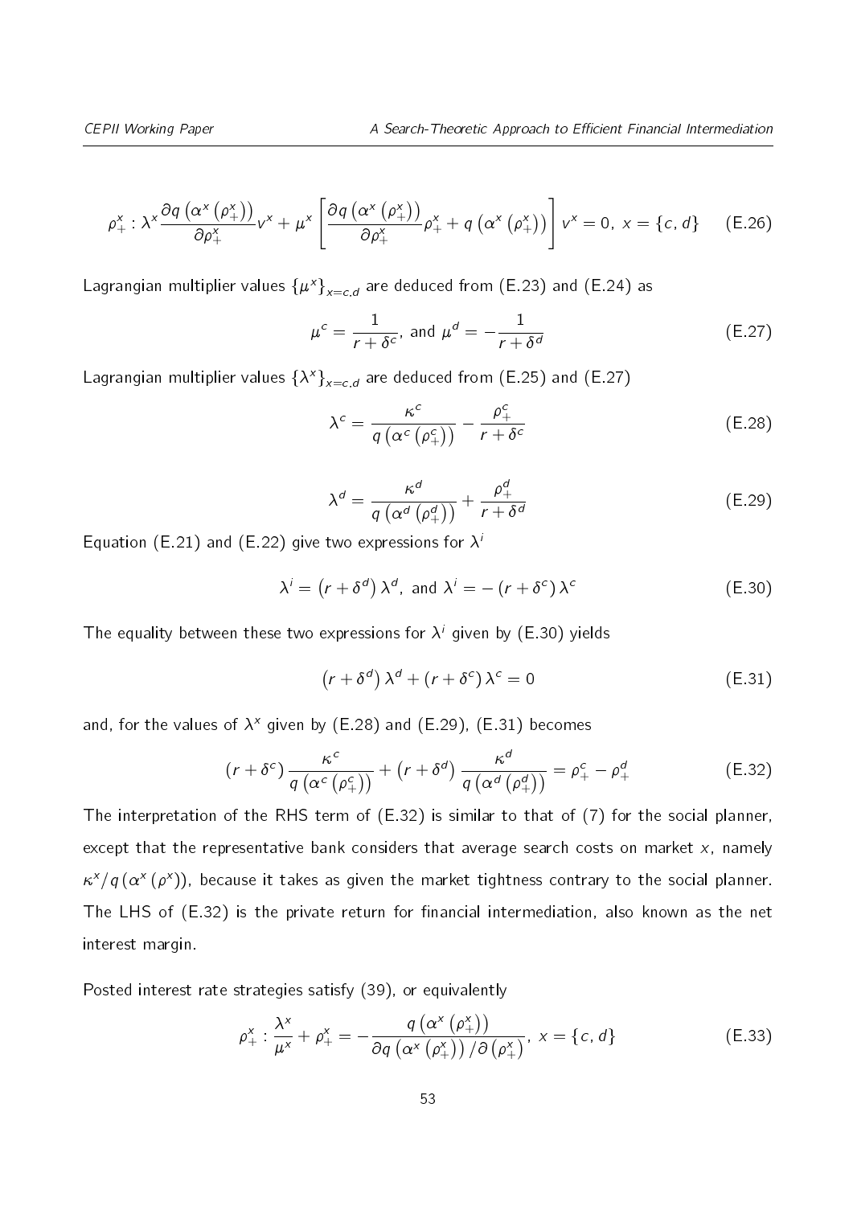$$\rho_{+}^{x}: \lambda^{x} \frac{\partial q\left(\alpha^{x}\left(\rho_{+}^{x}\right)\right)}{\partial \rho_{+}^{x}} v^{x}+\mu^{x}\left[\frac{\partial q\left(\alpha^{x}\left(\rho_{+}^{x}\right)\right)}{\partial \rho_{+}^{x}} \rho_{+}^{x}+q\left(\alpha^{x}\left(\rho_{+}^{x}\right)\right)\right] v^{x}=0, \ x=\{c, d\} \tag{E.26}$$

Lagrangian multiplier values $\{\mu^{x}\}_{x=c,d}$ are deduced from (E.23) and (E.24) as

$$\mu^{c}=\frac{1}{r+\delta^{c}}, \text{ and } \mu^{d}=-\frac{1}{r+\delta^{d}} \tag{E.27}$$

Lagrangian multiplier values $\{\lambda^{x}\}_{x=c,d}$ are deduced from (E.25) and (E.27)

$$\lambda^{c}=\frac{\kappa^{c}}{q\left(\alpha^{c}\left(\rho_{+}^{c}\right)\right)}-\frac{\rho_{+}^{c}}{r+\delta^{c}} \tag{E.28}$$

$$\lambda^{d}=\frac{\kappa^{d}}{q\left(\alpha^{d}\left(\rho_{+}^{d}\right)\right)}+\frac{\rho_{+}^{d}}{r+\delta^{d}} \tag{E.29}$$

Equation (E.21) and (E.22) give two expressions for $\lambda^{i}$

$$\lambda^{i}=\left(r+\delta^{d}\right) \lambda^{d}, \text{ and } \lambda^{i}=-\left(r+\delta^{c}\right) \lambda^{c} \tag{E.30}$$

The equality between these two expressions for $\lambda^{i}$ given by (E.30) yields

$$\left(r+\delta^{d}\right) \lambda^{d}+\left(r+\delta^{c}\right) \lambda^{c}=0 \tag{E.31}$$

and, for the values of $\lambda^{x}$ given by (E.28) and (E.29), (E.31) becomes

$$\left(r+\delta^{c}\right) \frac{\kappa^{c}}{q\left(\alpha^{c}\left(\rho_{+}^{c}\right)\right)}+\left(r+\delta^{d}\right) \frac{\kappa^{d}}{q\left(\alpha^{d}\left(\rho_{+}^{d}\right)\right)}=\rho_{+}^{c}-\rho_{+}^{d} \tag{E.32}$$

The interpretation of the RHS term of (E.32) is similar to that of (7) for the social planner, except that the representative bank considers that average search costs on market $x$, namely $\kappa^{x}/q\left(\alpha^{x}\left(\rho^{x}\right)\right)$, because it takes as given the market tightness contrary to the social planner. The LHS of (E.32) is the private return for financial intermediation, also known as the net interest margin.

Posted interest rate strategies satisfy (39), or equivalently

$$\rho_{+}^{x}: \frac{\lambda^{x}}{\mu^{x}}+\rho_{+}^{x}=-\frac{q\left(\alpha^{x}\left(\rho_{+}^{x}\right)\right)}{\partial q\left(\alpha^{x}\left(\rho_{+}^{x}\right)\right) / \partial\left(\rho_{+}^{x}\right)}, \ x=\{c, d\} \tag{E.33}$$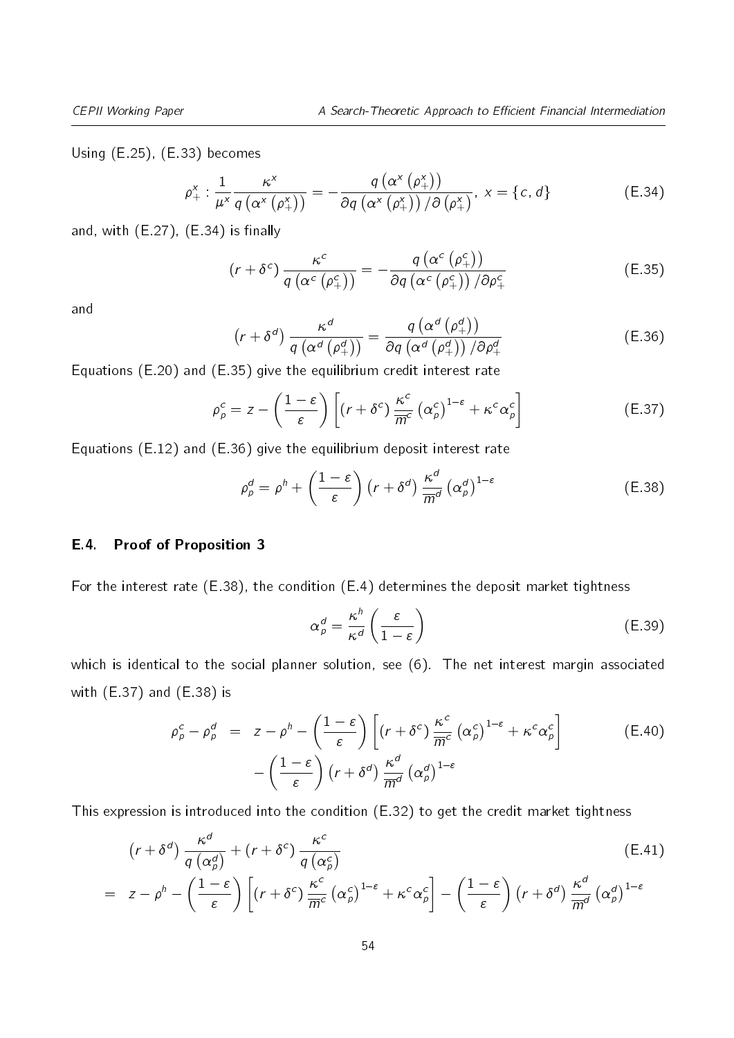Using (E.25), (E.33) becomes

$$\rho_+^x : \frac{1}{\mu^x} \frac{\kappa^x}{q\left(\alpha^x\left(\rho_+^x\right)\right)} = -\frac{q\left(\alpha^x\left(\rho_+^x\right)\right)}{\partial q\left(\alpha^x\left(\rho_+^x\right)\right)/\partial\left(\rho_+^x\right)},\ x = \{c, d\} \tag{E.34}$$

and, with (E.27), (E.34) is finally

$$\left(r + \delta^c\right) \frac{\kappa^c}{q\left(\alpha^c\left(\rho_+^c\right)\right)} = -\frac{q\left(\alpha^c\left(\rho_+^c\right)\right)}{\partial q\left(\alpha^c\left(\rho_+^c\right)\right)/\partial \rho_+^c} \tag{E.35}$$

and

$$\left(r + \delta^d\right) \frac{\kappa^d}{q\left(\alpha^d\left(\rho_+^d\right)\right)} = \frac{q\left(\alpha^d\left(\rho_+^d\right)\right)}{\partial q\left(\alpha^d\left(\rho_+^d\right)\right)/\partial \rho_+^d} \tag{E.36}$$

Equations (E.20) and (E.35) give the equilibrium credit interest rate

$$\rho_p^c = z - \left(\frac{1-\varepsilon}{\varepsilon}\right)\left[\left(r + \delta^c\right)\frac{\kappa^c}{\overline{m}^c}\left(\alpha_p^c\right)^{1-\varepsilon} + \kappa^c \alpha_p^c\right] \tag{E.37}$$

Equations (E.12) and (E.36) give the equilibrium deposit interest rate

$$\rho_p^d = \rho^h + \left(\frac{1-\varepsilon}{\varepsilon}\right)\left(r + \delta^d\right)\frac{\kappa^d}{\overline{m}^d}\left(\alpha_p^d\right)^{1-\varepsilon} \tag{E.38}$$

### E.4. Proof of Proposition 3

For the interest rate (E.38), the condition (E.4) determines the deposit market tightness

$$\alpha_p^d = \frac{\kappa^h}{\kappa^d}\left(\frac{\varepsilon}{1-\varepsilon}\right) \tag{E.39}$$

which is identical to the social planner solution, see (6). The net interest margin associated with (E.37) and (E.38) is

$$\begin{aligned}
\rho_p^c - \rho_p^d &= z - \rho^h - \left(\frac{1-\varepsilon}{\varepsilon}\right)\left[\left(r + \delta^c\right)\frac{\kappa^c}{\overline{m}^c}\left(\alpha_p^c\right)^{1-\varepsilon} + \kappa^c \alpha_p^c\right] \\
&\quad - \left(\frac{1-\varepsilon}{\varepsilon}\right)\left(r + \delta^d\right)\frac{\kappa^d}{\overline{m}^d}\left(\alpha_p^d\right)^{1-\varepsilon}
\end{aligned} \tag{E.40}$$

This expression is introduced into the condition (E.32) to get the credit market tightness

$$\begin{aligned}
&\left(r + \delta^d\right)\frac{\kappa^d}{q\left(\alpha_p^d\right)} + \left(r + \delta^c\right)\frac{\kappa^c}{q\left(\alpha_p^c\right)} \\
&= z - \rho^h - \left(\frac{1-\varepsilon}{\varepsilon}\right)\left[\left(r + \delta^c\right)\frac{\kappa^c}{\overline{m}^c}\left(\alpha_p^c\right)^{1-\varepsilon} + \kappa^c \alpha_p^c\right] - \left(\frac{1-\varepsilon}{\varepsilon}\right)\left(r + \delta^d\right)\frac{\kappa^d}{\overline{m}^d}\left(\alpha_p^d\right)^{1-\varepsilon}
\end{aligned} \tag{E.41}$$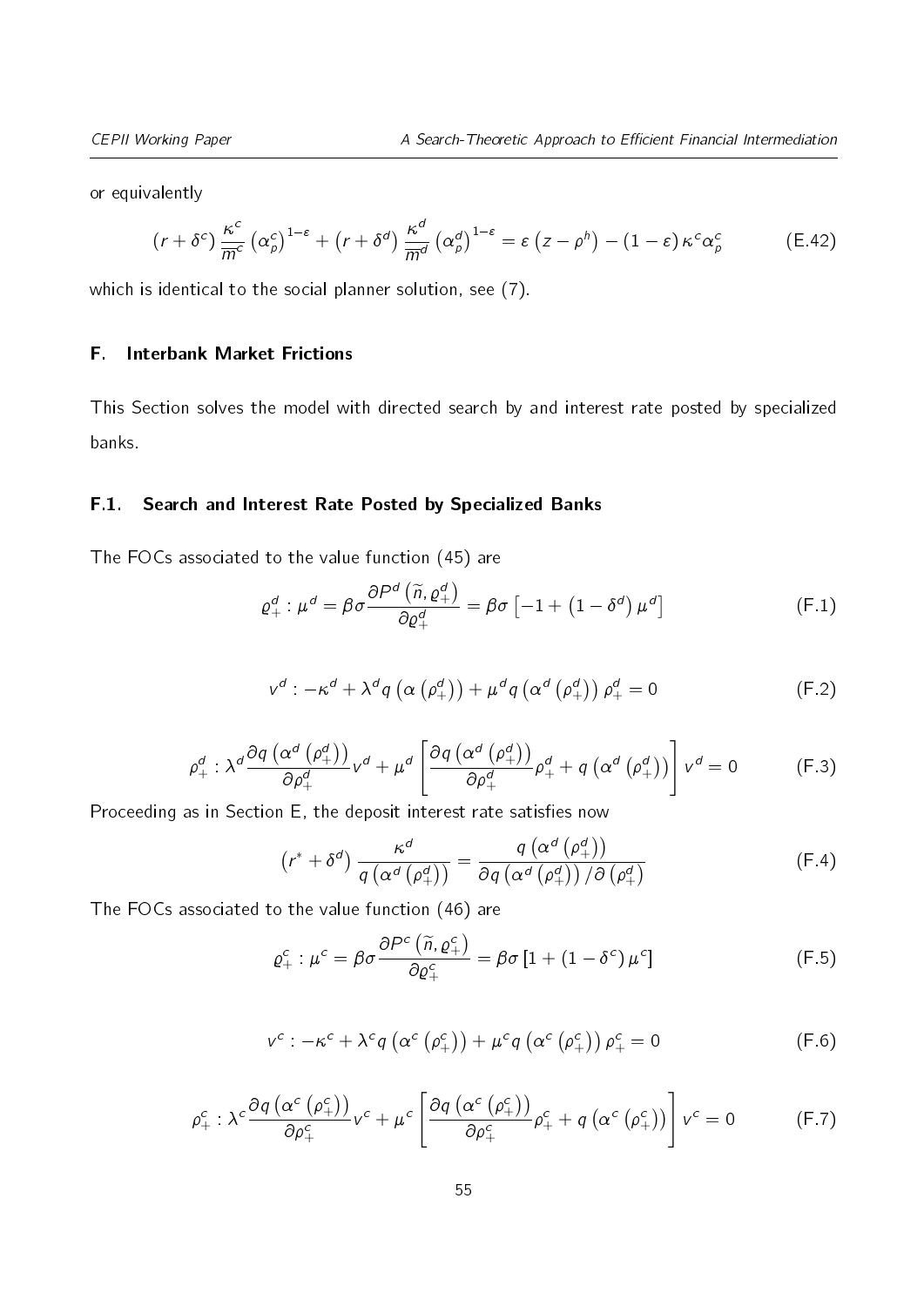or equivalently

$$\left(r+\delta^{c}\right)\frac{\kappa^{c}}{\overline{m}^{c}}\left(\alpha_{p}^{c}\right)^{1-\varepsilon}+\left(r+\delta^{d}\right)\frac{\kappa^{d}}{\overline{m}^{d}}\left(\alpha_{p}^{d}\right)^{1-\varepsilon}=\varepsilon\left(z-\rho^{h}\right)-\left(1-\varepsilon\right)\kappa^{c}\alpha_{p}^{c} \tag{E.42}$$

which is identical to the social planner solution, see (7).

## F. Interbank Market Frictions

This Section solves the model with directed search by and interest rate posted by specialized banks.

### F.1. Search and Interest Rate Posted by Specialized Banks

The FOCs associated to the value function (45) are

$$\varrho_{+}^{d}:\mu^{d}=\beta\sigma\frac{\partial P^{d}\left(\widetilde{n},\varrho_{+}^{d}\right)}{\partial\varrho_{+}^{d}}=\beta\sigma\left[-1+\left(1-\delta^{d}\right)\mu^{d}\right] \tag{F.1}$$

$$v^{d}:-\kappa^{d}+\lambda^{d}q\left(\alpha\left(\rho_{+}^{d}\right)\right)+\mu^{d}q\left(\alpha^{d}\left(\rho_{+}^{d}\right)\right)\rho_{+}^{d}=0 \tag{F.2}$$

$$\rho_{+}^{d}:\lambda^{d}\frac{\partial q\left(\alpha^{d}\left(\rho_{+}^{d}\right)\right)}{\partial\rho_{+}^{d}}v^{d}+\mu^{d}\left[\frac{\partial q\left(\alpha^{d}\left(\rho_{+}^{d}\right)\right)}{\partial\rho_{+}^{d}}\rho_{+}^{d}+q\left(\alpha^{d}\left(\rho_{+}^{d}\right)\right)\right]v^{d}=0 \tag{F.3}$$

Proceeding as in Section E, the deposit interest rate satisfies now

$$\left(r^{*}+\delta^{d}\right)\frac{\kappa^{d}}{q\left(\alpha^{d}\left(\rho_{+}^{d}\right)\right)}=\frac{q\left(\alpha^{d}\left(\rho_{+}^{d}\right)\right)}{\partial q\left(\alpha^{d}\left(\rho_{+}^{d}\right)\right)/\partial\left(\rho_{+}^{d}\right)} \tag{F.4}$$

The FOCs associated to the value function (46) are

$$\varrho_{+}^{c}:\mu^{c}=\beta\sigma\frac{\partial P^{c}\left(\widetilde{n},\varrho_{+}^{c}\right)}{\partial\varrho_{+}^{c}}=\beta\sigma\left[1+\left(1-\delta^{c}\right)\mu^{c}\right] \tag{F.5}$$

$$v^{c}:-\kappa^{c}+\lambda^{c}q\left(\alpha^{c}\left(\rho_{+}^{c}\right)\right)+\mu^{c}q\left(\alpha^{c}\left(\rho_{+}^{c}\right)\right)\rho_{+}^{c}=0 \tag{F.6}$$

$$\rho_{+}^{c}:\lambda^{c}\frac{\partial q\left(\alpha^{c}\left(\rho_{+}^{c}\right)\right)}{\partial\rho_{+}^{c}}v^{c}+\mu^{c}\left[\frac{\partial q\left(\alpha^{c}\left(\rho_{+}^{c}\right)\right)}{\partial\rho_{+}^{c}}\rho_{+}^{c}+q\left(\alpha^{c}\left(\rho_{+}^{c}\right)\right)\right]v^{c}=0 \tag{F.7}$$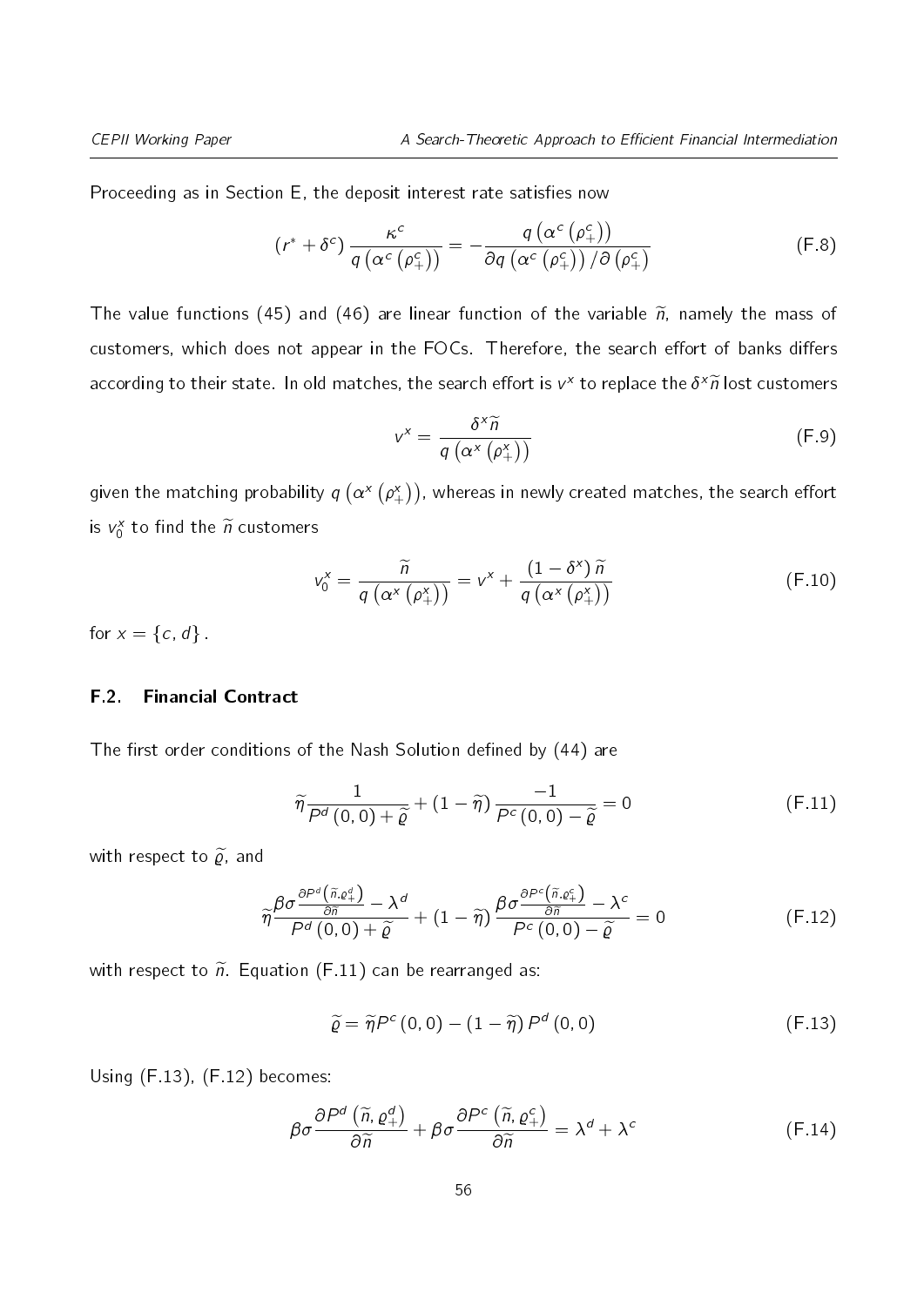Proceeding as in Section E, the deposit interest rate satisfies now

$$(r^* + \delta^c) \frac{\kappa^c}{q\left(\alpha^c\left(\rho_+^c\right)\right)} = -\frac{q\left(\alpha^c\left(\rho_+^c\right)\right)}{\partial q\left(\alpha^c\left(\rho_+^c\right)\right)/\partial\left(\rho_+^c\right)} \tag{F.8}$$

The value functions (45) and (46) are linear function of the variable $\widetilde{n}$, namely the mass of customers, which does not appear in the FOCs. Therefore, the search effort of banks differs according to their state. In old matches, the search effort is $v^x$ to replace the $\delta^x \widetilde{n}$ lost customers

$$v^x = \frac{\delta^x \widetilde{n}}{q\left(\alpha^x\left(\rho_+^x\right)\right)} \tag{F.9}$$

given the matching probability $q\left(\alpha^x\left(\rho_+^x\right)\right)$, whereas in newly created matches, the search effort is $v_0^x$ to find the $\widetilde{n}$ customers

$$v_0^x = \frac{\widetilde{n}}{q\left(\alpha^x\left(\rho_+^x\right)\right)} = v^x + \frac{\left(1-\delta^x\right)\widetilde{n}}{q\left(\alpha^x\left(\rho_+^x\right)\right)} \tag{F.10}$$

for $x = \{c, d\}$.

## F.2. Financial Contract

The first order conditions of the Nash Solution defined by (44) are

$$\widetilde{\eta}\frac{1}{P^d\left(0,0\right)+\widetilde{\varrho}} + \left(1-\widetilde{\eta}\right)\frac{-1}{P^c\left(0,0\right)-\widetilde{\varrho}} = 0 \tag{F.11}$$

with respect to $\widetilde{\varrho}$, and

$$\widetilde{\eta}\frac{\beta\sigma\frac{\partial P^d\left(\widetilde{n},\varrho_+^d\right)}{\partial \widetilde{n}} - \lambda^d}{P^d\left(0,0\right)+\widetilde{\varrho}} + \left(1-\widetilde{\eta}\right)\frac{\beta\sigma\frac{\partial P^c\left(\widetilde{n},\varrho_+^c\right)}{\partial \widetilde{n}} - \lambda^c}{P^c\left(0,0\right)-\widetilde{\varrho}} = 0 \tag{F.12}$$

with respect to $\widetilde{n}$. Equation (F.11) can be rearranged as:

$$\widetilde{\varrho} = \widetilde{\eta}P^c\left(0,0\right) - \left(1-\widetilde{\eta}\right)P^d\left(0,0\right) \tag{F.13}$$

Using (F.13), (F.12) becomes:

$$\beta\sigma\frac{\partial P^d\left(\widetilde{n},\varrho_+^d\right)}{\partial \widetilde{n}} + \beta\sigma\frac{\partial P^c\left(\widetilde{n},\varrho_+^c\right)}{\partial \widetilde{n}} = \lambda^d + \lambda^c \tag{F.14}$$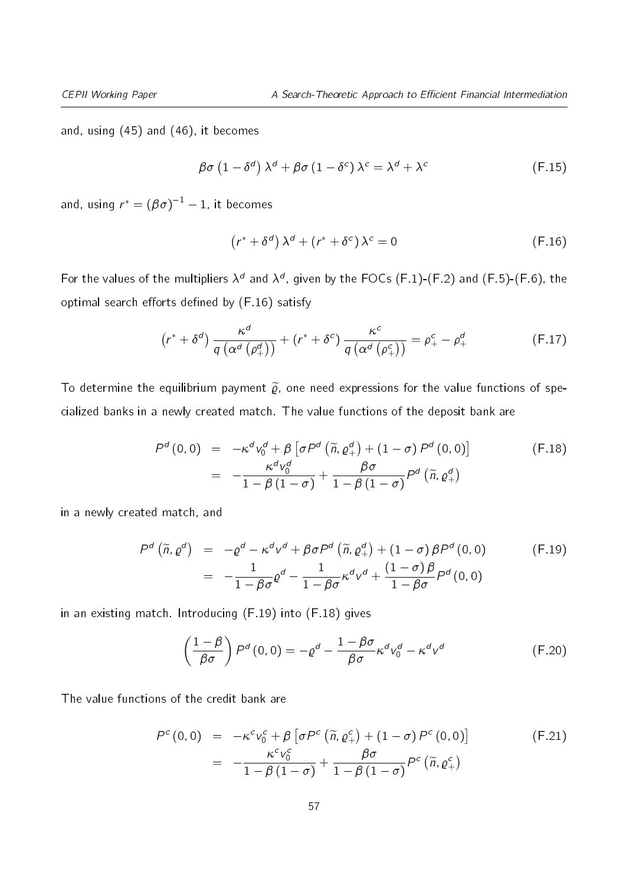and, using (45) and (46), it becomes

$$\beta\sigma\left(1-\delta^{d}\right)\lambda^{d}+\beta\sigma\left(1-\delta^{c}\right)\lambda^{c}=\lambda^{d}+\lambda^{c} \tag{F.15}$$

and, using $r^{*}=(\beta\sigma)^{-1}-1$, it becomes

$$\left(r^{*}+\delta^{d}\right)\lambda^{d}+\left(r^{*}+\delta^{c}\right)\lambda^{c}=0 \tag{F.16}$$

For the values of the multipliers $\lambda^{d}$ and $\lambda^{d}$, given by the FOCs (F.1)-(F.2) and (F.5)-(F.6), the optimal search efforts defined by (F.16) satisfy

$$\left(r^{*}+\delta^{d}\right)\frac{\kappa^{d}}{q\left(\alpha^{d}\left(\varrho_{+}^{d}\right)\right)}+\left(r^{*}+\delta^{c}\right)\frac{\kappa^{c}}{q\left(\alpha^{d}\left(\varrho_{+}^{c}\right)\right)}=\varrho_{+}^{c}-\varrho_{+}^{d} \tag{F.17}$$

To determine the equilibrium payment $\widetilde{\varrho}$, one need expressions for the value functions of specialized banks in a newly created match. The value functions of the deposit bank are

$$\begin{aligned}P^{d}\left(0,0\right) &= -\kappa^{d}v_{0}^{d}+\beta\left[\sigma P^{d}\left(\widetilde{n},\varrho_{+}^{d}\right)+\left(1-\sigma\right)P^{d}\left(0,0\right)\right] \\ &= -\frac{\kappa^{d}v_{0}^{d}}{1-\beta\left(1-\sigma\right)}+\frac{\beta\sigma}{1-\beta\left(1-\sigma\right)}P^{d}\left(\widetilde{n},\varrho_{+}^{d}\right)\end{aligned} \tag{F.18}$$

in a newly created match, and

$$\begin{aligned}P^{d}\left(\widetilde{n},\varrho^{d}\right) &= -\varrho^{d}-\kappa^{d}v^{d}+\beta\sigma P^{d}\left(\widetilde{n},\varrho_{+}^{d}\right)+\left(1-\sigma\right)\beta P^{d}\left(0,0\right) \\ &= -\frac{1}{1-\beta\sigma}\varrho^{d}-\frac{1}{1-\beta\sigma}\kappa^{d}v^{d}+\frac{\left(1-\sigma\right)\beta}{1-\beta\sigma}P^{d}\left(0,0\right)\end{aligned} \tag{F.19}$$

in an existing match. Introducing (F.19) into (F.18) gives

$$\left(\frac{1-\beta}{\beta\sigma}\right)P^{d}\left(0,0\right)=-\varrho^{d}-\frac{1-\beta\sigma}{\beta\sigma}\kappa^{d}v_{0}^{d}-\kappa^{d}v^{d} \tag{F.20}$$

The value functions of the credit bank are

$$\begin{aligned}P^{c}\left(0,0\right) &= -\kappa^{c}v_{0}^{c}+\beta\left[\sigma P^{c}\left(\widetilde{n},\varrho_{+}^{c}\right)+\left(1-\sigma\right)P^{c}\left(0,0\right)\right] \\ &= -\frac{\kappa^{c}v_{0}^{c}}{1-\beta\left(1-\sigma\right)}+\frac{\beta\sigma}{1-\beta\left(1-\sigma\right)}P^{c}\left(\widetilde{n},\varrho_{+}^{c}\right)\end{aligned} \tag{F.21}$$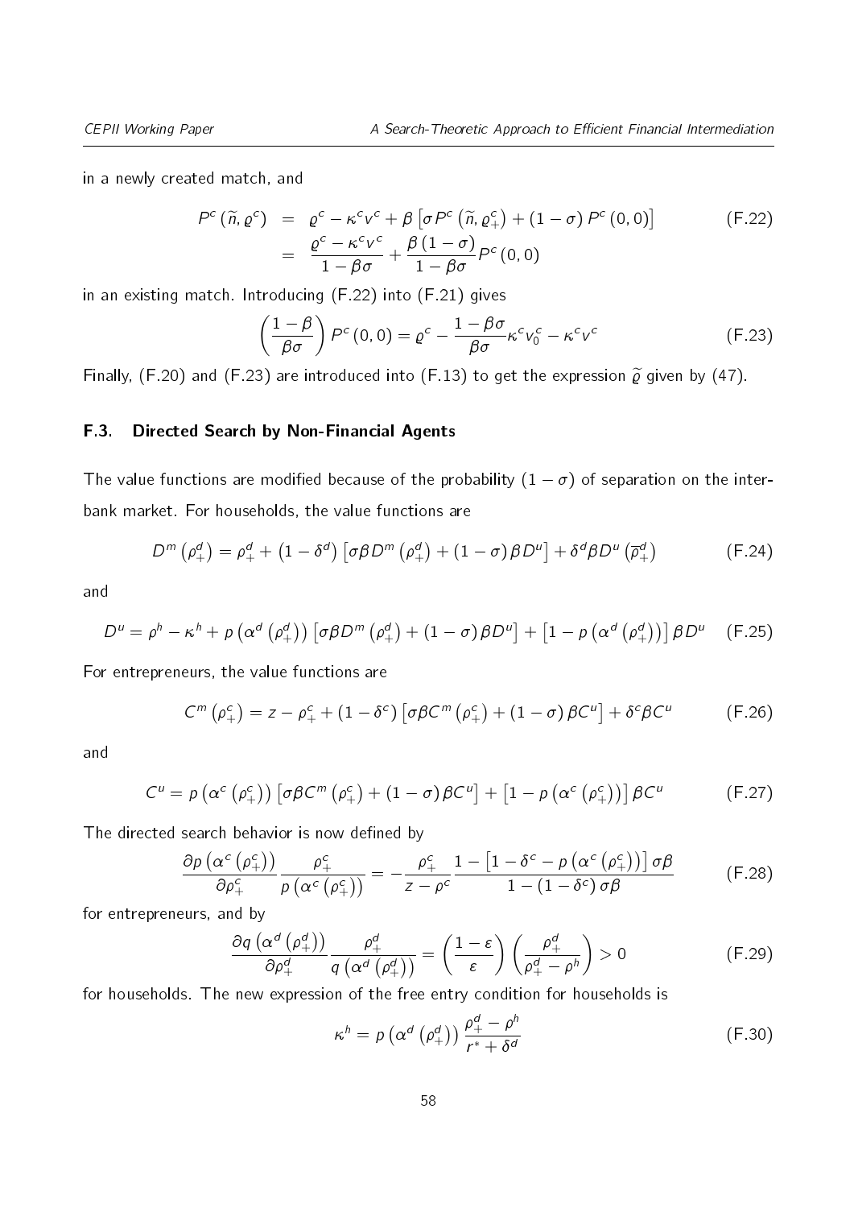in a newly created match, and

$$
\begin{aligned}
P^c(\widetilde{n}, \varrho^c) &= \varrho^c - \kappa^c v^c + \beta \left[\sigma P^c\left(\widetilde{n}, \varrho_+^c\right) + (1-\sigma) P^c(0,0)\right] \\
&= \frac{\varrho^c - \kappa^c v^c}{1-\beta\sigma} + \frac{\beta(1-\sigma)}{1-\beta\sigma} P^c(0,0)
\end{aligned}
\tag{F.22}
$$

in an existing match. Introducing (F.22) into (F.21) gives

$$
\left(\frac{1-\beta}{\beta\sigma}\right) P^c(0,0) = \varrho^c - \frac{1-\beta\sigma}{\beta\sigma}\kappa^c v_0^c - \kappa^c v^c \tag{F.23}
$$

Finally, (F.20) and (F.23) are introduced into (F.13) to get the expression $\widetilde{\varrho}$ given by (47).

### F.3. Directed Search by Non-Financial Agents

The value functions are modified because of the probability $(1-\sigma)$ of separation on the inter-bank market. For households, the value functions are

$$
D^m\left(\rho_+^d\right) = \rho_+^d + \left(1-\delta^d\right)\left[\sigma\beta D^m\left(\rho_+^d\right) + (1-\sigma)\beta D^u\right] + \delta^d \beta D^u\left(\overline{\rho}_+^d\right) \tag{F.24}
$$

and

$$
D^u = \rho^h - \kappa^h + p\left(\alpha^d\left(\rho_+^d\right)\right)\left[\sigma\beta D^m\left(\rho_+^d\right) + (1-\sigma)\beta D^u\right] + \left[1 - p\left(\alpha^d\left(\rho_+^d\right)\right)\right]\beta D^u \tag{F.25}
$$

For entrepreneurs, the value functions are

$$
C^m\left(\rho_+^c\right) = z - \rho_+^c + \left(1-\delta^c\right)\left[\sigma\beta C^m\left(\rho_+^c\right) + (1-\sigma)\beta C^u\right] + \delta^c \beta C^u \tag{F.26}
$$

and

$$
C^u = p\left(\alpha^c\left(\rho_+^c\right)\right)\left[\sigma\beta C^m\left(\rho_+^c\right) + (1-\sigma)\beta C^u\right] + \left[1 - p\left(\alpha^c\left(\rho_+^c\right)\right)\right]\beta C^u \tag{F.27}
$$

The directed search behavior is now defined by

$$
\frac{\partial p\left(\alpha^c\left(\rho_+^c\right)\right)}{\partial \rho_+^c}\frac{\rho_+^c}{p\left(\alpha^c\left(\rho_+^c\right)\right)} = -\frac{\rho_+^c}{z-\rho^c}\frac{1-\left[1-\delta^c - p\left(\alpha^c\left(\rho_+^c\right)\right)\right]\sigma\beta}{1-\left(1-\delta^c\right)\sigma\beta} \tag{F.28}
$$

for entrepreneurs, and by

$$
\frac{\partial q\left(\alpha^d\left(\rho_+^d\right)\right)}{\partial \rho_+^d}\frac{\rho_+^d}{q\left(\alpha^d\left(\rho_+^d\right)\right)} = \left(\frac{1-\varepsilon}{\varepsilon}\right)\left(\frac{\rho_+^d}{\rho_+^d - \rho^h}\right) > 0 \tag{F.29}
$$

for households. The new expression of the free entry condition for households is

$$
\kappa^h = p\left(\alpha^d\left(\rho_+^d\right)\right)\frac{\rho_+^d - \rho^h}{r^* + \delta^d} \tag{F.30}
$$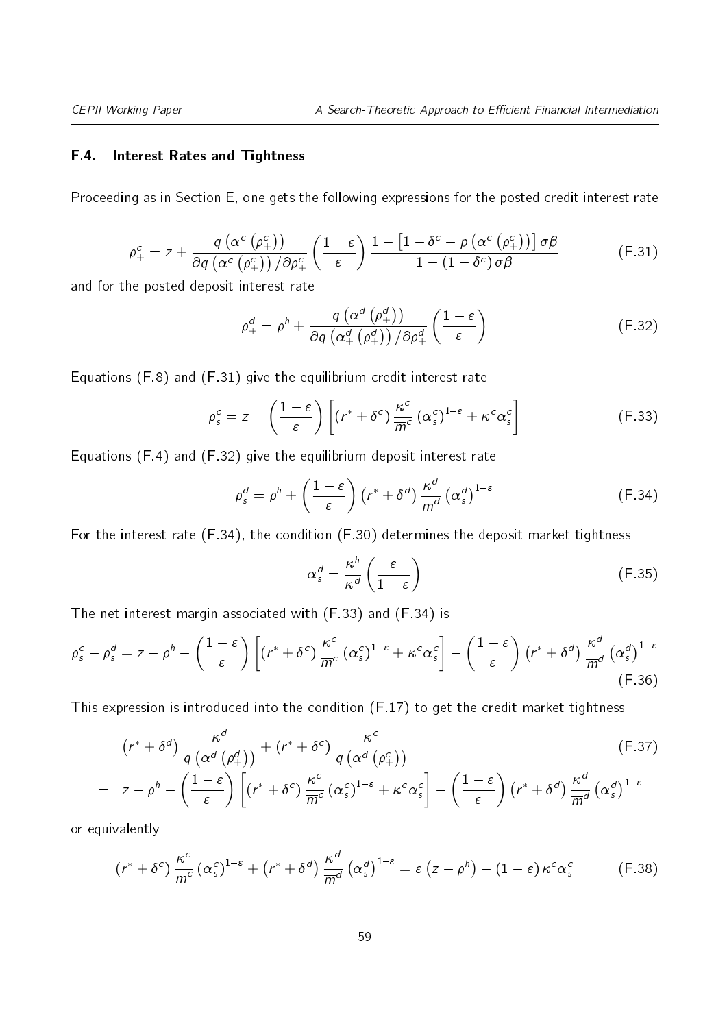### F.4. Interest Rates and Tightness

Proceeding as in Section E, one gets the following expressions for the posted credit interest rate

$$\rho_+^c = z + \frac{q\left(\alpha^c\left(\rho_+^c\right)\right)}{\partial q\left(\alpha^c\left(\rho_+^c\right)\right)/\partial \rho_+^c}\left(\frac{1-\varepsilon}{\varepsilon}\right)\frac{1-\left[1-\delta^c-p\left(\alpha^c\left(\rho_+^c\right)\right)\right]\sigma\beta}{1-\left(1-\delta^c\right)\sigma\beta} \tag{F.31}$$

and for the posted deposit interest rate

$$\rho_+^d = \rho^h + \frac{q\left(\alpha^d\left(\rho_+^d\right)\right)}{\partial q\left(\alpha_+^d\left(\rho_+^d\right)\right)/\partial \rho_+^d}\left(\frac{1-\varepsilon}{\varepsilon}\right) \tag{F.32}$$

Equations (F.8) and (F.31) give the equilibrium credit interest rate

$$\rho_s^c = z - \left(\frac{1-\varepsilon}{\varepsilon}\right)\left[\left(r^*+\delta^c\right)\frac{\kappa^c}{\overline{m}^c}\left(\alpha_s^c\right)^{1-\varepsilon} + \kappa^c\alpha_s^c\right] \tag{F.33}$$

Equations (F.4) and (F.32) give the equilibrium deposit interest rate

$$\rho_s^d = \rho^h + \left(\frac{1-\varepsilon}{\varepsilon}\right)\left(r^*+\delta^d\right)\frac{\kappa^d}{\overline{m}^d}\left(\alpha_s^d\right)^{1-\varepsilon} \tag{F.34}$$

For the interest rate (F.34), the condition (F.30) determines the deposit market tightness

$$\alpha_s^d = \frac{\kappa^h}{\kappa^d}\left(\frac{\varepsilon}{1-\varepsilon}\right) \tag{F.35}$$

The net interest margin associated with (F.33) and (F.34) is

$$\rho_s^c - \rho_s^d = z - \rho^h - \left(\frac{1-\varepsilon}{\varepsilon}\right)\left[\left(r^*+\delta^c\right)\frac{\kappa^c}{\overline{m}^c}\left(\alpha_s^c\right)^{1-\varepsilon} + \kappa^c\alpha_s^c\right] - \left(\frac{1-\varepsilon}{\varepsilon}\right)\left(r^*+\delta^d\right)\frac{\kappa^d}{\overline{m}^d}\left(\alpha_s^d\right)^{1-\varepsilon} \tag{F.36}$$

This expression is introduced into the condition (F.17) to get the credit market tightness

$$\begin{aligned}
&\left(r^*+\delta^d\right)\frac{\kappa^d}{q\left(\alpha^d\left(\rho_+^d\right)\right)} + \left(r^*+\delta^c\right)\frac{\kappa^c}{q\left(\alpha^d\left(\rho_+^c\right)\right)} \\
= \quad & z - \rho^h - \left(\frac{1-\varepsilon}{\varepsilon}\right)\left[\left(r^*+\delta^c\right)\frac{\kappa^c}{\overline{m}^c}\left(\alpha_s^c\right)^{1-\varepsilon} + \kappa^c\alpha_s^c\right] - \left(\frac{1-\varepsilon}{\varepsilon}\right)\left(r^*+\delta^d\right)\frac{\kappa^d}{\overline{m}^d}\left(\alpha_s^d\right)^{1-\varepsilon}
\end{aligned} \tag{F.37}$$

or equivalently

$$\left(r^*+\delta^c\right)\frac{\kappa^c}{\overline{m}^c}\left(\alpha_s^c\right)^{1-\varepsilon} + \left(r^*+\delta^d\right)\frac{\kappa^d}{\overline{m}^d}\left(\alpha_s^d\right)^{1-\varepsilon} = \varepsilon\left(z-\rho^h\right) - \left(1-\varepsilon\right)\kappa^c\alpha_s^c \tag{F.38}$$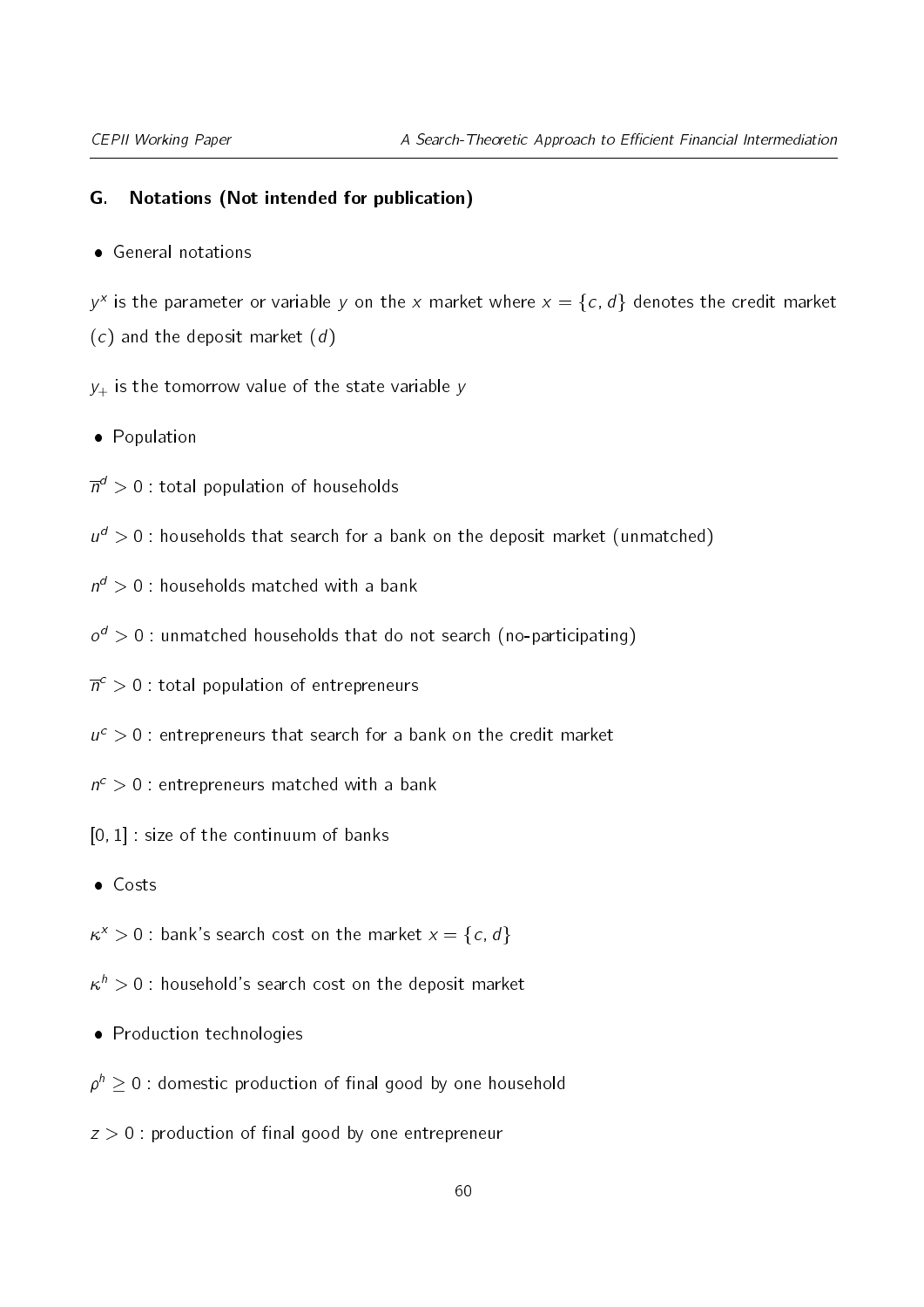## G. Notations (Not intended for publication)

- General notations

$y^x$ is the parameter or variable $y$ on the $x$ market where $x = \{c, d\}$ denotes the credit market ($c$) and the deposit market ($d$)

$y_+$ is the tomorrow value of the state variable $y$

- Population

$\overline{n}^d > 0$ : total population of households

$u^d > 0$ : households that search for a bank on the deposit market (unmatched)

$n^d > 0$ : households matched with a bank

$o^d > 0$ : unmatched households that do not search (no-participating)

$\overline{n}^c > 0$ : total population of entrepreneurs

$u^c > 0$ : entrepreneurs that search for a bank on the credit market

$n^c > 0$ : entrepreneurs matched with a bank

$[0, 1]$ : size of the continuum of banks

- Costs

$\kappa^x > 0$ : bank's search cost on the market $x = \{c, d\}$

$\kappa^h > 0$ : household's search cost on the deposit market

- Production technologies

$\rho^h \geq 0$ : domestic production of final good by one household

$z > 0$ : production of final good by one entrepreneur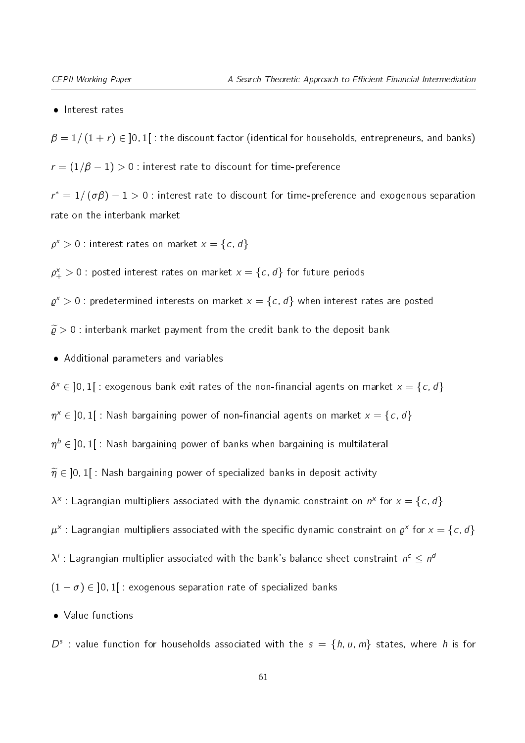- Interest rates

$\beta = 1/(1+r) \in ]0,1[$ : the discount factor (identical for households, entrepreneurs, and banks)

$r = (1/\beta - 1) > 0$ : interest rate to discount for time-preference

$r^* = 1/(\sigma\beta) - 1 > 0$ : interest rate to discount for time-preference and exogenous separation rate on the interbank market

$\rho^x > 0$ : interest rates on market $x = \{c, d\}$

$\rho^x_+ > 0$ : posted interest rates on market $x = \{c, d\}$ for future periods

$\varrho^x > 0$ : predetermined interests on market $x = \{c, d\}$ when interest rates are posted

$\widetilde{\varrho} > 0$ : interbank market payment from the credit bank to the deposit bank

- Additional parameters and variables

$\delta^x \in ]0,1[$ : exogenous bank exit rates of the non-financial agents on market $x = \{c, d\}$

$\eta^x \in ]0,1[$ : Nash bargaining power of non-financial agents on market $x = \{c, d\}$

$\eta^b \in ]0,1[$ : Nash bargaining power of banks when bargaining is multilateral

$\widetilde{\eta} \in ]0,1[$ : Nash bargaining power of specialized banks in deposit activity

$\lambda^x$ : Lagrangian multipliers associated with the dynamic constraint on $n^x$ for $x = \{c, d\}$

$\mu^x$ : Lagrangian multipliers associated with the specific dynamic constraint on $\varrho^x$ for $x = \{c, d\}$

$\lambda^i$ : Lagrangian multiplier associated with the bank's balance sheet constraint $n^c \leq n^d$

$(1-\sigma) \in ]0,1[$ : exogenous separation rate of specialized banks

- Value functions

$D^s$ : value function for households associated with the $s = \{h, u, m\}$ states, where $h$ is for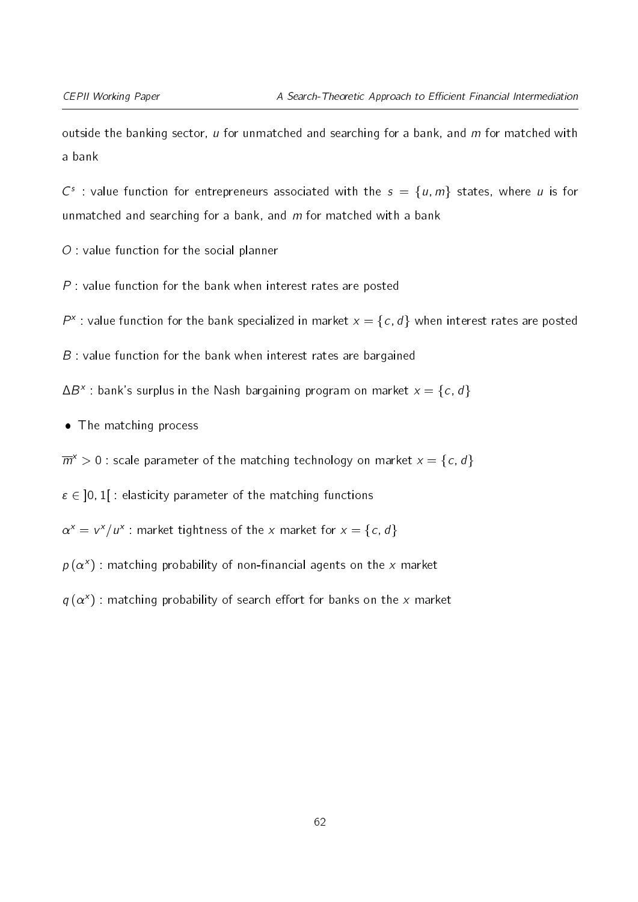outside the banking sector, $u$ for unmatched and searching for a bank, and $m$ for matched with a bank

$C^s$ : value function for entrepreneurs associated with the $s = \{u, m\}$ states, where $u$ is for unmatched and searching for a bank, and $m$ for matched with a bank

$O$ : value function for the social planner

$P$ : value function for the bank when interest rates are posted

$P^x$ : value function for the bank specialized in market $x = \{c, d\}$ when interest rates are posted

$B$ : value function for the bank when interest rates are bargained

$\Delta B^x$ : bank's surplus in the Nash bargaining program on market $x = \{c, d\}$

- The matching process

$\overline{m}^x > 0$ : scale parameter of the matching technology on market $x = \{c, d\}$

$\varepsilon \in ]0, 1[$ : elasticity parameter of the matching functions

$\alpha^x = v^x/u^x$ : market tightness of the $x$ market for $x = \{c, d\}$

$p(\alpha^x)$ : matching probability of non-financial agents on the $x$ market

$q(\alpha^x)$ : matching probability of search effort for banks on the $x$ market